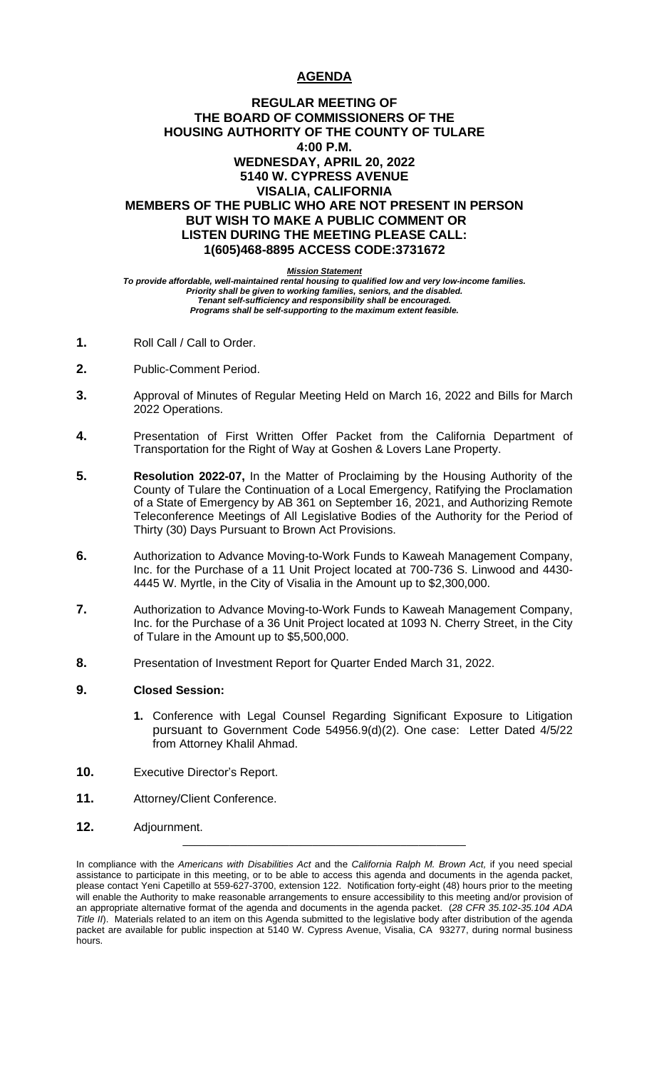# AGENDA

## REGULAR MEETING OF THE BOARD OF COMMISSIONERS OF THE HOUSING AUTHORITY OF THE COUNTY OF TULARE 4:00 P.M. WEDNESDAY, APRIL 20, 2022 5140 W. CYPRESS AVENUE VISALIA, CALIFORNIA MEMBERS OF THE PUBLIC WHO ARE NOT PRESENT IN PERSON BUT WISH TO MAKE A PUBLIC COMMENT OR LISTEN DURING THE MEETING PLEASE CALL: 1(605)468-8895 ACCESS CODE:3731672

***Mission Statement***

***To provide affordable, well-maintained rental housing to qualified low and very low-income families. Priority shall be given to working families, seniors, and the disabled. Tenant self-sufficiency and responsibility shall be encouraged. Programs shall be self-supporting to the maximum extent feasible.***

**1.** Roll Call / Call to Order.

**2.** Public-Comment Period.

**3.** Approval of Minutes of Regular Meeting Held on March 16, 2022 and Bills for March 2022 Operations.

**4.** Presentation of First Written Offer Packet from the California Department of Transportation for the Right of Way at Goshen & Lovers Lane Property.

**5.** **Resolution 2022-07,** In the Matter of Proclaiming by the Housing Authority of the County of Tulare the Continuation of a Local Emergency, Ratifying the Proclamation of a State of Emergency by AB 361 on September 16, 2021, and Authorizing Remote Teleconference Meetings of All Legislative Bodies of the Authority for the Period of Thirty (30) Days Pursuant to Brown Act Provisions.

**6.** Authorization to Advance Moving-to-Work Funds to Kaweah Management Company, Inc. for the Purchase of a 11 Unit Project located at 700-736 S. Linwood and 4430-4445 W. Myrtle, in the City of Visalia in the Amount up to $2,300,000.

**7.** Authorization to Advance Moving-to-Work Funds to Kaweah Management Company, Inc. for the Purchase of a 36 Unit Project located at 1093 N. Cherry Street, in the City of Tulare in the Amount up to $5,500,000.

**8.** Presentation of Investment Report for Quarter Ended March 31, 2022.

**9.** **Closed Session:**

   **1.** Conference with Legal Counsel Regarding Significant Exposure to Litigation pursuant to Government Code 54956.9(d)(2). One case: Letter Dated 4/5/22 from Attorney Khalil Ahmad.

**10.** Executive Director's Report.

**11.** Attorney/Client Conference.

**12.** Adjournment.

---

In compliance with the *Americans with Disabilities Act* and the *California Ralph M. Brown Act,* if you need special assistance to participate in this meeting, or to be able to access this agenda and documents in the agenda packet, please contact Yeni Capetillo at 559-627-3700, extension 122. Notification forty-eight (48) hours prior to the meeting will enable the Authority to make reasonable arrangements to ensure accessibility to this meeting and/or provision of an appropriate alternative format of the agenda and documents in the agenda packet. (*28 CFR 35.102-35.104 ADA Title II*). Materials related to an item on this Agenda submitted to the legislative body after distribution of the agenda packet are available for public inspection at 5140 W. Cypress Avenue, Visalia, CA 93277, during normal business hours.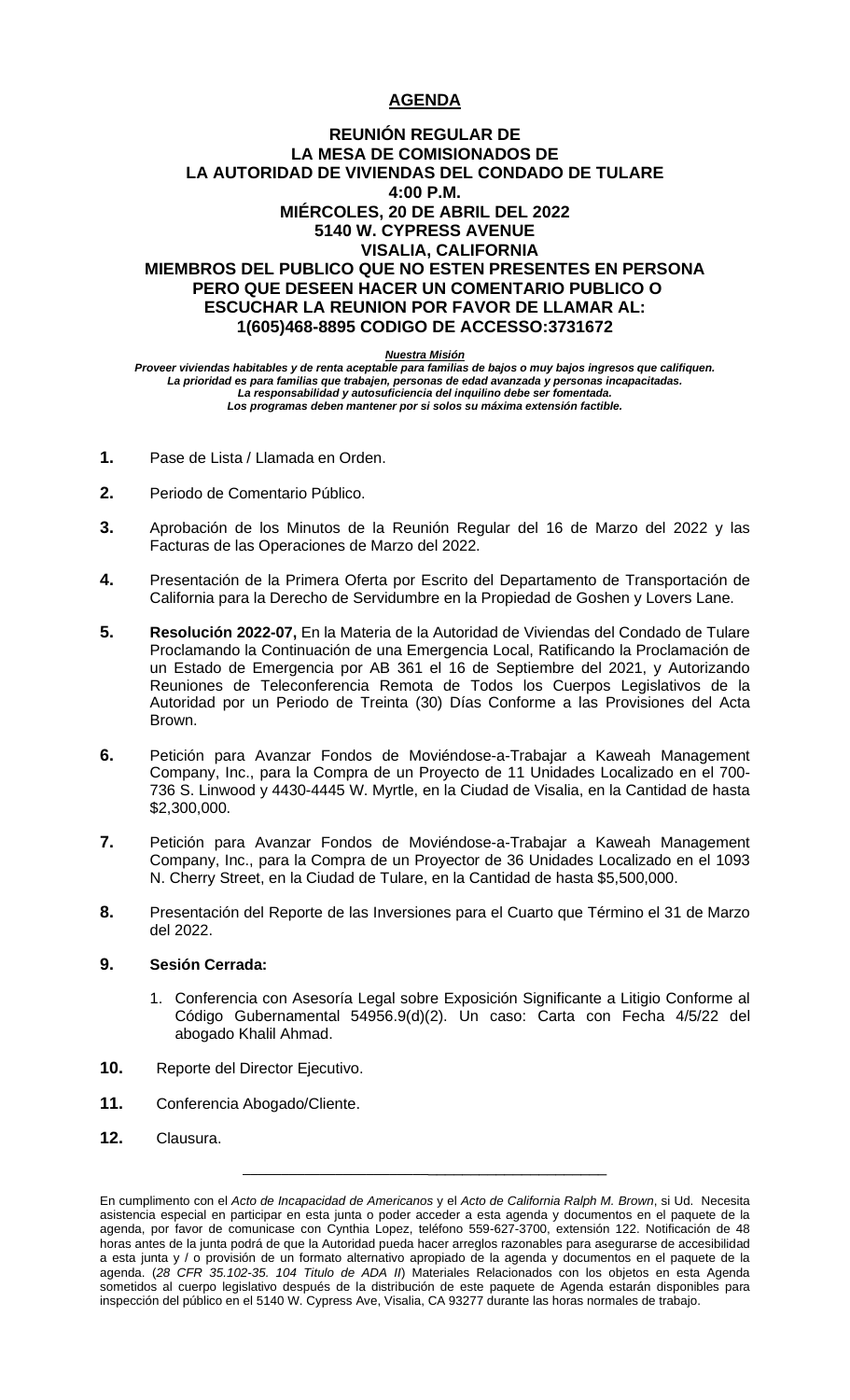# AGENDA

## REUNIÓN REGULAR DE LA MESA DE COMISIONADOS DE LA AUTORIDAD DE VIVIENDAS DEL CONDADO DE TULARE

**4:00 P.M.**
**MIÉRCOLES, 20 DE ABRIL DEL 2022**
**5140 W. CYPRESS AVENUE**
**VISALIA, CALIFORNIA**

**MIEMBROS DEL PUBLICO QUE NO ESTEN PRESENTES EN PERSONA PERO QUE DESEEN HACER UN COMENTARIO PUBLICO O ESCUCHAR LA REUNION POR FAVOR DE LLAMAR AL: 1(605)468-8895 CODIGO DE ACCESSO:3731672**

***Nuestra Misión***

***Proveer viviendas habitables y de renta aceptable para familias de bajos o muy bajos ingresos que califiquen. La prioridad es para familias que trabajen, personas de edad avanzada y personas incapacitadas. La responsabilidad y autosuficiencia del inquilino debe ser fomentada. Los programas deben mantener por si solos su máxima extensión factible.***

**1.** Pase de Lista / Llamada en Orden.

**2.** Periodo de Comentario Público.

**3.** Aprobación de los Minutos de la Reunión Regular del 16 de Marzo del 2022 y las Facturas de las Operaciones de Marzo del 2022.

**4.** Presentación de la Primera Oferta por Escrito del Departamento de Transportación de California para la Derecho de Servidumbre en la Propiedad de Goshen y Lovers Lane.

**5.** **Resolución 2022-07,** En la Materia de la Autoridad de Viviendas del Condado de Tulare Proclamando la Continuación de una Emergencia Local, Ratificando la Proclamación de un Estado de Emergencia por AB 361 el 16 de Septiembre del 2021, y Autorizando Reuniones de Teleconferencia Remota de Todos los Cuerpos Legislativos de la Autoridad por un Periodo de Treinta (30) Días Conforme a las Provisiones del Acta Brown.

**6.** Petición para Avanzar Fondos de Moviéndose-a-Trabajar a Kaweah Management Company, Inc., para la Compra de un Proyecto de 11 Unidades Localizado en el 700-736 S. Linwood y 4430-4445 W. Myrtle, en la Ciudad de Visalia, en la Cantidad de hasta $2,300,000.

**7.** Petición para Avanzar Fondos de Moviéndose-a-Trabajar a Kaweah Management Company, Inc., para la Compra de un Proyector de 36 Unidades Localizado en el 1093 N. Cherry Street, en la Ciudad de Tulare, en la Cantidad de hasta $5,500,000.

**8.** Presentación del Reporte de las Inversiones para el Cuarto que Término el 31 de Marzo del 2022.

**9.** **Sesión Cerrada:**

1. Conferencia con Asesoría Legal sobre Exposición Significante a Litigio Conforme al Código Gubernamental 54956.9(d)(2). Un caso: Carta con Fecha 4/5/22 del abogado Khalil Ahmad.

**10.** Reporte del Director Ejecutivo.

**11.** Conferencia Abogado/Cliente.

**12.** Clausura.

---

En cumplimento con el *Acto de Incapacidad de Americanos* y el *Acto de California Ralph M. Brown*, si Ud. Necesita asistencia especial en participar en esta junta o poder acceder a esta agenda y documentos en el paquete de la agenda, por favor de comunicase con Cynthia Lopez, teléfono 559-627-3700, extensión 122. Notificación de 48 horas antes de la junta podrá de que la Autoridad pueda hacer arreglos razonables para asegurarse de accesibilidad a esta junta y / o provisión de un formato alternativo apropiado de la agenda y documentos en el paquete de la agenda. (*28 CFR 35.102-35. 104 Titulo de ADA II*) Materiales Relacionados con los objetos en esta Agenda sometidos al cuerpo legislativo después de la distribución de este paquete de Agenda estarán disponibles para inspección del público en el 5140 W. Cypress Ave, Visalia, CA 93277 durante las horas normales de trabajo.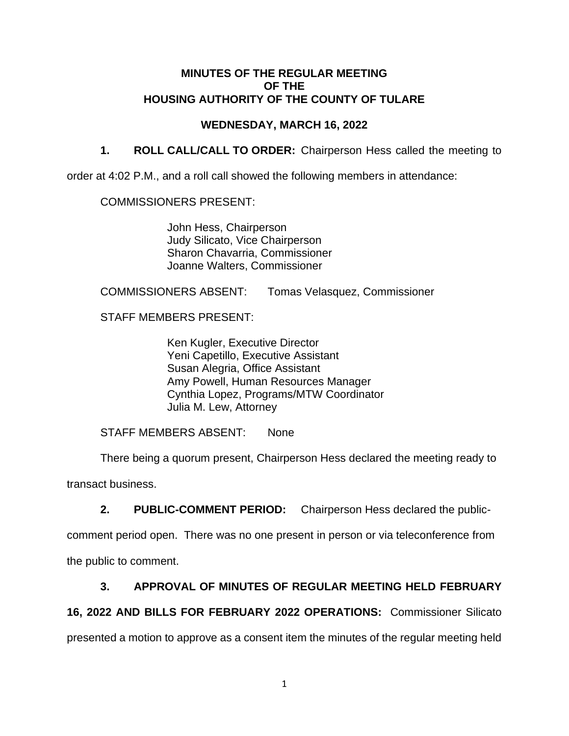**MINUTES OF THE REGULAR MEETING OF THE HOUSING AUTHORITY OF THE COUNTY OF TULARE**

**WEDNESDAY, MARCH 16, 2022**

**1. ROLL CALL/CALL TO ORDER:** Chairperson Hess called the meeting to order at 4:02 P.M., and a roll call showed the following members in attendance:

COMMISSIONERS PRESENT:

John Hess, Chairperson
Judy Silicato, Vice Chairperson
Sharon Chavarria, Commissioner
Joanne Walters, Commissioner

COMMISSIONERS ABSENT: Tomas Velasquez, Commissioner

STAFF MEMBERS PRESENT:

Ken Kugler, Executive Director
Yeni Capetillo, Executive Assistant
Susan Alegria, Office Assistant
Amy Powell, Human Resources Manager
Cynthia Lopez, Programs/MTW Coordinator
Julia M. Lew, Attorney

STAFF MEMBERS ABSENT: None

There being a quorum present, Chairperson Hess declared the meeting ready to transact business.

**2. PUBLIC-COMMENT PERIOD:** Chairperson Hess declared the public-comment period open. There was no one present in person or via teleconference from the public to comment.

**3. APPROVAL OF MINUTES OF REGULAR MEETING HELD FEBRUARY 16, 2022 AND BILLS FOR FEBRUARY 2022 OPERATIONS:** Commissioner Silicato presented a motion to approve as a consent item the minutes of the regular meeting held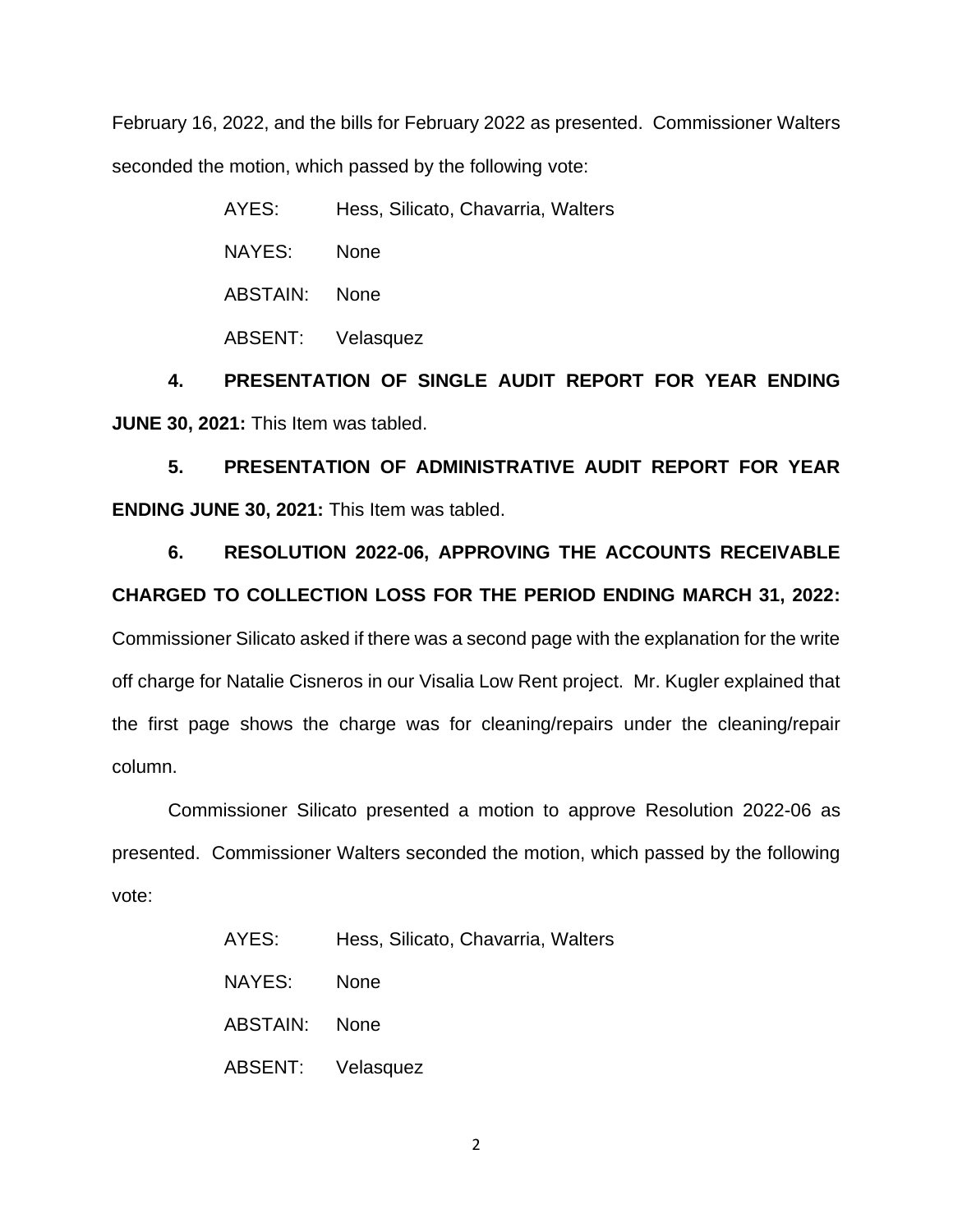February 16, 2022, and the bills for February 2022 as presented. Commissioner Walters seconded the motion, which passed by the following vote:

AYES: Hess, Silicato, Chavarria, Walters

NAYES: None

ABSTAIN: None

ABSENT: Velasquez

**4. PRESENTATION OF SINGLE AUDIT REPORT FOR YEAR ENDING JUNE 30, 2021:** This Item was tabled.

**5. PRESENTATION OF ADMINISTRATIVE AUDIT REPORT FOR YEAR ENDING JUNE 30, 2021:** This Item was tabled.

**6. RESOLUTION 2022-06, APPROVING THE ACCOUNTS RECEIVABLE CHARGED TO COLLECTION LOSS FOR THE PERIOD ENDING MARCH 31, 2022:** Commissioner Silicato asked if there was a second page with the explanation for the write off charge for Natalie Cisneros in our Visalia Low Rent project. Mr. Kugler explained that the first page shows the charge was for cleaning/repairs under the cleaning/repair column.

Commissioner Silicato presented a motion to approve Resolution 2022-06 as presented. Commissioner Walters seconded the motion, which passed by the following vote:

AYES: Hess, Silicato, Chavarria, Walters

NAYES: None

ABSTAIN: None

ABSENT: Velasquez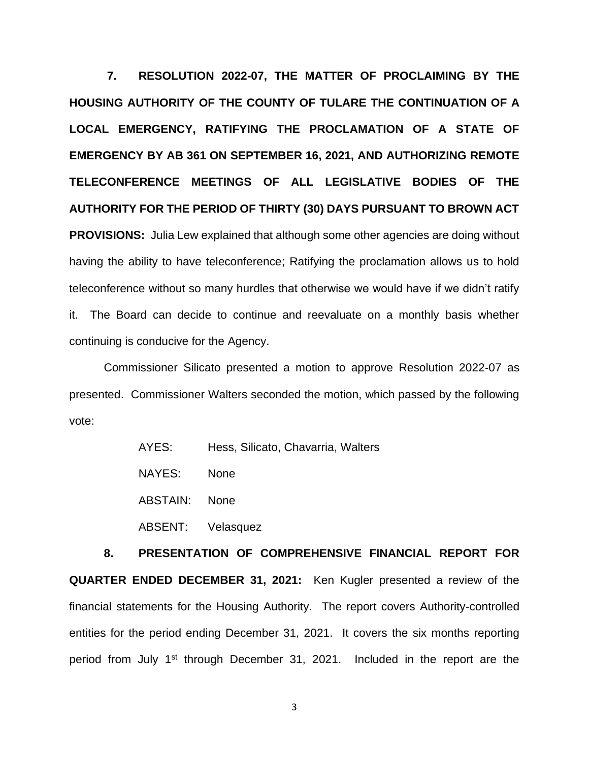**7. RESOLUTION 2022-07, THE MATTER OF PROCLAIMING BY THE HOUSING AUTHORITY OF THE COUNTY OF TULARE THE CONTINUATION OF A LOCAL EMERGENCY, RATIFYING THE PROCLAMATION OF A STATE OF EMERGENCY BY AB 361 ON SEPTEMBER 16, 2021, AND AUTHORIZING REMOTE TELECONFERENCE MEETINGS OF ALL LEGISLATIVE BODIES OF THE AUTHORITY FOR THE PERIOD OF THIRTY (30) DAYS PURSUANT TO BROWN ACT PROVISIONS:** Julia Lew explained that although some other agencies are doing without having the ability to have teleconference; Ratifying the proclamation allows us to hold teleconference without so many hurdles that otherwise we would have if we didn't ratify it. The Board can decide to continue and reevaluate on a monthly basis whether continuing is conducive for the Agency.

Commissioner Silicato presented a motion to approve Resolution 2022-07 as presented. Commissioner Walters seconded the motion, which passed by the following vote:

AYES: Hess, Silicato, Chavarria, Walters

NAYES: None

ABSTAIN: None

ABSENT: Velasquez

**8. PRESENTATION OF COMPREHENSIVE FINANCIAL REPORT FOR QUARTER ENDED DECEMBER 31, 2021:** Ken Kugler presented a review of the financial statements for the Housing Authority. The report covers Authority-controlled entities for the period ending December 31, 2021. It covers the six months reporting period from July 1st through December 31, 2021. Included in the report are the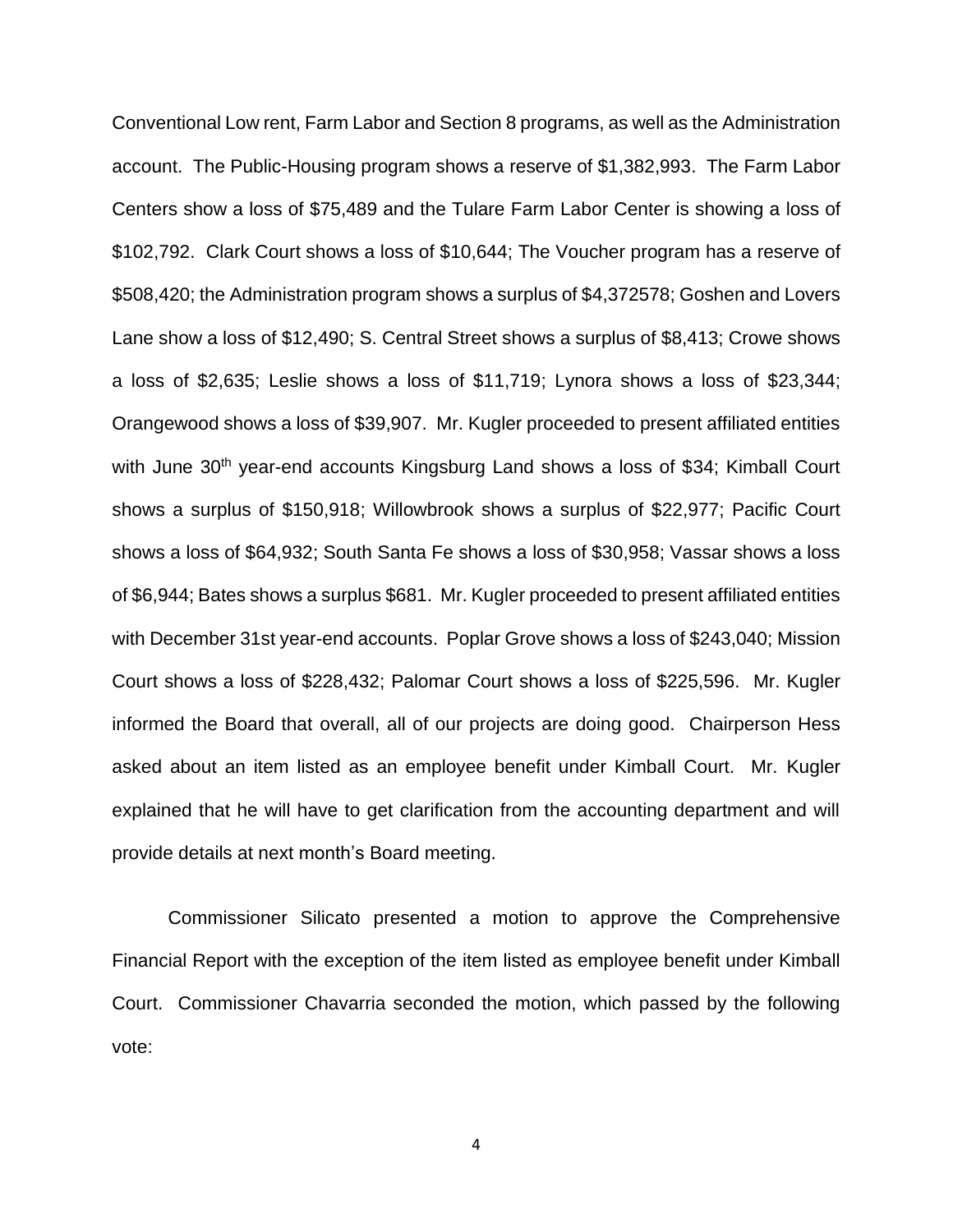Conventional Low rent, Farm Labor and Section 8 programs, as well as the Administration account. The Public-Housing program shows a reserve of $1,382,993. The Farm Labor Centers show a loss of $75,489 and the Tulare Farm Labor Center is showing a loss of $102,792. Clark Court shows a loss of $10,644; The Voucher program has a reserve of $508,420; the Administration program shows a surplus of $4,372578; Goshen and Lovers Lane show a loss of $12,490; S. Central Street shows a surplus of $8,413; Crowe shows a loss of $2,635; Leslie shows a loss of $11,719; Lynora shows a loss of $23,344; Orangewood shows a loss of $39,907. Mr. Kugler proceeded to present affiliated entities with June 30th year-end accounts Kingsburg Land shows a loss of $34; Kimball Court shows a surplus of $150,918; Willowbrook shows a surplus of $22,977; Pacific Court shows a loss of $64,932; South Santa Fe shows a loss of $30,958; Vassar shows a loss of $6,944; Bates shows a surplus $681. Mr. Kugler proceeded to present affiliated entities with December 31st year-end accounts. Poplar Grove shows a loss of $243,040; Mission Court shows a loss of $228,432; Palomar Court shows a loss of $225,596. Mr. Kugler informed the Board that overall, all of our projects are doing good. Chairperson Hess asked about an item listed as an employee benefit under Kimball Court. Mr. Kugler explained that he will have to get clarification from the accounting department and will provide details at next month's Board meeting.

Commissioner Silicato presented a motion to approve the Comprehensive Financial Report with the exception of the item listed as employee benefit under Kimball Court. Commissioner Chavarria seconded the motion, which passed by the following vote: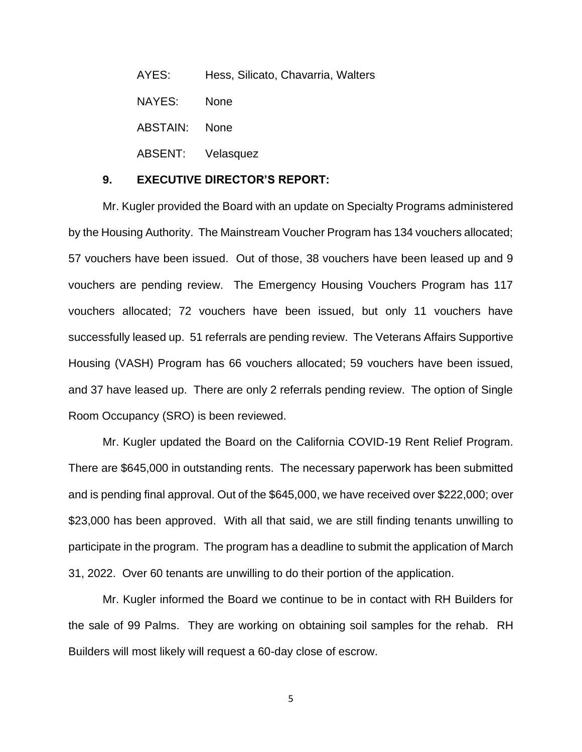AYES: Hess, Silicato, Chavarria, Walters

NAYES: None

ABSTAIN: None

ABSENT: Velasquez

**9. EXECUTIVE DIRECTOR'S REPORT:**

Mr. Kugler provided the Board with an update on Specialty Programs administered by the Housing Authority. The Mainstream Voucher Program has 134 vouchers allocated; 57 vouchers have been issued. Out of those, 38 vouchers have been leased up and 9 vouchers are pending review. The Emergency Housing Vouchers Program has 117 vouchers allocated; 72 vouchers have been issued, but only 11 vouchers have successfully leased up. 51 referrals are pending review. The Veterans Affairs Supportive Housing (VASH) Program has 66 vouchers allocated; 59 vouchers have been issued, and 37 have leased up. There are only 2 referrals pending review. The option of Single Room Occupancy (SRO) is been reviewed.

Mr. Kugler updated the Board on the California COVID-19 Rent Relief Program. There are $645,000 in outstanding rents. The necessary paperwork has been submitted and is pending final approval. Out of the $645,000, we have received over $222,000; over $23,000 has been approved. With all that said, we are still finding tenants unwilling to participate in the program. The program has a deadline to submit the application of March 31, 2022. Over 60 tenants are unwilling to do their portion of the application.

Mr. Kugler informed the Board we continue to be in contact with RH Builders for the sale of 99 Palms. They are working on obtaining soil samples for the rehab. RH Builders will most likely will request a 60-day close of escrow.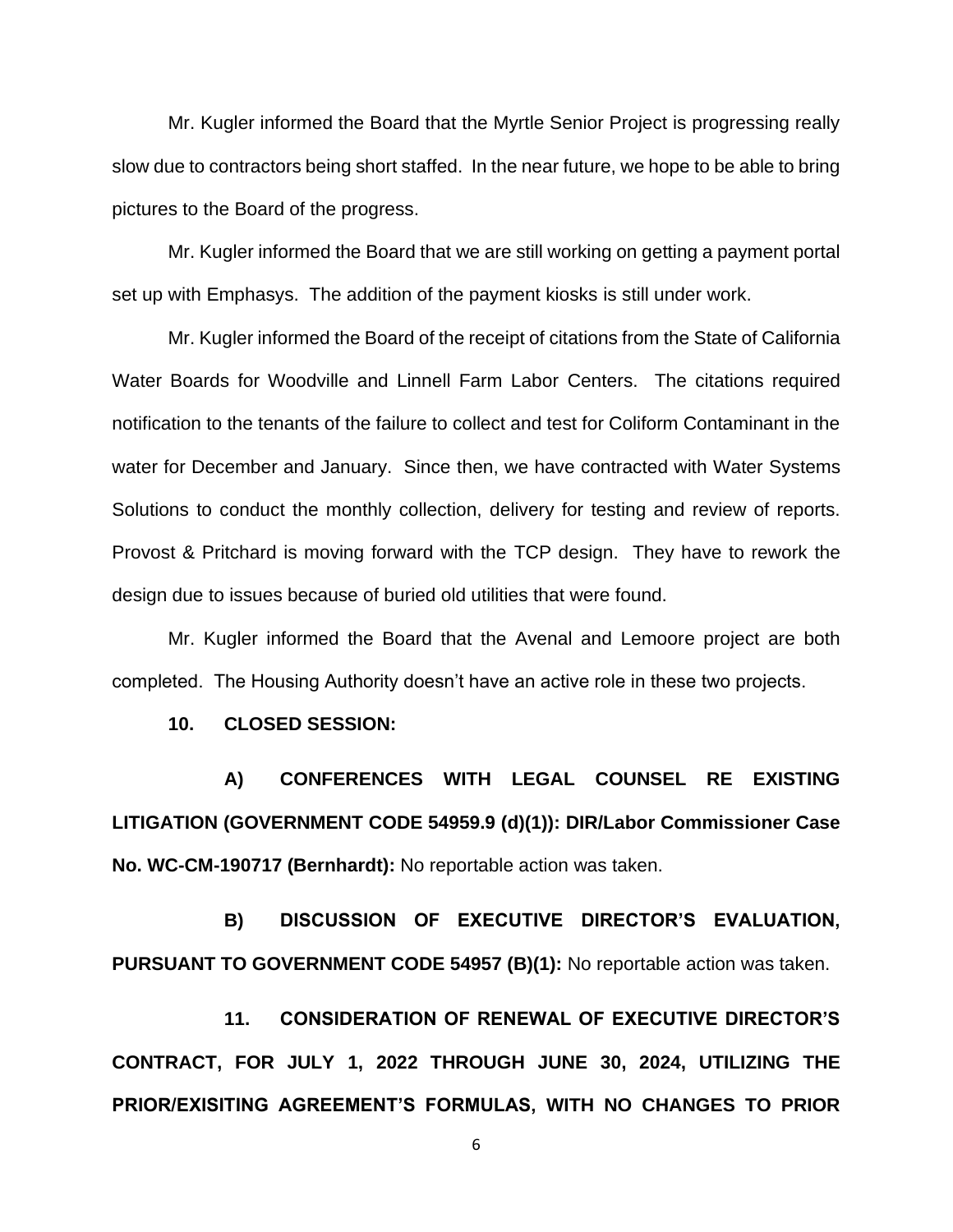Mr. Kugler informed the Board that the Myrtle Senior Project is progressing really slow due to contractors being short staffed. In the near future, we hope to be able to bring pictures to the Board of the progress.

Mr. Kugler informed the Board that we are still working on getting a payment portal set up with Emphasys. The addition of the payment kiosks is still under work.

Mr. Kugler informed the Board of the receipt of citations from the State of California Water Boards for Woodville and Linnell Farm Labor Centers. The citations required notification to the tenants of the failure to collect and test for Coliform Contaminant in the water for December and January. Since then, we have contracted with Water Systems Solutions to conduct the monthly collection, delivery for testing and review of reports. Provost & Pritchard is moving forward with the TCP design. They have to rework the design due to issues because of buried old utilities that were found.

Mr. Kugler informed the Board that the Avenal and Lemoore project are both completed. The Housing Authority doesn't have an active role in these two projects.

**10. CLOSED SESSION:**

**A) CONFERENCES WITH LEGAL COUNSEL RE EXISTING LITIGATION (GOVERNMENT CODE 54959.9 (d)(1)): DIR/Labor Commissioner Case No. WC-CM-190717 (Bernhardt):** No reportable action was taken.

**B) DISCUSSION OF EXECUTIVE DIRECTOR'S EVALUATION, PURSUANT TO GOVERNMENT CODE 54957 (B)(1):** No reportable action was taken.

**11. CONSIDERATION OF RENEWAL OF EXECUTIVE DIRECTOR'S CONTRACT, FOR JULY 1, 2022 THROUGH JUNE 30, 2024, UTILIZING THE PRIOR/EXISITING AGREEMENT'S FORMULAS, WITH NO CHANGES TO PRIOR**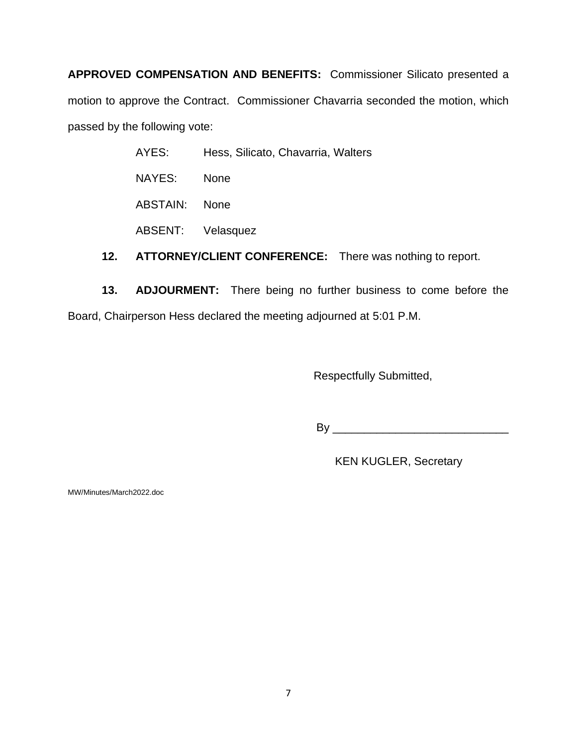**APPROVED COMPENSATION AND BENEFITS:** Commissioner Silicato presented a motion to approve the Contract. Commissioner Chavarria seconded the motion, which passed by the following vote:

AYES: Hess, Silicato, Chavarria, Walters

NAYES: None

ABSTAIN: None

ABSENT: Velasquez

**12. ATTORNEY/CLIENT CONFERENCE:** There was nothing to report.

**13. ADJOURMENT:** There being no further business to come before the Board, Chairperson Hess declared the meeting adjourned at 5:01 P.M.

Respectfully Submitted,

By ____________________________

KEN KUGLER, Secretary

MW/Minutes/March2022.doc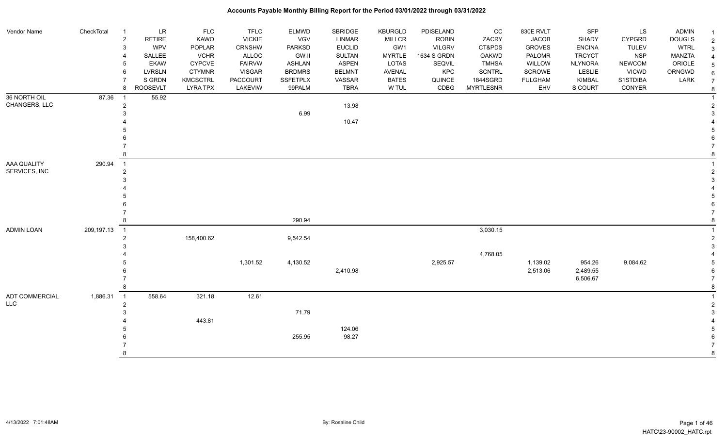# Accounts Payable Monthly Billing Report for the Period 03/01/2022 through 03/31/2022

| Vendor Name | CheckTotal | | | | | | | | | | | | | | |
|---|---|---|---|---|---|---|---|---|---|---|---|---|---|---|---|
| | | 1 | LR | FLC | TFLC | ELMWD | SBRIDGE | KBURGLD | PDISELAND | CC | 830E RVLT | SFP | LS | ADMIN | 1 |
| | | 2 | RETIRE | KAWO | VICKIE | VGV | LINMAR | MILLCR | ROBIN | ZACRY | JACOB | SHADY | CYPGRD | DOUGLS | 2 |
| | | 3 | WPV | POPLAR | CRNSHW | PARKSD | EUCLID | GW1 | VILGRV | CT&PDS | GROVES | ENCINA | TULEV | WTRL | 3 |
| | | 4 | SALLEE | VCHR | ALLOC | GW II | SULTAN | MYRTLE | 1634 S GRDN | OAKWD | PALOMR | TRCYCT | NSP | MANZTA | 4 |
| | | 5 | EKAW | CYPCVE | FAIRVW | ASHLAN | ASPEN | LOTAS | SEQVIL | TMHSA | WILLOW | NLYNORA | NEWCOM | ORIOLE | 5 |
| | | 6 | LVRSLN | CTYMNR | VISGAR | BRDMRS | BELMNT | AVENAL | KPC | SCNTRL | SCROWE | LESLIE | VICWD | ORNGWD | 6 |
| | | 7 | S GRDN | KMCSCTRL | PACCOURT | SSFETPLX | VASSAR | BATES | QUINCE | 1844SGRD | FULGHAM | KIMBAL | S1STDIBA | LARK | 7 |
| | | 8 | ROOSEVLT | LYRA TPX | LAKEVIW | 99PALM | TBRA | W TUL | CDBG | MYRTLESNR | EHV | S COURT | CONYER | | 8 |
| 36 NORTH OIL CHANGERS, LLC | 87.36 | 1 | 55.92 | | | | | | | | | | | | 1 |
| | | 2 | | | | | 13.98 | | | | | | | | 2 |
| | | 3 | | | | 6.99 | | | | | | | | | 3 |
| | | 4 | | | | | 10.47 | | | | | | | | 4 |
| | | 5 | | | | | | | | | | | | | 5 |
| | | 6 | | | | | | | | | | | | | 6 |
| | | 7 | | | | | | | | | | | | | 7 |
| | | 8 | | | | | | | | | | | | | 8 |
| AAA QUALITY SERVICES, INC | 290.94 | 1 | | | | | | | | | | | | | 1 |
| | | 2 | | | | | | | | | | | | | 2 |
| | | 3 | | | | | | | | | | | | | 3 |
| | | 4 | | | | | | | | | | | | | 4 |
| | | 5 | | | | | | | | | | | | | 5 |
| | | 6 | | | | | | | | | | | | | 6 |
| | | 7 | | | | | | | | | | | | | 7 |
| | | 8 | | | | 290.94 | | | | | | | | | 8 |
| ADMIN LOAN | 209,197.13 | 1 | | | | | | | | 3,030.15 | | | | | 1 |
| | | 2 | | 158,400.62 | | 9,542.54 | | | | | | | | | 2 |
| | | 3 | | | | | | | | | | | | | 3 |
| | | 4 | | | | | | | | 4,768.05 | | | | | 4 |
| | | 5 | | | 1,301.52 | 4,130.52 | | | 2,925.57 | | 1,139.02 | 954.26 | 9,084.62 | | 5 |
| | | 6 | | | | | 2,410.98 | | | | 2,513.06 | 2,489.55 | | | 6 |
| | | 7 | | | | | | | | | | 6,506.67 | | | 7 |
| | | 8 | | | | | | | | | | | | | 8 |
| ADT COMMERCIAL LLC | 1,886.31 | 1 | 558.64 | 321.18 | 12.61 | | | | | | | | | | 1 |
| | | 2 | | | | | | | | | | | | | 2 |
| | | 3 | | | | 71.79 | | | | | | | | | 3 |
| | | 4 | | 443.81 | | | | | | | | | | | 4 |
| | | 5 | | | | | 124.06 | | | | | | | | 5 |
| | | 6 | | | | 255.95 | 98.27 | | | | | | | | 6 |
| | | 7 | | | | | | | | | | | | | 7 |
| | | 8 | | | | | | | | | | | | | 8 |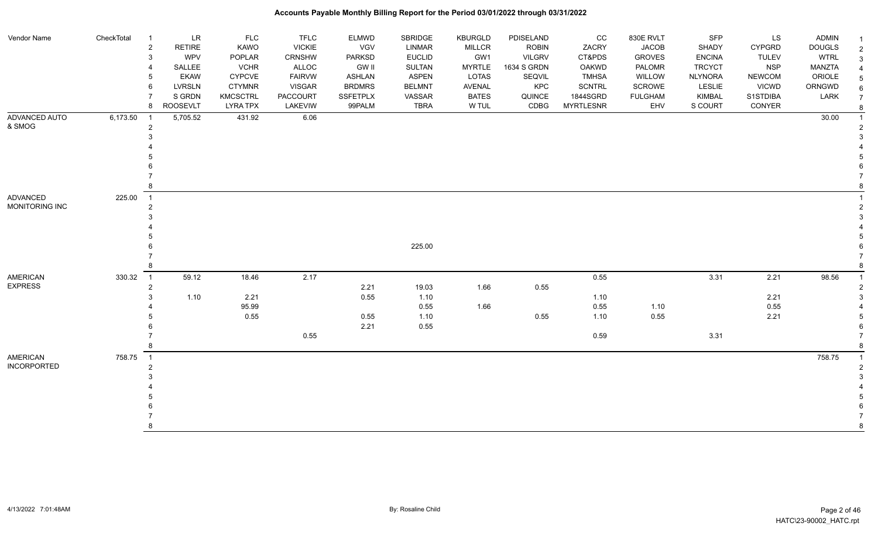# Accounts Payable Monthly Billing Report for the Period 03/01/2022 through 03/31/2022

| Vendor Name | CheckTotal | | | | | | | | | | | | | |
|---|---|---|---|---|---|---|---|---|---|---|---|---|---|---|
| | | 1 | LR | FLC | TFLC | ELMWD | SBRIDGE | KBURGLD | PDISELAND | CC | 830E RVLT | SFP | LS | ADMIN |
| | | 2 | RETIRE | KAWO | VICKIE | VGV | LINMAR | MILLCR | ROBIN | ZACRY | JACOB | SHADY | CYPGRD | DOUGLS |
| | | 3 | WPV | POPLAR | CRNSHW | PARKSD | EUCLID | GW1 | VILGRV | CT&PDS | GROVES | ENCINA | TULEV | WTRL |
| | | 4 | SALLEE | VCHR | ALLOC | GW II | SULTAN | MYRTLE | 1634 S GRDN | OAKWD | PALOMR | TRCYCT | NSP | MANZTA |
| | | 5 | EKAW | CYPCVE | FAIRVW | ASHLAN | ASPEN | LOTAS | SEQVIL | TMHSA | WILLOW | NLYNORA | NEWCOM | ORIOLE |
| | | 6 | LVRSLN | CTYMNR | VISGAR | BRDMRS | BELMNT | AVENAL | KPC | SCNTRL | SCROWE | LESLIE | VICWD | ORNGWD |
| | | 7 | S GRDN | KMCSCTRL | PACCOURT | SSFETPLX | VASSAR | BATES | QUINCE | 1844SGRD | FULGHAM | KIMBAL | S1STDIBA | LARK |
| | | 8 | ROOSEVLT | LYRA TPX | LAKEVIW | 99PALM | TBRA | W TUL | CDBG | MYRTLESNR | EHV | S COURT | CONYER | |
| ADVANCED AUTO & SMOG | 6,173.50 | 1 | 5,705.52 | 431.92 | 6.06 | | | | | | | | | 30.00 |
| ADVANCED MONITORING INC | 225.00 | 1 | | | | | | | | | | | | |
| | | 6 | | | | | 225.00 | | | | | | | |
| AMERICAN EXPRESS | 330.32 | 1 | 59.12 | 18.46 | 2.17 | | | | | 0.55 | | 3.31 | 2.21 | 98.56 |
| | | 2 | | | | 2.21 | 19.03 | 1.66 | 0.55 | | | | | |
| | | 3 | 1.10 | 2.21 | | 0.55 | 1.10 | | | 1.10 | | | 2.21 | |
| | | 4 | | 95.99 | | | 0.55 | 1.66 | | 0.55 | 1.10 | | 0.55 | |
| | | 5 | | 0.55 | | 0.55 | 1.10 | | 0.55 | 1.10 | 0.55 | | 2.21 | |
| | | 6 | | | | 2.21 | 0.55 | | | | | | | |
| | | 7 | | | 0.55 | | | | | 0.59 | | 3.31 | | |
| AMERICAN INCORPORATED | 758.75 | 1 | | | | | | | | | | | | 758.75 |

4/13/2022 7:01:48AM — By: Rosaline Child — HATC\23-90002_HATC.rpt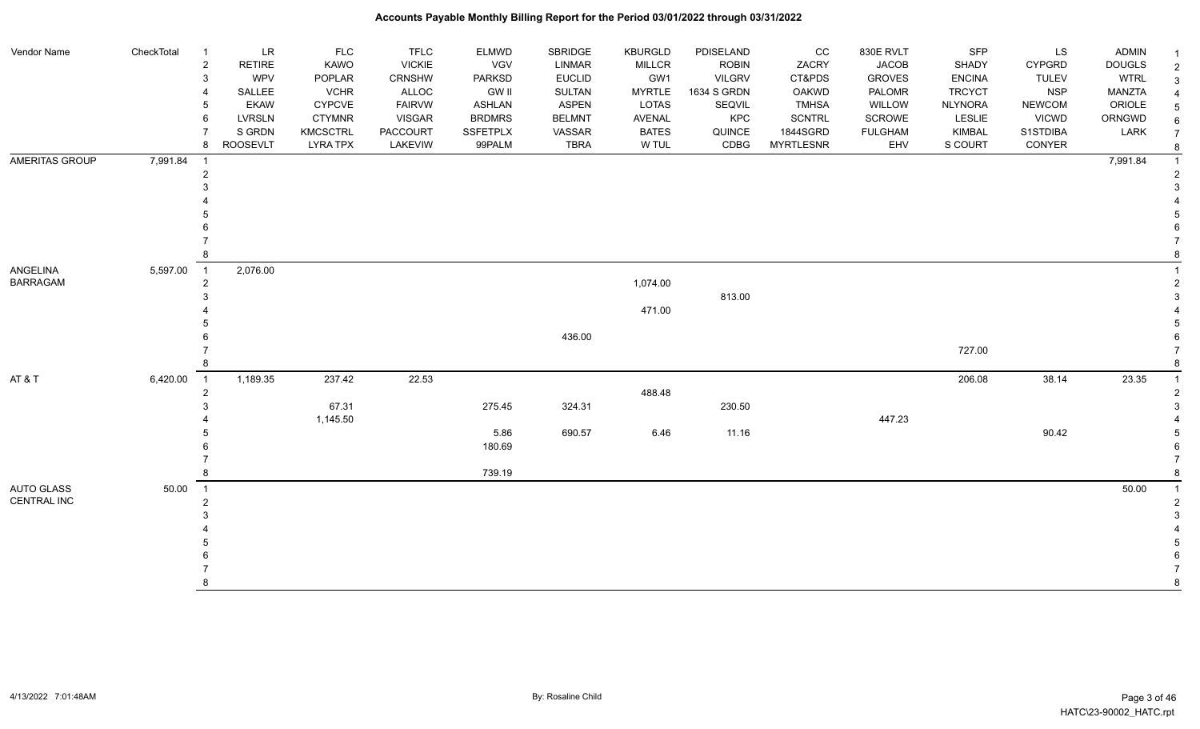# Accounts Payable Monthly Billing Report for the Period 03/01/2022 through 03/31/2022

| Vendor Name | CheckTotal | | | | | | | | | | | | | | |
|---|---|---|---|---|---|---|---|---|---|---|---|---|---|---|---|
| | | 1 | LR | FLC | TFLC | ELMWD | SBRIDGE | KBURGLD | PDISELAND | CC | 830E RVLT | SFP | LS | ADMIN | 1 |
| | | 2 | RETIRE | KAWO | VICKIE | VGV | LINMAR | MILLCR | ROBIN | ZACRY | JACOB | SHADY | CYPGRD | DOUGLS | 2 |
| | | 3 | WPV | POPLAR | CRNSHW | PARKSD | EUCLID | GW1 | VILGRV | CT&PDS | GROVES | ENCINA | TULEV | WTRL | 3 |
| | | 4 | SALLEE | VCHR | ALLOC | GW II | SULTAN | MYRTLE | 1634 S GRDN | OAKWD | PALOMR | TRCYCT | NSP | MANZTA | 4 |
| | | 5 | EKAW | CYPCVE | FAIRVW | ASHLAN | ASPEN | LOTAS | SEQVIL | TMHSA | WILLOW | NLYNORA | NEWCOM | ORIOLE | 5 |
| | | 6 | LVRSLN | CTYMNR | VISGAR | BRDMRS | BELMNT | AVENAL | KPC | SCNTRL | SCROWE | LESLIE | VICWD | ORNGWD | 6 |
| | | 7 | S GRDN | KMCSCTRL | PACCOURT | SSFETPLX | VASSAR | BATES | QUINCE | 1844SGRD | FULGHAM | KIMBAL | S1STDIBA | LARK | 7 |
| | | 8 | ROOSEVLT | LYRA TPX | LAKEVIW | 99PALM | TBRA | W TUL | CDBG | MYRTLESNR | EHV | S COURT | CONYER | | 8 |
| AMERITAS GROUP | 7,991.84 | 1 | | | | | | | | | | | | 7,991.84 | 1 |
| | | 2 | | | | | | | | | | | | | 2 |
| | | 3 | | | | | | | | | | | | | 3 |
| | | 4 | | | | | | | | | | | | | 4 |
| | | 5 | | | | | | | | | | | | | 5 |
| | | 6 | | | | | | | | | | | | | 6 |
| | | 7 | | | | | | | | | | | | | 7 |
| | | 8 | | | | | | | | | | | | | 8 |
| ANGELINA BARRAGAM | 5,597.00 | 1 | 2,076.00 | | | | | | | | | | | | 1 |
| | | 2 | | | | | | 1,074.00 | | | | | | | 2 |
| | | 3 | | | | | | | 813.00 | | | | | | 3 |
| | | 4 | | | | | | 471.00 | | | | | | | 4 |
| | | 5 | | | | | | | | | | | | | 5 |
| | | 6 | | | | | 436.00 | | | | | | | | 6 |
| | | 7 | | | | | | | | | | 727.00 | | | 7 |
| | | 8 | | | | | | | | | | | | | 8 |
| AT & T | 6,420.00 | 1 | 1,189.35 | 237.42 | 22.53 | | | | | | | 206.08 | 38.14 | 23.35 | 1 |
| | | 2 | | | | | | 488.48 | | | | | | | 2 |
| | | 3 | | 67.31 | | 275.45 | 324.31 | | 230.50 | | | | | | 3 |
| | | 4 | | 1,145.50 | | | | | | | 447.23 | | | | 4 |
| | | 5 | | | | 5.86 | 690.57 | 6.46 | 11.16 | | | | 90.42 | | 5 |
| | | 6 | | | | 180.69 | | | | | | | | | 6 |
| | | 7 | | | | | | | | | | | | | 7 |
| | | 8 | | | | 739.19 | | | | | | | | | 8 |
| AUTO GLASS CENTRAL INC | 50.00 | 1 | | | | | | | | | | | | 50.00 | 1 |
| | | 2 | | | | | | | | | | | | | 2 |
| | | 3 | | | | | | | | | | | | | 3 |
| | | 4 | | | | | | | | | | | | | 4 |
| | | 5 | | | | | | | | | | | | | 5 |
| | | 6 | | | | | | | | | | | | | 6 |
| | | 7 | | | | | | | | | | | | | 7 |
| | | 8 | | | | | | | | | | | | | 8 |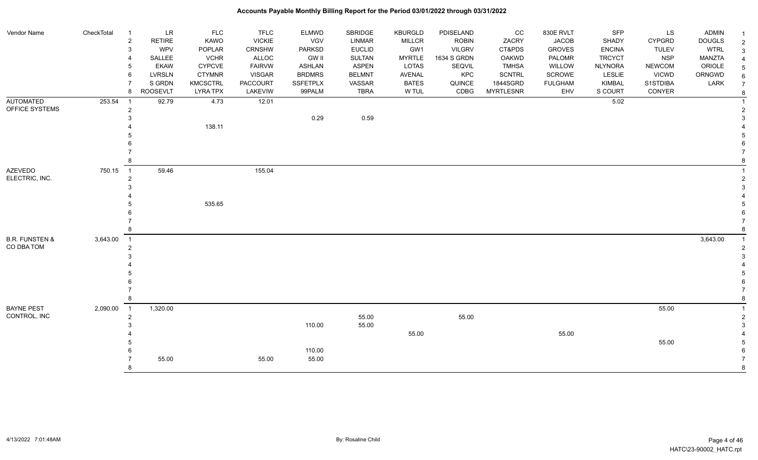# Accounts Payable Monthly Billing Report for the Period 03/01/2022 through 03/31/2022

| Vendor Name | CheckTotal | | | | | | | | | | | | | | |
|---|---|---|---|---|---|---|---|---|---|---|---|---|---|---|---|
| | | 1 | LR | FLC | TFLC | ELMWD | SBRIDGE | KBURGLD | PDISELAND | CC | 830E RVLT | SFP | LS | ADMIN | 1 |
| | | 2 | RETIRE | KAWO | VICKIE | VGV | LINMAR | MILLCR | ROBIN | ZACRY | JACOB | SHADY | CYPGRD | DOUGLS | 2 |
| | | 3 | WPV | POPLAR | CRNSHW | PARKSD | EUCLID | GW1 | VILGRV | CT&PDS | GROVES | ENCINA | TULEV | WTRL | 3 |
| | | 4 | SALLEE | VCHR | ALLOC | GW II | SULTAN | MYRTLE | 1634 S GRDN | OAKWD | PALOMR | TRCYCT | NSP | MANZTA | 4 |
| | | 5 | EKAW | CYPCVE | FAIRVW | ASHLAN | ASPEN | LOTAS | SEQVIL | TMHSA | WILLOW | NLYNORA | NEWCOM | ORIOLE | 5 |
| | | 6 | LVRSLN | CTYMNR | VISGAR | BRDMRS | BELMNT | AVENAL | KPC | SCNTRL | SCROWE | LESLIE | VICWD | ORNGWD | 6 |
| | | 7 | S GRDN | KMCSCTRL | PACCOURT | SSFETPLX | VASSAR | BATES | QUINCE | 1844SGRD | FULGHAM | KIMBAL | S1STDIBA | LARK | 7 |
| | | 8 | ROOSEVLT | LYRA TPX | LAKEVIEW | 99PALM | TBRA | W TUL | CDBG | MYRTLESNR | EHV | S COURT | CONYER | | 8 |
| AUTOMATED OFFICE SYSTEMS | 253.54 | 1 | 92.79 | 4.73 | 12.01 | | | | | | | 5.02 | | | 1 |
| | | 2 | | | | | | | | | | | | | 2 |
| | | 3 | | | | 0.29 | 0.59 | | | | | | | | 3 |
| | | 4 | | 138.11 | | | | | | | | | | | 4 |
| | | 5 | | | | | | | | | | | | | 5 |
| | | 6 | | | | | | | | | | | | | 6 |
| | | 7 | | | | | | | | | | | | | 7 |
| | | 8 | | | | | | | | | | | | | 8 |
| AZEVEDO ELECTRIC, INC. | 750.15 | 1 | 59.46 | | 155.04 | | | | | | | | | | 1 |
| | | 2 | | | | | | | | | | | | | 2 |
| | | 3 | | | | | | | | | | | | | 3 |
| | | 4 | | | | | | | | | | | | | 4 |
| | | 5 | | 535.65 | | | | | | | | | | | 5 |
| | | 6 | | | | | | | | | | | | | 6 |
| | | 7 | | | | | | | | | | | | | 7 |
| | | 8 | | | | | | | | | | | | | 8 |
| B.R. FUNSTEN & CO DBA TOM | 3,643.00 | 1 | | | | | | | | | | | | 3,643.00 | 1 |
| | | 2 | | | | | | | | | | | | | 2 |
| | | 3 | | | | | | | | | | | | | 3 |
| | | 4 | | | | | | | | | | | | | 4 |
| | | 5 | | | | | | | | | | | | | 5 |
| | | 6 | | | | | | | | | | | | | 6 |
| | | 7 | | | | | | | | | | | | | 7 |
| | | 8 | | | | | | | | | | | | | 8 |
| BAYNE PEST CONTROL, INC | 2,090.00 | 1 | 1,320.00 | | | | | | | | | | 55.00 | | 1 |
| | | 2 | | | | | 55.00 | | 55.00 | | | | | | 2 |
| | | 3 | | | | 110.00 | 55.00 | | | | | | | | 3 |
| | | 4 | | | | | | 55.00 | | | 55.00 | | | | 4 |
| | | 5 | | | | | | | | | | | 55.00 | | 5 |
| | | 6 | | | | 110.00 | | | | | | | | | 6 |
| | | 7 | 55.00 | | 55.00 | 55.00 | | | | | | | | | 7 |
| | | 8 | | | | | | | | | | | | | 8 |

4/13/2022 7:01:48AM — By: Rosaline Child — HATC\23-90002_HATC.rpt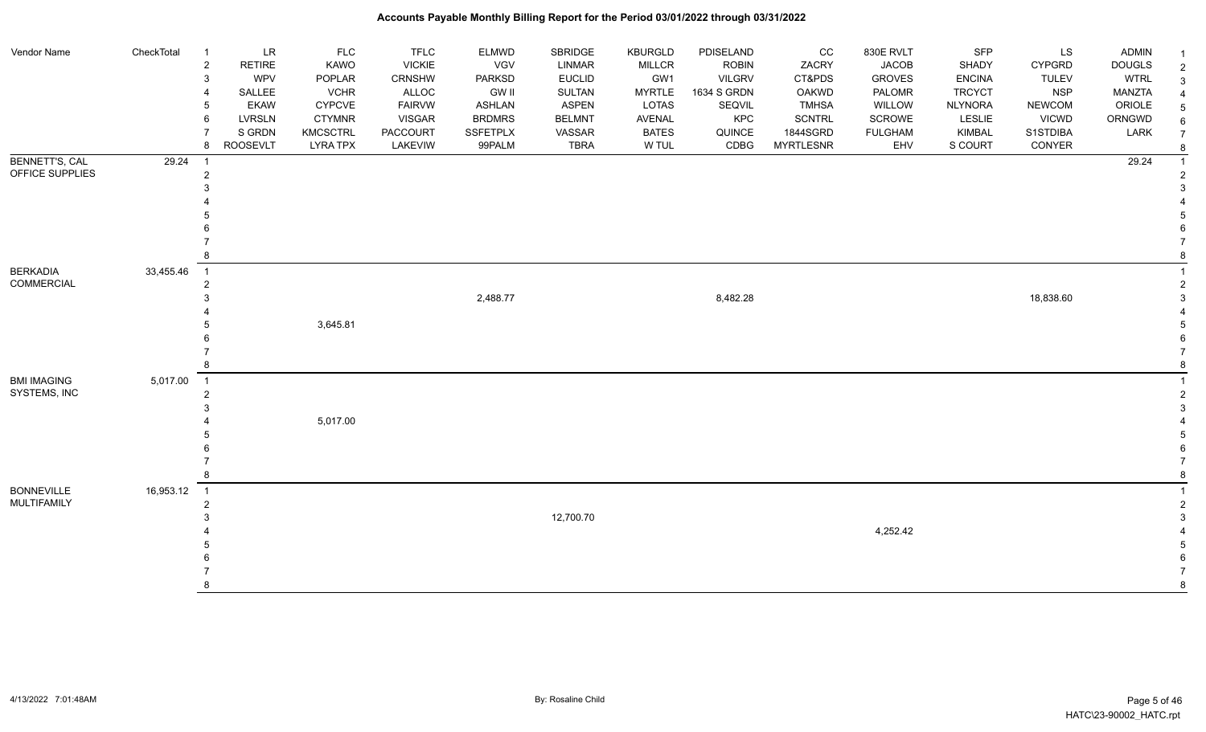# Accounts Payable Monthly Billing Report for the Period 03/01/2022 through 03/31/2022

| Vendor Name | CheckTotal | Row | Col 1 | Col 2 | Col 3 | Col 4 | Col 5 | Col 6 | Col 7 | Col 8 | Col 9 | Col 10 | Col 11 | Col 12 |
|---|---|---|---|---|---|---|---|---|---|---|---|---|---|---|
| | | 1 | LR | FLC | TFLC | ELMWD | SBRIDGE | KBURGLD | PDISELAND | CC | 830E RVLT | SFP | LS | ADMIN |
| | | 2 | RETIRE | KAWO | VICKIE | VGV | LINMAR | MILLCR | ROBIN | ZACRY | JACOB | SHADY | CYPGRD | DOUGLS |
| | | 3 | WPV | POPLAR | CRNSHW | PARKSD | EUCLID | GW1 | VILGRV | CT&PDS | GROVES | ENCINA | TULEV | WTRL |
| | | 4 | SALLEE | VCHR | ALLOC | GW II | SULTAN | MYRTLE | 1634 S GRDN | OAKWD | PALOMR | TRCYCT | NSP | MANZTA |
| | | 5 | EKAW | CYPCVE | FAIRVW | ASHLAN | ASPEN | LOTAS | SEQVIL | TMHSA | WILLOW | NLYNORA | NEWCOM | ORIOLE |
| | | 6 | LVRSLN | CTYMNR | VISGAR | BRDMRS | BELMNT | AVENAL | KPC | SCNTRL | SCROWE | LESLIE | VICWD | ORNGWD |
| | | 7 | S GRDN | KMCSCTRL | PACCOURT | SSFETPLX | VASSAR | BATES | QUINCE | 1844SGRD | FULGHAM | KIMBAL | S1STDIBA | LARK |
| | | 8 | ROOSEVLT | LYRA TPX | LAKEVIW | 99PALM | TBRA | W TUL | CDBG | MYRTLESNR | EHV | S COURT | CONYER | |
| BENNETT'S, CAL OFFICE SUPPLIES | 29.24 | 1 | | | | | | | | | | | | 29.24 |
| | | 2 | | | | | | | | | | | | |
| | | 3 | | | | | | | | | | | | |
| | | 4 | | | | | | | | | | | | |
| | | 5 | | | | | | | | | | | | |
| | | 6 | | | | | | | | | | | | |
| | | 7 | | | | | | | | | | | | |
| | | 8 | | | | | | | | | | | | |
| BERKADIA COMMERCIAL | 33,455.46 | 1 | | | | | | | | | | | | |
| | | 2 | | | | | | | | | | | | |
| | | 3 | | | | 2,488.77 | | | 8,482.28 | | | | 18,838.60 | |
| | | 4 | | | | | | | | | | | | |
| | | 5 | | 3,645.81 | | | | | | | | | | |
| | | 6 | | | | | | | | | | | | |
| | | 7 | | | | | | | | | | | | |
| | | 8 | | | | | | | | | | | | |
| BMI IMAGING SYSTEMS, INC | 5,017.00 | 1 | | | | | | | | | | | | |
| | | 2 | | | | | | | | | | | | |
| | | 3 | | | | | | | | | | | | |
| | | 4 | | 5,017.00 | | | | | | | | | | |
| | | 5 | | | | | | | | | | | | |
| | | 6 | | | | | | | | | | | | |
| | | 7 | | | | | | | | | | | | |
| | | 8 | | | | | | | | | | | | |
| BONNEVILLE MULTIFAMILY | 16,953.12 | 1 | | | | | | | | | | | | |
| | | 2 | | | | | | | | | | | | |
| | | 3 | | | | | 12,700.70 | | | | | | | |
| | | 4 | | | | | | | | | 4,252.42 | | | |
| | | 5 | | | | | | | | | | | | |
| | | 6 | | | | | | | | | | | | |
| | | 7 | | | | | | | | | | | | |
| | | 8 | | | | | | | | | | | | |

4/13/2022 7:01:48AM By: Rosaline Child HATC\23-90002_HATC.rpt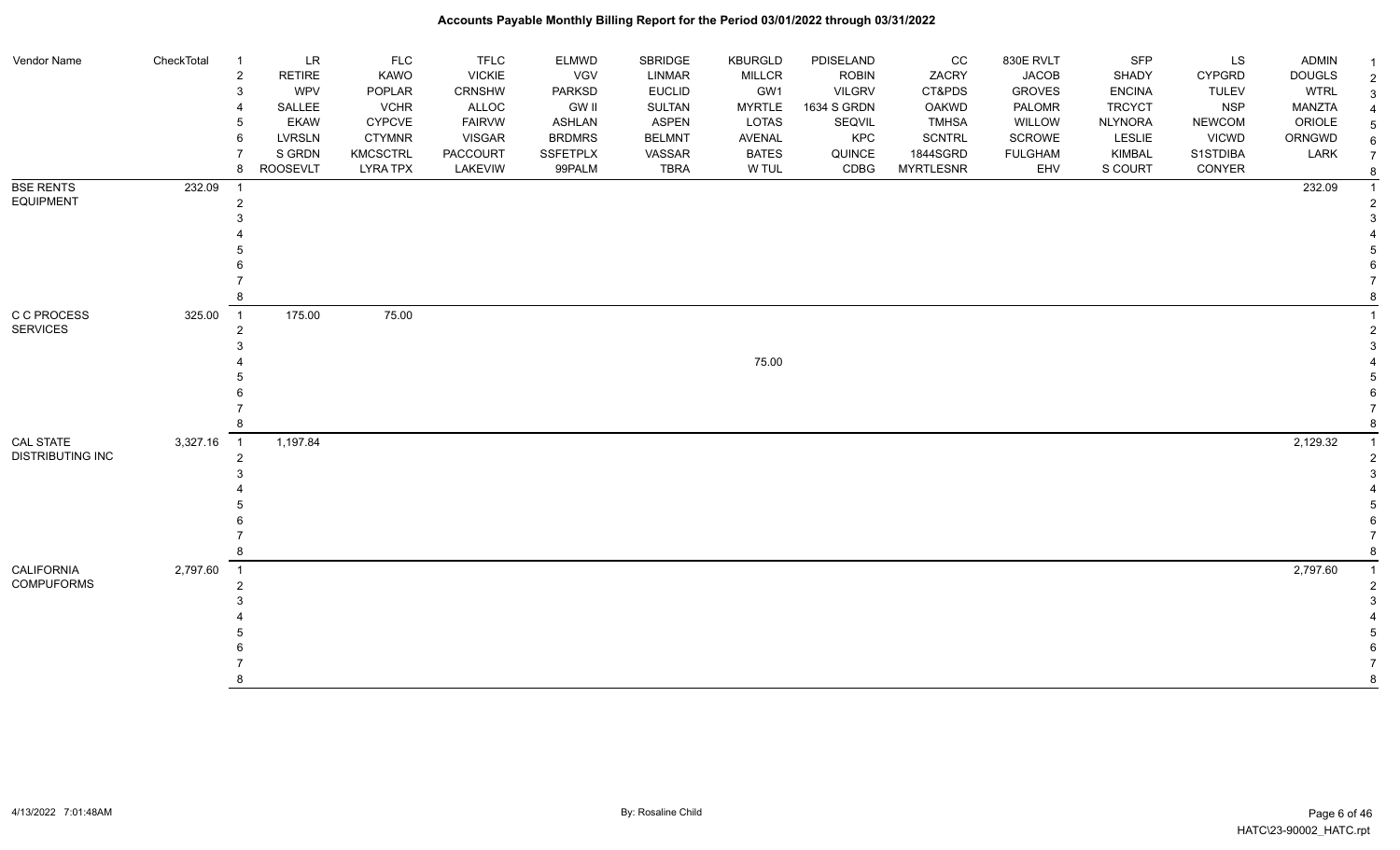# Accounts Payable Monthly Billing Report for the Period 03/01/2022 through 03/31/2022

| Vendor Name | CheckTotal | # | | | | | | | | | | | | | # |
|---|---|---|---|---|---|---|---|---|---|---|---|---|---|---|---|
| | | 1 | LR | FLC | TFLC | ELMWD | SBRIDGE | KBURGLD | PDISELAND | CC | 830E RVLT | SFP | LS | ADMIN | 1 |
| | | 2 | RETIRE | KAWO | VICKIE | VGV | LINMAR | MILLCR | ROBIN | ZACRY | JACOB | SHADY | CYPGRD | DOUGLS | 2 |
| | | 3 | WPV | POPLAR | CRNSHW | PARKSD | EUCLID | GW1 | VILGRV | CT&PDS | GROVES | ENCINA | TULEV | WTRL | 3 |
| | | 4 | SALLEE | VCHR | ALLOC | GW II | SULTAN | MYRTLE | 1634 S GRDN | OAKWD | PALOMR | TRCYCT | NSP | MANZTA | 4 |
| | | 5 | EKAW | CYPCVE | FAIRVW | ASHLAN | ASPEN | LOTAS | SEQVIL | TMHSA | WILLOW | NLYNORA | NEWCOM | ORIOLE | 5 |
| | | 6 | LVRSLN | CTYMNR | VISGAR | BRDMRS | BELMNT | AVENAL | KPC | SCNTRL | SCROWE | LESLIE | VICWD | ORNGWD | 6 |
| | | 7 | S GRDN | KMCSCTRL | PACCOURT | SSFETPLX | VASSAR | BATES | QUINCE | 1844SGRD | FULGHAM | KIMBAL | S1STDIBA | LARK | 7 |
| | | 8 | ROOSEVLT | LYRA TPX | LAKEVIW | 99PALM | TBRA | W TUL | CDBG | MYRTLESNR | EHV | S COURT | CONYER | | 8 |
| BSE RENTS EQUIPMENT | 232.09 | 1 | | | | | | | | | | | | 232.09 | 1 |
| | | 2 | | | | | | | | | | | | | 2 |
| | | 3 | | | | | | | | | | | | | 3 |
| | | 4 | | | | | | | | | | | | | 4 |
| | | 5 | | | | | | | | | | | | | 5 |
| | | 6 | | | | | | | | | | | | | 6 |
| | | 7 | | | | | | | | | | | | | 7 |
| | | 8 | | | | | | | | | | | | | 8 |
| C C PROCESS SERVICES | 325.00 | 1 | 175.00 | 75.00 | | | | | | | | | | | 1 |
| | | 2 | | | | | | | | | | | | | 2 |
| | | 3 | | | | | | | | | | | | | 3 |
| | | 4 | | | | | | 75.00 | | | | | | | 4 |
| | | 5 | | | | | | | | | | | | | 5 |
| | | 6 | | | | | | | | | | | | | 6 |
| | | 7 | | | | | | | | | | | | | 7 |
| | | 8 | | | | | | | | | | | | | 8 |
| CAL STATE DISTRIBUTING INC | 3,327.16 | 1 | 1,197.84 | | | | | | | | | | | 2,129.32 | 1 |
| | | 2 | | | | | | | | | | | | | 2 |
| | | 3 | | | | | | | | | | | | | 3 |
| | | 4 | | | | | | | | | | | | | 4 |
| | | 5 | | | | | | | | | | | | | 5 |
| | | 6 | | | | | | | | | | | | | 6 |
| | | 7 | | | | | | | | | | | | | 7 |
| | | 8 | | | | | | | | | | | | | 8 |
| CALIFORNIA COMPUFORMS | 2,797.60 | 1 | | | | | | | | | | | | 2,797.60 | 1 |
| | | 2 | | | | | | | | | | | | | 2 |
| | | 3 | | | | | | | | | | | | | 3 |
| | | 4 | | | | | | | | | | | | | 4 |
| | | 5 | | | | | | | | | | | | | 5 |
| | | 6 | | | | | | | | | | | | | 6 |
| | | 7 | | | | | | | | | | | | | 7 |
| | | 8 | | | | | | | | | | | | | 8 |

4/13/2022 7:01:48AM — By: Rosaline Child — HATC\23-90002_HATC.rpt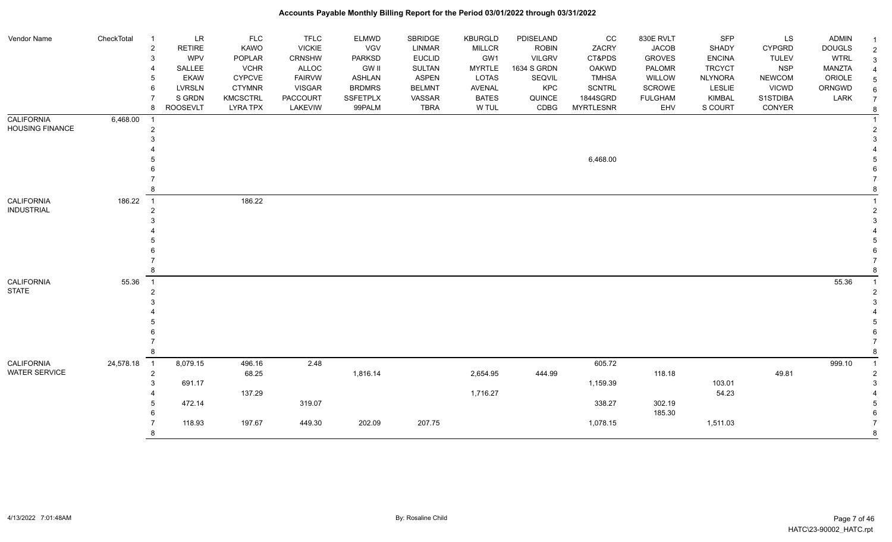# Accounts Payable Monthly Billing Report for the Period 03/01/2022 through 03/31/2022

| Vendor Name | CheckTotal | | | | | | | | | | | | | |
|---|---|---|---|---|---|---|---|---|---|---|---|---|---|---|
| | | 1 | LR | FLC | TFLC | ELMWD | SBRIDGE | KBURGLD | PDISELAND | CC | 830E RVLT | SFP | LS | ADMIN |
| | | 2 | RETIRE | KAWO | VICKIE | VGV | LINMAR | MILLCR | ROBIN | ZACRY | JACOB | SHADY | CYPGRD | DOUGLS |
| | | 3 | WPV | POPLAR | CRNSHW | PARKSD | EUCLID | GW1 | VILGRV | CT&PDS | GROVES | ENCINA | TULEV | WTRL |
| | | 4 | SALLEE | VCHR | ALLOC | GW II | SULTAN | MYRTLE | 1634 S GRDN | OAKWD | PALOMR | TRCYCT | NSP | MANZTA |
| | | 5 | EKAW | CYPCVE | FAIRVW | ASHLAN | ASPEN | LOTAS | SEQVIL | TMHSA | WILLOW | NLYNORA | NEWCOM | ORIOLE |
| | | 6 | LVRSLN | CTYMNR | VISGAR | BRDMRS | BELMNT | AVENAL | KPC | SCNTRL | SCROWE | LESLIE | VICWD | ORNGWD |
| | | 7 | S GRDN | KMCSCTRL | PACCOURT | SSFETPLX | VASSAR | BATES | QUINCE | 1844SGRD | FULGHAM | KIMBAL | S1STDIBA | LARK |
| | | 8 | ROOSEVLT | LYRA TPX | LAKEVIW | 99PALM | TBRA | W TUL | CDBG | MYRTLESNR | EHV | S COURT | CONYER | |
| CALIFORNIA HOUSING FINANCE | 6,468.00 | 1 | | | | | | | | | | | | |
| | | 2 | | | | | | | | | | | | |
| | | 3 | | | | | | | | | | | | |
| | | 4 | | | | | | | | | | | | |
| | | 5 | | | | | | | | 6,468.00 | | | | |
| | | 6 | | | | | | | | | | | | |
| | | 7 | | | | | | | | | | | | |
| | | 8 | | | | | | | | | | | | |
| CALIFORNIA INDUSTRIAL | 186.22 | 1 | | 186.22 | | | | | | | | | | |
| | | 2 | | | | | | | | | | | | |
| | | 3 | | | | | | | | | | | | |
| | | 4 | | | | | | | | | | | | |
| | | 5 | | | | | | | | | | | | |
| | | 6 | | | | | | | | | | | | |
| | | 7 | | | | | | | | | | | | |
| | | 8 | | | | | | | | | | | | |
| CALIFORNIA STATE | 55.36 | 1 | | | | | | | | | | | | 55.36 |
| | | 2 | | | | | | | | | | | | |
| | | 3 | | | | | | | | | | | | |
| | | 4 | | | | | | | | | | | | |
| | | 5 | | | | | | | | | | | | |
| | | 6 | | | | | | | | | | | | |
| | | 7 | | | | | | | | | | | | |
| | | 8 | | | | | | | | | | | | |
| CALIFORNIA WATER SERVICE | 24,578.18 | 1 | 8,079.15 | 496.16 | 2.48 | | | | | 605.72 | | | | 999.10 |
| | | 2 | | 68.25 | | 1,816.14 | | 2,654.95 | 444.99 | | 118.18 | | 49.81 | |
| | | 3 | 691.17 | | | | | | | 1,159.39 | | 103.01 | | |
| | | 4 | | 137.29 | | | | 1,716.27 | | | | 54.23 | | |
| | | 5 | 472.14 | | 319.07 | | | | | 338.27 | 302.19 | | | |
| | | 6 | | | | | | | | | 185.30 | | | |
| | | 7 | 118.93 | 197.67 | 449.30 | 202.09 | 207.75 | | | 1,078.15 | | 1,511.03 | | |
| | | 8 | | | | | | | | | | | | |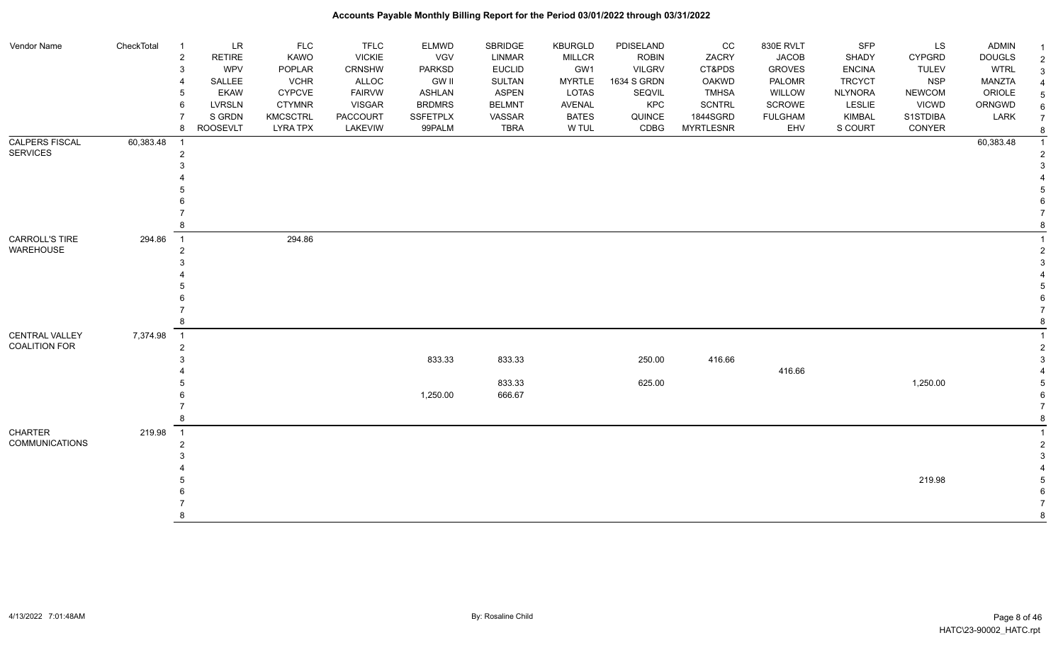# Accounts Payable Monthly Billing Report for the Period 03/01/2022 through 03/31/2022

| Vendor Name | CheckTotal | # | | | | | | | | | | | | |
|---|---|---|---|---|---|---|---|---|---|---|---|---|---|---|
| | | 1 | LR | FLC | TFLC | ELMWD | SBRIDGE | KBURGLD | PDISELAND | CC | 830E RVLT | SFP | LS | ADMIN |
| | | 2 | RETIRE | KAWO | VICKIE | VGV | LINMAR | MILLCR | ROBIN | ZACRY | JACOB | SHADY | CYPGRD | DOUGLS |
| | | 3 | WPV | POPLAR | CRNSHW | PARKSD | EUCLID | GW1 | VILGRV | CT&PDS | GROVES | ENCINA | TULEV | WTRL |
| | | 4 | SALLEE | VCHR | ALLOC | GW II | SULTAN | MYRTLE | 1634 S GRDN | OAKWD | PALOMR | TRCYCT | NSP | MANZTA |
| | | 5 | EKAW | CYPCVE | FAIRVW | ASHLAN | ASPEN | LOTAS | SEQVIL | TMHSA | WILLOW | NLYNORA | NEWCOM | ORIOLE |
| | | 6 | LVRSLN | CTYMNR | VISGAR | BRDMRS | BELMNT | AVENAL | KPC | SCNTRL | SCROWE | LESLIE | VICWD | ORNGWD |
| | | 7 | S GRDN | KMCSCTRL | PACCOURT | SSFETPLX | VASSAR | BATES | QUINCE | 1844SGRD | FULGHAM | KIMBAL | S1STDIBA | LARK |
| | | 8 | ROOSEVLT | LYRA TPX | LAKEVIW | 99PALM | TBRA | W TUL | CDBG | MYRTLESNR | EHV | S COURT | CONYER | |
| CALPERS FISCAL | 60,383.48 | 1 | | | | | | | | | | | | 60,383.48 |
| SERVICES | | 2 | | | | | | | | | | | | |
| | | 3 | | | | | | | | | | | | |
| | | 4 | | | | | | | | | | | | |
| | | 5 | | | | | | | | | | | | |
| | | 6 | | | | | | | | | | | | |
| | | 7 | | | | | | | | | | | | |
| | | 8 | | | | | | | | | | | | |
| CARROLL'S TIRE | 294.86 | 1 | | 294.86 | | | | | | | | | | |
| WAREHOUSE | | 2 | | | | | | | | | | | | |
| | | 3 | | | | | | | | | | | | |
| | | 4 | | | | | | | | | | | | |
| | | 5 | | | | | | | | | | | | |
| | | 6 | | | | | | | | | | | | |
| | | 7 | | | | | | | | | | | | |
| | | 8 | | | | | | | | | | | | |
| CENTRAL VALLEY | 7,374.98 | 1 | | | | | | | | | | | | |
| COALITION FOR | | 2 | | | | | | | | | | | | |
| | | 3 | | | | 833.33 | 833.33 | | 250.00 | 416.66 | | | | |
| | | 4 | | | | | | | | | 416.66 | | | |
| | | 5 | | | | | 833.33 | | 625.00 | | | | 1,250.00 | |
| | | 6 | | | | 1,250.00 | 666.67 | | | | | | | |
| | | 7 | | | | | | | | | | | | |
| | | 8 | | | | | | | | | | | | |
| CHARTER | 219.98 | 1 | | | | | | | | | | | | |
| COMMUNICATIONS | | 2 | | | | | | | | | | | | |
| | | 3 | | | | | | | | | | | | |
| | | 4 | | | | | | | | | | | | |
| | | 5 | | | | | | | | | | | 219.98 | |
| | | 6 | | | | | | | | | | | | |
| | | 7 | | | | | | | | | | | | |
| | | 8 | | | | | | | | | | | | |

4/13/2022 7:01:48AM By: Rosaline Child HATC\23-90002_HATC.rpt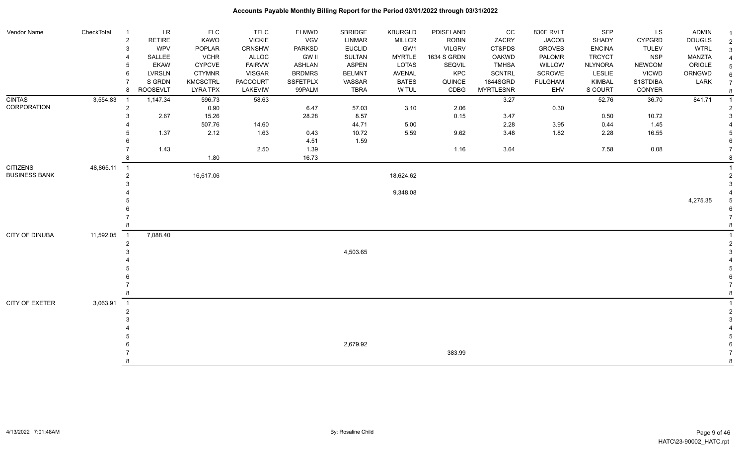# Accounts Payable Monthly Billing Report for the Period 03/01/2022 through 03/31/2022

| Vendor Name | CheckTotal | # | | | | | | | | | | | | |
|---|---|---|---|---|---|---|---|---|---|---|---|---|---|---|
| | | 1 | LR | FLC | TFLC | ELMWD | SBRIDGE | KBURGLD | PDISELAND | CC | 830E RVLT | SFP | LS | ADMIN |
| | | 2 | RETIRE | KAWO | VICKIE | VGV | LINMAR | MILLCR | ROBIN | ZACRY | JACOB | SHADY | CYPGRD | DOUGLS |
| | | 3 | WPV | POPLAR | CRNSHW | PARKSD | EUCLID | GW1 | VILGRV | CT&PDS | GROVES | ENCINA | TULEV | WTRL |
| | | 4 | SALLEE | VCHR | ALLOC | GW II | SULTAN | MYRTLE | 1634 S GRDN | OAKWD | PALOMR | TRCYCT | NSP | MANZTA |
| | | 5 | EKAW | CYPCVE | FAIRVW | ASHLAN | ASPEN | LOTAS | SEQVIL | TMHSA | WILLOW | NLYNORA | NEWCOM | ORIOLE |
| | | 6 | LVRSLN | CTYMNR | VISGAR | BRDMRS | BELMNT | AVENAL | KPC | SCNTRL | SCROWE | LESLIE | VICWD | ORNGWD |
| | | 7 | S GRDN | KMCSCTRL | PACCOURT | SSFETPLX | VASSAR | BATES | QUINCE | 1844SGRD | FULGHAM | KIMBAL | S1STDIBA | LARK |
| | | 8 | ROOSEVLT | LYRA TPX | LAKEVIW | 99PALM | TBRA | W TUL | CDBG | MYRTLESNR | EHV | S COURT | CONYER | |
| CINTAS CORPORATION | 3,554.83 | 1 | 1,147.34 | 596.73 | 58.63 | | | | | 3.27 | | 52.76 | 36.70 | 841.71 |
| | | 2 | | 0.90 | | 6.47 | 57.03 | 3.10 | 2.06 | | 0.30 | | | |
| | | 3 | 2.67 | 15.26 | | 28.28 | 8.57 | | 0.15 | 3.47 | | 0.50 | 10.72 | |
| | | 4 | | 507.76 | 14.60 | | 44.71 | 5.00 | | 2.28 | 3.95 | 0.44 | 1.45 | |
| | | 5 | 1.37 | 2.12 | 1.63 | 0.43 | 10.72 | 5.59 | 9.62 | 3.48 | 1.82 | 2.28 | 16.55 | |
| | | 6 | | | | 4.51 | 1.59 | | | | | | | |
| | | 7 | 1.43 | | 2.50 | 1.39 | | | 1.16 | 3.64 | | 7.58 | 0.08 | |
| | | 8 | | 1.80 | | 16.73 | | | | | | | | |
| CITIZENS BUSINESS BANK | 48,865.11 | 1 | | | | | | | | | | | | |
| | | 2 | | 16,617.06 | | | | 18,624.62 | | | | | | |
| | | 3 | | | | | | | | | | | | |
| | | 4 | | | | | | 9,348.08 | | | | | | |
| | | 5 | | | | | | | | | | | | 4,275.35 |
| | | 6 | | | | | | | | | | | | |
| | | 7 | | | | | | | | | | | | |
| | | 8 | | | | | | | | | | | | |
| CITY OF DINUBA | 11,592.05 | 1 | 7,088.40 | | | | | | | | | | | |
| | | 2 | | | | | | | | | | | | |
| | | 3 | | | | | 4,503.65 | | | | | | | |
| | | 4 | | | | | | | | | | | | |
| | | 5 | | | | | | | | | | | | |
| | | 6 | | | | | | | | | | | | |
| | | 7 | | | | | | | | | | | | |
| | | 8 | | | | | | | | | | | | |
| CITY OF EXETER | 3,063.91 | 1 | | | | | | | | | | | | |
| | | 2 | | | | | | | | | | | | |
| | | 3 | | | | | | | | | | | | |
| | | 4 | | | | | | | | | | | | |
| | | 5 | | | | | | | | | | | | |
| | | 6 | | | | | 2,679.92 | | | | | | | |
| | | 7 | | | | | | | 383.99 | | | | | |
| | | 8 | | | | | | | | | | | | |

4/13/2022 7:01:48AM By: Rosaline Child HATC\23-90002_HATC.rpt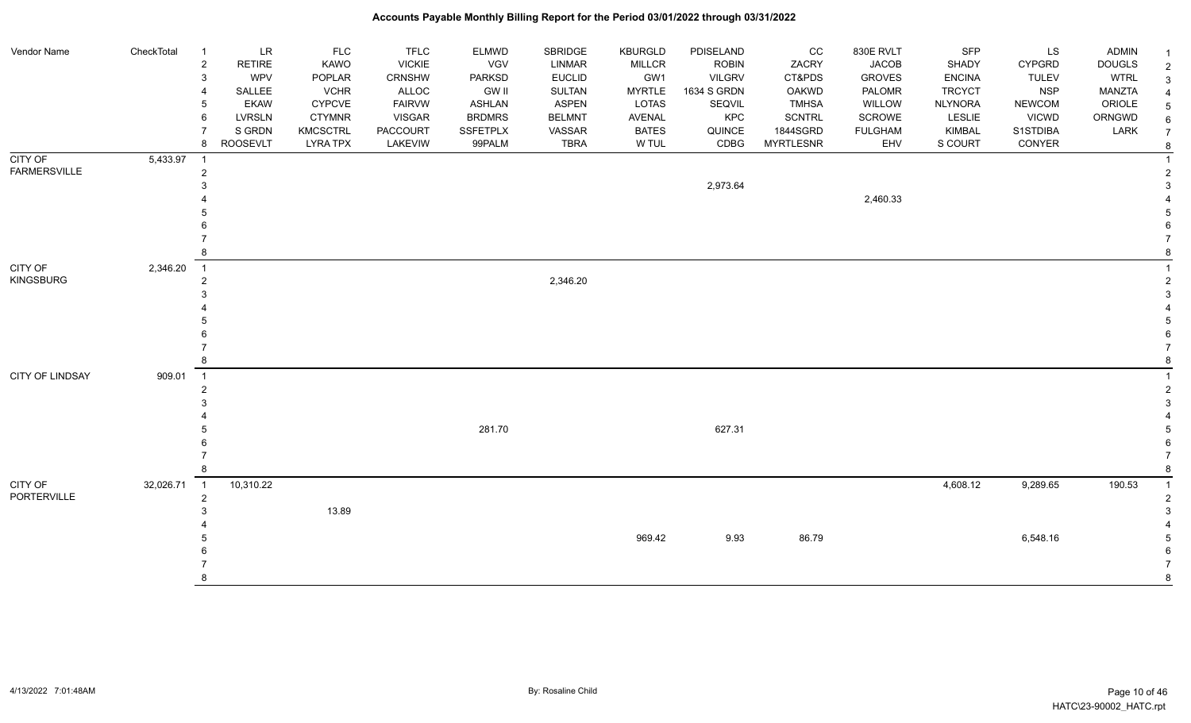# Accounts Payable Monthly Billing Report for the Period 03/01/2022 through 03/31/2022

| Vendor Name | CheckTotal | Row | | | | | | | | | | | | |
|---|---|---|---|---|---|---|---|---|---|---|---|---|---|---|
| | | 1 | LR | FLC | TFLC | ELMWD | SBRIDGE | KBURGLD | PDISELAND | CC | 830E RVLT | SFP | LS | ADMIN |
| | | 2 | RETIRE | KAWO | VICKIE | VGV | LINMAR | MILLCR | ROBIN | ZACRY | JACOB | SHADY | CYPGRD | DOUGLS |
| | | 3 | WPV | POPLAR | CRNSHW | PARKSD | EUCLID | GW1 | VILGRV | CT&PDS | GROVES | ENCINA | TULEV | WTRL |
| | | 4 | SALLEE | VCHR | ALLOC | GW II | SULTAN | MYRTLE | 1634 S GRDN | OAKWD | PALOMR | TRCYCT | NSP | MANZTA |
| | | 5 | EKAW | CYPCVE | FAIRVW | ASHLAN | ASPEN | LOTAS | SEQVIL | TMHSA | WILLOW | NLYNORA | NEWCOM | ORIOLE |
| | | 6 | LVRSLN | CTYMNR | VISGAR | BRDMRS | BELMNT | AVENAL | KPC | SCNTRL | SCROWE | LESLIE | VICWD | ORNGWD |
| | | 7 | S GRDN | KMCSCTRL | PACCOURT | SSFETPLX | VASSAR | BATES | QUINCE | 1844SGRD | FULGHAM | KIMBAL | S1STDIBA | LARK |
| | | 8 | ROOSEVELT | LYRA TPX | LAKEVIW | 99PALM | TBRA | W TUL | CDBG | MYRTLESNR | EHV | S COURT | CONYER | |
| CITY OF FARMERSVILLE | 5,433.97 | 1 | | | | | | | | | | | | |
| | | 2 | | | | | | | | | | | | |
| | | 3 | | | | | | | 2,973.64 | | | | | |
| | | 4 | | | | | | | | | 2,460.33 | | | |
| | | 5 | | | | | | | | | | | | |
| | | 6 | | | | | | | | | | | | |
| | | 7 | | | | | | | | | | | | |
| | | 8 | | | | | | | | | | | | |
| CITY OF KINGSBURG | 2,346.20 | 1 | | | | | | | | | | | | |
| | | 2 | | | | | 2,346.20 | | | | | | | |
| | | 3 | | | | | | | | | | | | |
| | | 4 | | | | | | | | | | | | |
| | | 5 | | | | | | | | | | | | |
| | | 6 | | | | | | | | | | | | |
| | | 7 | | | | | | | | | | | | |
| | | 8 | | | | | | | | | | | | |
| CITY OF LINDSAY | 909.01 | 1 | | | | | | | | | | | | |
| | | 2 | | | | | | | | | | | | |
| | | 3 | | | | | | | | | | | | |
| | | 4 | | | | | | | | | | | | |
| | | 5 | | | | 281.70 | | | 627.31 | | | | | |
| | | 6 | | | | | | | | | | | | |
| | | 7 | | | | | | | | | | | | |
| | | 8 | | | | | | | | | | | | |
| CITY OF PORTERVILLE | 32,026.71 | 1 | 10,310.22 | | | | | | | | | 4,608.12 | 9,289.65 | 190.53 |
| | | 2 | | | | | | | | | | | | |
| | | 3 | | 13.89 | | | | | | | | | | |
| | | 4 | | | | | | | | | | | | |
| | | 5 | | | | | | 969.42 | 9.93 | 86.79 | | | 6,548.16 | |
| | | 6 | | | | | | | | | | | | |
| | | 7 | | | | | | | | | | | | |
| | | 8 | | | | | | | | | | | | |

4/13/2022 7:01:48AM

By: Rosaline Child

HATC\23-90002_HATC.rpt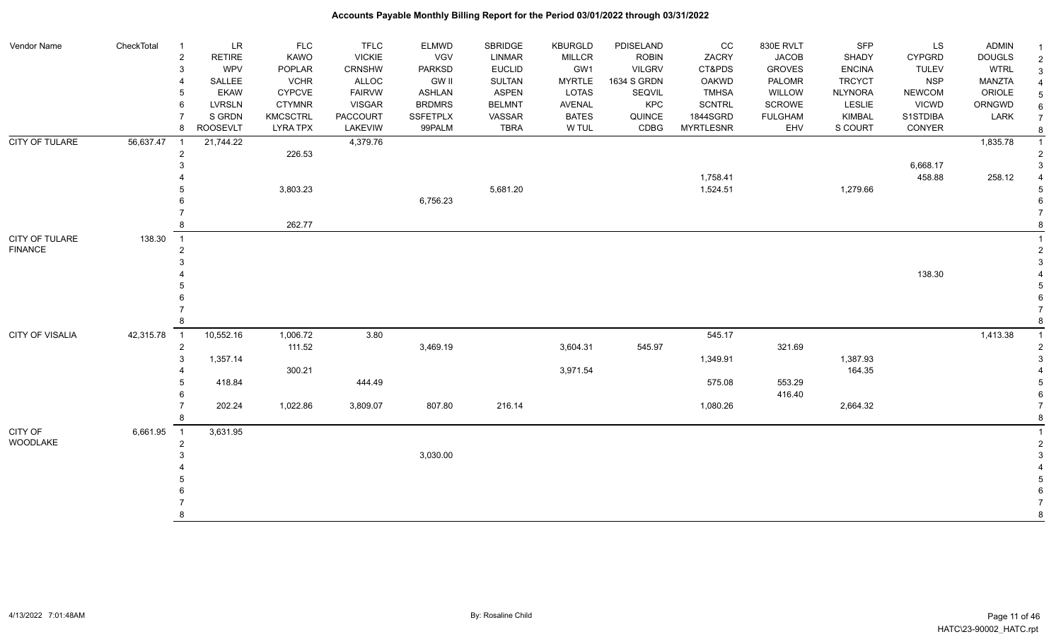# Accounts Payable Monthly Billing Report for the Period 03/01/2022 through 03/31/2022

| Vendor Name | CheckTotal | | | | | | | | | | | | | |
|---|---|---|---|---|---|---|---|---|---|---|---|---|---|---|
| | | 1 | LR | FLC | TFLC | ELMWD | SBRIDGE | KBURGLD | PDISELAND | CC | 830E RVLT | SFP | LS | ADMIN |
| | | 2 | RETIRE | KAWO | VICKIE | VGV | LINMAR | MILLCR | ROBIN | ZACRY | JACOB | SHADY | CYPGRD | DOUGLS |
| | | 3 | WPV | POPLAR | CRNSHW | PARKSD | EUCLID | GW1 | VILGRV | CT&PDS | GROVES | ENCINA | TULEV | WTRL |
| | | 4 | SALLEE | VCHR | ALLOC | GW II | SULTAN | MYRTLE | 1634 S GRDN | OAKWD | PALOMR | TRCYCT | NSP | MANZTA |
| | | 5 | EKAW | CYPCVE | FAIRVW | ASHLAN | ASPEN | LOTAS | SEQVIL | TMHSA | WILLOW | NLYNORA | NEWCOM | ORIOLE |
| | | 6 | LVRSLN | CTYMNR | VISGAR | BRDMRS | BELMNT | AVENAL | KPC | SCNTRL | SCROWE | LESLIE | VICWD | ORNGWD |
| | | 7 | S GRDN | KMCSCTRL | PACCOURT | SSFETPLX | VASSAR | BATES | QUINCE | 1844SGRD | FULGHAM | KIMBAL | S1STDIBA | LARK |
| | | 8 | ROOSEVLT | LYRA TPX | LAKEVIW | 99PALM | TBRA | W TUL | CDBG | MYRTLESNR | EHV | S COURT | CONYER | |
| CITY OF TULARE | 56,637.47 | 1 | 21,744.22 | | 4,379.76 | | | | | | | | | 1,835.78 |
| | | 2 | | 226.53 | | | | | | | | | | |
| | | 3 | | | | | | | | | | | 6,668.17 | |
| | | 4 | | | | | | | | 1,758.41 | | | 458.88 | 258.12 |
| | | 5 | | 3,803.23 | | | 5,681.20 | | | 1,524.51 | | 1,279.66 | | |
| | | 6 | | | | 6,756.23 | | | | | | | | |
| | | 7 | | | | | | | | | | | | |
| | | 8 | | 262.77 | | | | | | | | | | |
| CITY OF TULARE FINANCE | 138.30 | 1 | | | | | | | | | | | | |
| | | 2 | | | | | | | | | | | | |
| | | 3 | | | | | | | | | | | | |
| | | 4 | | | | | | | | | | | 138.30 | |
| | | 5 | | | | | | | | | | | | |
| | | 6 | | | | | | | | | | | | |
| | | 7 | | | | | | | | | | | | |
| | | 8 | | | | | | | | | | | | |
| CITY OF VISALIA | 42,315.78 | 1 | 10,552.16 | 1,006.72 | 3.80 | | | | | 545.17 | | | | 1,413.38 |
| | | 2 | | 111.52 | | 3,469.19 | | 3,604.31 | 545.97 | | 321.69 | | | |
| | | 3 | 1,357.14 | | | | | | | 1,349.91 | | 1,387.93 | | |
| | | 4 | | 300.21 | | | | 3,971.54 | | | | 164.35 | | |
| | | 5 | 418.84 | | 444.49 | | | | | 575.08 | 553.29 | | | |
| | | 6 | | | | | | | | | 416.40 | | | |
| | | 7 | 202.24 | 1,022.86 | 3,809.07 | 807.80 | 216.14 | | | 1,080.26 | | 2,664.32 | | |
| | | 8 | | | | | | | | | | | | |
| CITY OF WOODLAKE | 6,661.95 | 1 | 3,631.95 | | | | | | | | | | | |
| | | 2 | | | | | | | | | | | | |
| | | 3 | | | | 3,030.00 | | | | | | | | |
| | | 4 | | | | | | | | | | | | |
| | | 5 | | | | | | | | | | | | |
| | | 6 | | | | | | | | | | | | |
| | | 7 | | | | | | | | | | | | |
| | | 8 | | | | | | | | | | | | |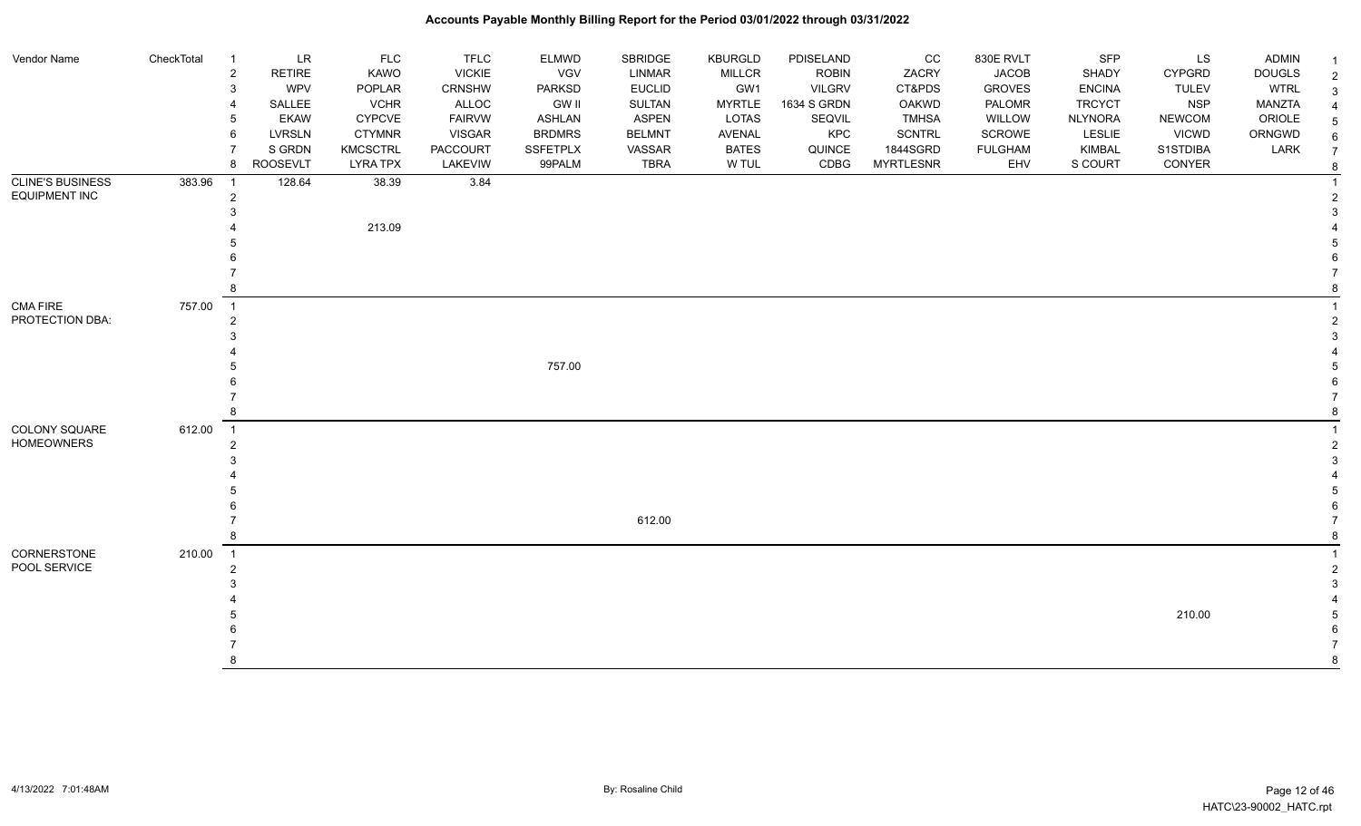# Accounts Payable Monthly Billing Report for the Period 03/01/2022 through 03/31/2022

| Vendor Name | CheckTotal | | | | | | | | | | | | | | |
|---|---|---|---|---|---|---|---|---|---|---|---|---|---|---|---|
| | | 1 | LR | FLC | TFLC | ELMWD | SBRIDGE | KBURGLD | PDISELAND | CC | 830E RVLT | SFP | LS | ADMIN | 1 |
| | | 2 | RETIRE | KAWO | VICKIE | VGV | LINMAR | MILLCR | ROBIN | ZACRY | JACOB | SHADY | CYPGRD | DOUGLS | 2 |
| | | 3 | WPV | POPLAR | CRNSHW | PARKSD | EUCLID | GW1 | VILGRV | CT&PDS | GROVES | ENCINA | TULEV | WTRL | 3 |
| | | 4 | SALLEE | VCHR | ALLOC | GW II | SULTAN | MYRTLE | 1634 S GRDN | OAKWD | PALOMR | TRCYCT | NSP | MANZTA | 4 |
| | | 5 | EKAW | CYPCVE | FAIRVW | ASHLAN | ASPEN | LOTAS | SEQVIL | TMHSA | WILLOW | NLYNORA | NEWCOM | ORIOLE | 5 |
| | | 6 | LVRSLN | CTYMNR | VISGAR | BRDMRS | BELMNT | AVENAL | KPC | SCNTRL | SCROWE | LESLIE | VICWD | ORNGWD | 6 |
| | | 7 | S GRDN | KMCSCTRL | PACCOURT | SSFETPLX | VASSAR | BATES | QUINCE | 1844SGRD | FULGHAM | KIMBAL | S1STDIBA | LARK | 7 |
| | | 8 | ROOSEVLT | LYRA TPX | LAKEVIW | 99PALM | TBRA | W TUL | CDBG | MYRTLESNR | EHV | S COURT | CONYER | | 8 |
| CLINE'S BUSINESS EQUIPMENT INC | 383.96 | 1 | 128.64 | 38.39 | 3.84 | | | | | | | | | | 1 |
| | | 2 | | | | | | | | | | | | | 2 |
| | | 3 | | | | | | | | | | | | | 3 |
| | | 4 | | 213.09 | | | | | | | | | | | 4 |
| | | 5 | | | | | | | | | | | | | 5 |
| | | 6 | | | | | | | | | | | | | 6 |
| | | 7 | | | | | | | | | | | | | 7 |
| | | 8 | | | | | | | | | | | | | 8 |
| CMA FIRE PROTECTION DBA: | 757.00 | 1 | | | | | | | | | | | | | 1 |
| | | 2 | | | | | | | | | | | | | 2 |
| | | 3 | | | | | | | | | | | | | 3 |
| | | 4 | | | | | | | | | | | | | 4 |
| | | 5 | | | | 757.00 | | | | | | | | | 5 |
| | | 6 | | | | | | | | | | | | | 6 |
| | | 7 | | | | | | | | | | | | | 7 |
| | | 8 | | | | | | | | | | | | | 8 |
| COLONY SQUARE HOMEOWNERS | 612.00 | 1 | | | | | | | | | | | | | 1 |
| | | 2 | | | | | | | | | | | | | 2 |
| | | 3 | | | | | | | | | | | | | 3 |
| | | 4 | | | | | | | | | | | | | 4 |
| | | 5 | | | | | | | | | | | | | 5 |
| | | 6 | | | | | | | | | | | | | 6 |
| | | 7 | | | | | 612.00 | | | | | | | | 7 |
| | | 8 | | | | | | | | | | | | | 8 |
| CORNERSTONE POOL SERVICE | 210.00 | 1 | | | | | | | | | | | | | 1 |
| | | 2 | | | | | | | | | | | | | 2 |
| | | 3 | | | | | | | | | | | | | 3 |
| | | 4 | | | | | | | | | | | | | 4 |
| | | 5 | | | | | | | | | | | 210.00 | | 5 |
| | | 6 | | | | | | | | | | | | | 6 |
| | | 7 | | | | | | | | | | | | | 7 |
| | | 8 | | | | | | | | | | | | | 8 |

4/13/2022 7:01:48AM By: Rosaline Child HATC\23-90002_HATC.rpt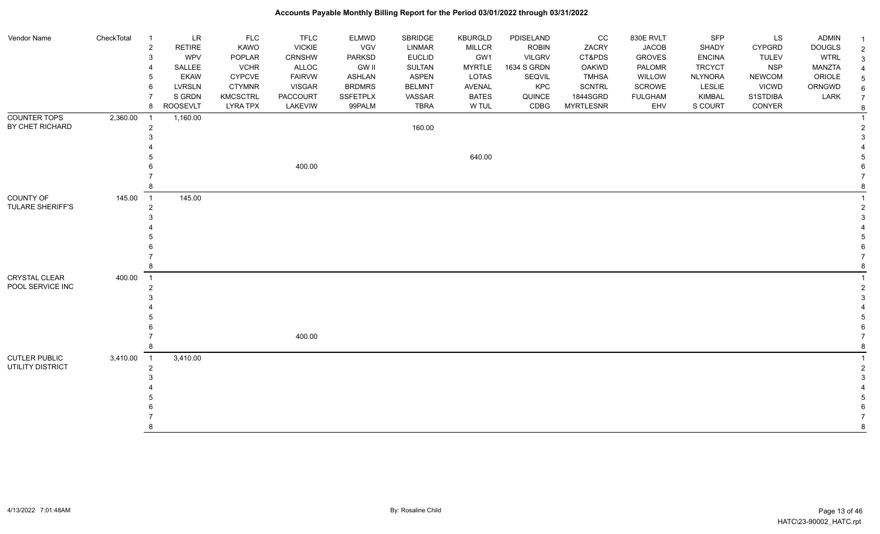# Accounts Payable Monthly Billing Report for the Period 03/01/2022 through 03/31/2022

| Vendor Name | CheckTotal | # | | | | | | | | | | | | | # |
|---|---|---|---|---|---|---|---|---|---|---|---|---|---|---|---|
| | | 1 | LR | FLC | TFLC | ELMWD | SBRIDGE | KBURGLD | PDISELAND | CC | 830E RVLT | SFP | LS | ADMIN | 1 |
| | | 2 | RETIRE | KAWO | VICKIE | VGV | LINMAR | MILLCR | ROBIN | ZACRY | JACOB | SHADY | CYPGRD | DOUGLS | 2 |
| | | 3 | WPV | POPLAR | CRNSHW | PARKSD | EUCLID | GW1 | VILGRV | CT&PDS | GROVES | ENCINA | TULEV | WTRL | 3 |
| | | 4 | SALLEE | VCHR | ALLOC | GW II | SULTAN | MYRTLE | 1634 S GRDN | OAKWD | PALOMR | TRCYCT | NSP | MANZTA | 4 |
| | | 5 | EKAW | CYPCVE | FAIRVW | ASHLAN | ASPEN | LOTAS | SEQVIL | TMHSA | WILLOW | NLYNORA | NEWCOM | ORIOLE | 5 |
| | | 6 | LVRSLN | CTYMNR | VISGAR | BRDMRS | BELMNT | AVENAL | KPC | SCNTRL | SCROWE | LESLIE | VICWD | ORNGWD | 6 |
| | | 7 | S GRDN | KMCSCTRL | PACCOURT | SSFETPLX | VASSAR | BATES | QUINCE | 1844SGRD | FULGHAM | KIMBAL | S1STDIBA | LARK | 7 |
| | | 8 | ROOSEVLT | LYRA TPX | LAKEVIW | 99PALM | TBRA | W TUL | CDBG | MYRTLESNR | EHV | S COURT | CONYER | | 8 |
| COUNTER TOPS | 2,360.00 | 1 | 1,160.00 | | | | | | | | | | | | 1 |
| BY CHET RICHARD | | 2 | | | | | 160.00 | | | | | | | | 2 |
| | | 3 | | | | | | | | | | | | | 3 |
| | | 4 | | | | | | | | | | | | | 4 |
| | | 5 | | | | | | 640.00 | | | | | | | 5 |
| | | 6 | | | 400.00 | | | | | | | | | | 6 |
| | | 7 | | | | | | | | | | | | | 7 |
| | | 8 | | | | | | | | | | | | | 8 |
| COUNTY OF | 145.00 | 1 | 145.00 | | | | | | | | | | | | 1 |
| TULARE SHERIFF'S | | 2 | | | | | | | | | | | | | 2 |
| | | 3 | | | | | | | | | | | | | 3 |
| | | 4 | | | | | | | | | | | | | 4 |
| | | 5 | | | | | | | | | | | | | 5 |
| | | 6 | | | | | | | | | | | | | 6 |
| | | 7 | | | | | | | | | | | | | 7 |
| | | 8 | | | | | | | | | | | | | 8 |
| CRYSTAL CLEAR | 400.00 | 1 | | | | | | | | | | | | | 1 |
| POOL SERVICE INC | | 2 | | | | | | | | | | | | | 2 |
| | | 3 | | | | | | | | | | | | | 3 |
| | | 4 | | | | | | | | | | | | | 4 |
| | | 5 | | | | | | | | | | | | | 5 |
| | | 6 | | | | | | | | | | | | | 6 |
| | | 7 | | | 400.00 | | | | | | | | | | 7 |
| | | 8 | | | | | | | | | | | | | 8 |
| CUTLER PUBLIC | 3,410.00 | 1 | 3,410.00 | | | | | | | | | | | | 1 |
| UTILITY DISTRICT | | 2 | | | | | | | | | | | | | 2 |
| | | 3 | | | | | | | | | | | | | 3 |
| | | 4 | | | | | | | | | | | | | 4 |
| | | 5 | | | | | | | | | | | | | 5 |
| | | 6 | | | | | | | | | | | | | 6 |
| | | 7 | | | | | | | | | | | | | 7 |
| | | 8 | | | | | | | | | | | | | 8 |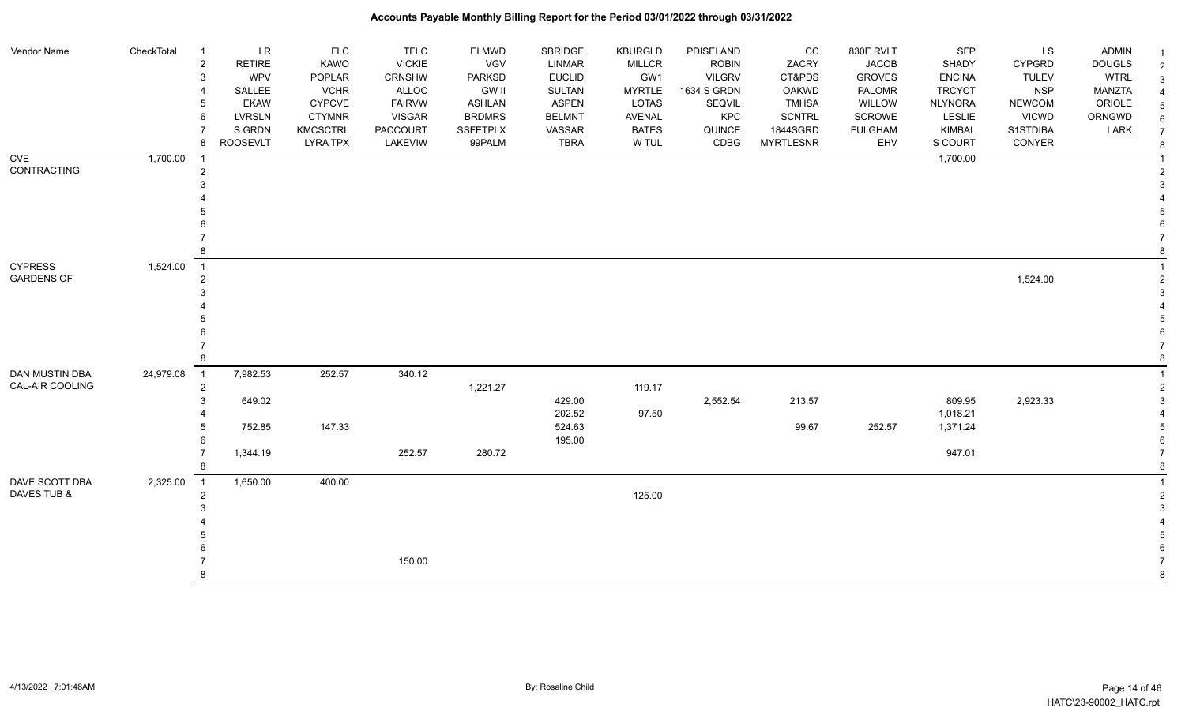# Accounts Payable Monthly Billing Report for the Period 03/01/2022 through 03/31/2022

| Vendor Name | CheckTotal | | LR | FLC | TFLC | ELMWD | SBRIDGE | KBURGLD | PDISELAND | CC | 830E RVLT | SFP | LS | ADMIN |
|---|---|---|---|---|---|---|---|---|---|---|---|---|---|---|
| | | 2 | RETIRE | KAWO | VICKIE | VGV | LINMAR | MILLCR | ROBIN | ZACRY | JACOB | SHADY | CYPGRD | DOUGLS |
| | | 3 | WPV | POPLAR | CRNSHW | PARKSD | EUCLID | GW1 | VILGRV | CT&PDS | GROVES | ENCINA | TULEV | WTRL |
| | | 4 | SALLEE | VCHR | ALLOC | GW II | SULTAN | MYRTLE | 1634 S GRDN | OAKWD | PALOMR | TRCYCT | NSP | MANZTA |
| | | 5 | EKAW | CYPCVE | FAIRVW | ASHLAN | ASPEN | LOTAS | SEQVIL | TMHSA | WILLOW | NLYNORA | NEWCOM | ORIOLE |
| | | 6 | LVRSLN | CTYMNR | VISGAR | BRDMRS | BELMNT | AVENAL | KPC | SCNTRL | SCROWE | LESLIE | VICWD | ORNGWD |
| | | 7 | S GRDN | KMCSCTRL | PACCOURT | SSFETPLX | VASSAR | BATES | QUINCE | 1844SGRD | FULGHAM | KIMBAL | S1STDIBA | LARK |
| | | 8 | ROOSEVLT | LYRA TPX | LAKEVIW | 99PALM | TBRA | W TUL | CDBG | MYRTLESNR | EHV | S COURT | CONYER | |
| CVE | 1,700.00 | 1 | | | | | | | | | | 1,700.00 | | |
| CONTRACTING | | 2 | | | | | | | | | | | | |
| | | 3 | | | | | | | | | | | | |
| | | 4 | | | | | | | | | | | | |
| | | 5 | | | | | | | | | | | | |
| | | 6 | | | | | | | | | | | | |
| | | 7 | | | | | | | | | | | | |
| | | 8 | | | | | | | | | | | | |
| CYPRESS | 1,524.00 | 1 | | | | | | | | | | | | |
| GARDENS OF | | 2 | | | | | | | | | | | 1,524.00 | |
| | | 3 | | | | | | | | | | | | |
| | | 4 | | | | | | | | | | | | |
| | | 5 | | | | | | | | | | | | |
| | | 6 | | | | | | | | | | | | |
| | | 7 | | | | | | | | | | | | |
| | | 8 | | | | | | | | | | | | |
| DAN MUSTIN DBA | 24,979.08 | 1 | 7,982.53 | 252.57 | 340.12 | | | | | | | | | |
| CAL-AIR COOLING | | 2 | | | | 1,221.27 | | 119.17 | | | | | | |
| | | 3 | 649.02 | | | | 429.00 | | 2,552.54 | 213.57 | | 809.95 | 2,923.33 | |
| | | 4 | | | | | 202.52 | 97.50 | | | | 1,018.21 | | |
| | | 5 | 752.85 | 147.33 | | | 524.63 | | | 99.67 | 252.57 | 1,371.24 | | |
| | | 6 | | | | | 195.00 | | | | | | | |
| | | 7 | 1,344.19 | | 252.57 | 280.72 | | | | | | 947.01 | | |
| | | 8 | | | | | | | | | | | | |
| DAVE SCOTT DBA | 2,325.00 | 1 | 1,650.00 | 400.00 | | | | | | | | | | |
| DAVES TUB & | | 2 | | | | | | 125.00 | | | | | | |
| | | 3 | | | | | | | | | | | | |
| | | 4 | | | | | | | | | | | | |
| | | 5 | | | | | | | | | | | | |
| | | 6 | | | | | | | | | | | | |
| | | 7 | | | 150.00 | | | | | | | | | |
| | | 8 | | | | | | | | | | | | |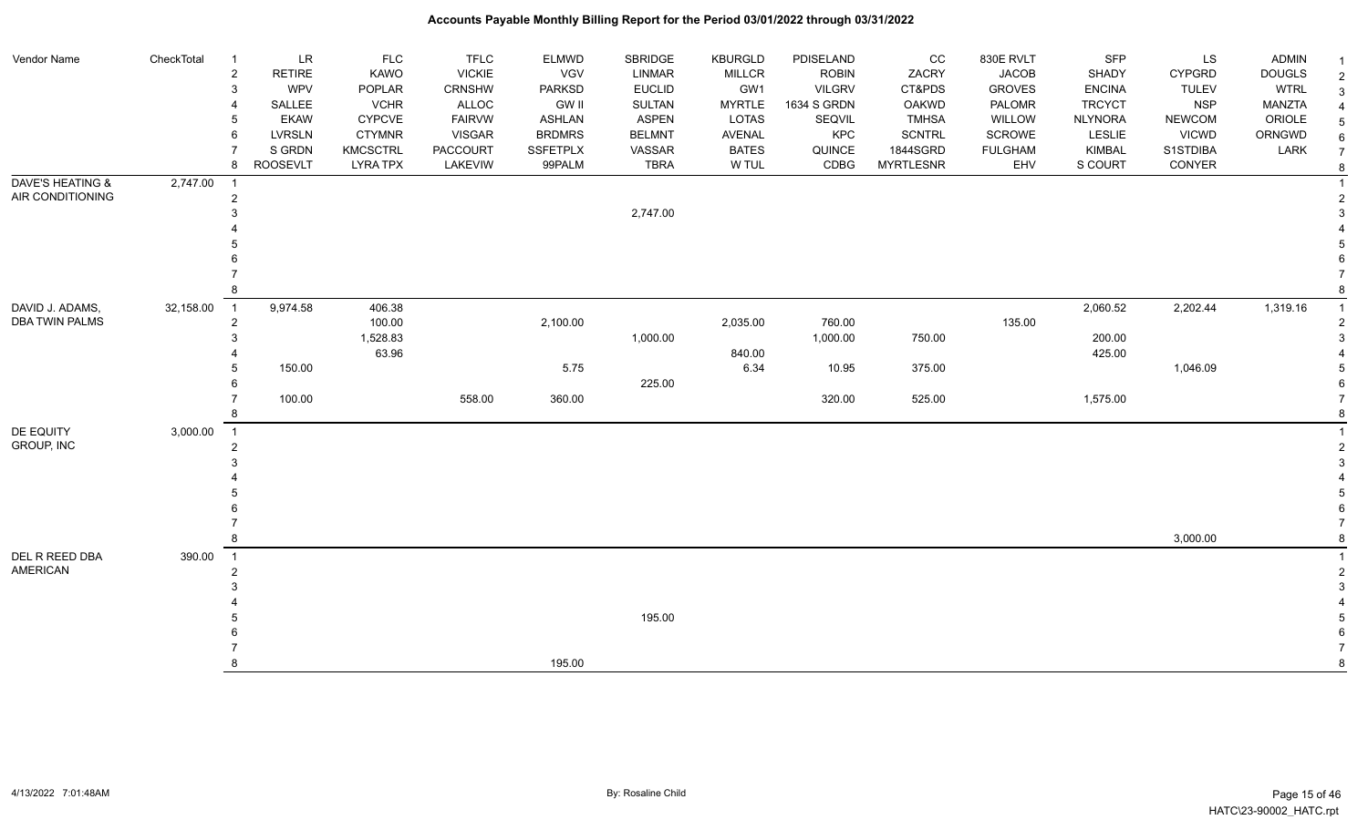# Accounts Payable Monthly Billing Report for the Period 03/01/2022 through 03/31/2022

| Vendor Name | CheckTotal | | | | | | | | | | | | | |
|---|---|---|---|---|---|---|---|---|---|---|---|---|---|---|
| | | 1 | LR | FLC | TFLC | ELMWD | SBRIDGE | KBURGLD | PDISELAND | CC | 830E RVLT | SFP | LS | ADMIN |
| | | 2 | RETIRE | KAWO | VICKIE | VGV | LINMAR | MILLCR | ROBIN | ZACRY | JACOB | SHADY | CYPGRD | DOUGLS |
| | | 3 | WPV | POPLAR | CRNSHW | PARKSD | EUCLID | GW1 | VILGRV | CT&PDS | GROVES | ENCINA | TULEV | WTRL |
| | | 4 | SALLEE | VCHR | ALLOC | GW II | SULTAN | MYRTLE | 1634 S GRDN | OAKWD | PALOMR | TRCYCT | NSP | MANZTA |
| | | 5 | EKAW | CYPCVE | FAIRVW | ASHLAN | ASPEN | LOTAS | SEQVIL | TMHSA | WILLOW | NLYNORA | NEWCOM | ORIOLE |
| | | 6 | LVRSLN | CTYMNR | VISGAR | BRDMRS | BELMNT | AVENAL | KPC | SCNTRL | SCROWE | LESLIE | VICWD | ORNGWD |
| | | 7 | S GRDN | KMCSCTRL | PACCOURT | SSFETPLX | VASSAR | BATES | QUINCE | 1844SGRD | FULGHAM | KIMBAL | S1STDIBA | LARK |
| | | 8 | ROOSEVLT | LYRA TPX | LAKEVIW | 99PALM | TBRA | W TUL | CDBG | MYRTLESNR | EHV | S COURT | CONYER | |
| DAVE'S HEATING & AIR CONDITIONING | 2,747.00 | 1 | | | | | | | | | | | | |
| | | 2 | | | | | | | | | | | | |
| | | 3 | | | | | 2,747.00 | | | | | | | |
| | | 4 | | | | | | | | | | | | |
| | | 5 | | | | | | | | | | | | |
| | | 6 | | | | | | | | | | | | |
| | | 7 | | | | | | | | | | | | |
| | | 8 | | | | | | | | | | | | |
| DAVID J. ADAMS, DBA TWIN PALMS | 32,158.00 | 1 | 9,974.58 | 406.38 | | | | | | | | 2,060.52 | 2,202.44 | 1,319.16 |
| | | 2 | | 100.00 | | 2,100.00 | | 2,035.00 | 760.00 | | 135.00 | | | |
| | | 3 | | 1,528.83 | | | 1,000.00 | | 1,000.00 | 750.00 | | 200.00 | | |
| | | 4 | | 63.96 | | | | 840.00 | | | | 425.00 | | |
| | | 5 | 150.00 | | | 5.75 | | 6.34 | 10.95 | 375.00 | | | 1,046.09 | |
| | | 6 | | | | | 225.00 | | | | | | | |
| | | 7 | 100.00 | | 558.00 | 360.00 | | | 320.00 | 525.00 | | 1,575.00 | | |
| | | 8 | | | | | | | | | | | | |
| DE EQUITY GROUP, INC | 3,000.00 | 1 | | | | | | | | | | | | |
| | | 2 | | | | | | | | | | | | |
| | | 3 | | | | | | | | | | | | |
| | | 4 | | | | | | | | | | | | |
| | | 5 | | | | | | | | | | | | |
| | | 6 | | | | | | | | | | | | |
| | | 7 | | | | | | | | | | | | |
| | | 8 | | | | | | | | | | | 3,000.00 | |
| DEL R REED DBA AMERICAN | 390.00 | 1 | | | | | | | | | | | | |
| | | 2 | | | | | | | | | | | | |
| | | 3 | | | | | | | | | | | | |
| | | 4 | | | | | | | | | | | | |
| | | 5 | | | | | 195.00 | | | | | | | |
| | | 6 | | | | | | | | | | | | |
| | | 7 | | | | | | | | | | | | |
| | | 8 | | | | 195.00 | | | | | | | | |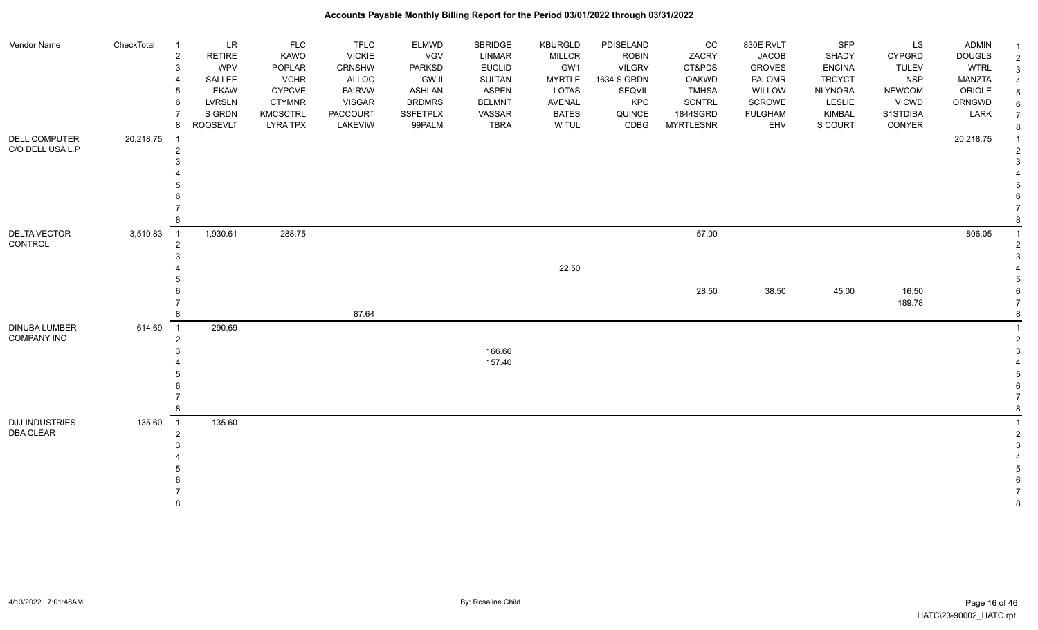# Accounts Payable Monthly Billing Report for the Period 03/01/2022 through 03/31/2022

| Vendor Name | CheckTotal | # | LR | FLC | TFLC | ELMWD | SBRIDGE | KBURGLD | PDISELAND | CC | 830E RVLT | SFP | LS | ADMIN | # |
|---|---|---|---|---|---|---|---|---|---|---|---|---|---|---|---|
| | | 2 | RETIRE | KAWO | VICKIE | VGV | LINMAR | MILLCR | ROBIN | ZACRY | JACOB | SHADY | CYPGRD | DOUGLS | 2 |
| | | 3 | WPV | POPLAR | CRNSHW | PARKSD | EUCLID | GW1 | VILGRV | CT&PDS | GROVES | ENCINA | TULEV | WTRL | 3 |
| | | 4 | SALLEE | VCHR | ALLOC | GW II | SULTAN | MYRTLE | 1634 S GRDN | OAKWD | PALOMR | TRCYCT | NSP | MANZTA | 4 |
| | | 5 | EKAW | CYPCVE | FAIRVW | ASHLAN | ASPEN | LOTAS | SEQVIL | TMHSA | WILLOW | NLYNORA | NEWCOM | ORIOLE | 5 |
| | | 6 | LVRSLN | CTYMNR | VISGAR | BRDMRS | BELMNT | AVENAL | KPC | SCNTRL | SCROWE | LESLIE | VICWD | ORNGWD | 6 |
| | | 7 | S GRDN | KMCSCTRL | PACCOURT | SSFETPLX | VASSAR | BATES | QUINCE | 1844SGRD | FULGHAM | KIMBAL | S1STDIBA | LARK | 7 |
| | | 8 | ROOSEVLT | LYRA TPX | LAKEVIW | 99PALM | TBRA | W TUL | CDBG | MYRTLESNR | EHV | S COURT | CONYER | | 8 |
| DELL COMPUTER C/O DELL USA L.P | 20,218.75 | 1 | | | | | | | | | | | | 20,218.75 | 1 |
| | | 2 | | | | | | | | | | | | | 2 |
| | | 3 | | | | | | | | | | | | | 3 |
| | | 4 | | | | | | | | | | | | | 4 |
| | | 5 | | | | | | | | | | | | | 5 |
| | | 6 | | | | | | | | | | | | | 6 |
| | | 7 | | | | | | | | | | | | | 7 |
| | | 8 | | | | | | | | | | | | | 8 |
| DELTA VECTOR CONTROL | 3,510.83 | 1 | 1,930.61 | 288.75 | | | | | | 57.00 | | | | 806.05 | 1 |
| | | 2 | | | | | | | | | | | | | 2 |
| | | 3 | | | | | | | | | | | | | 3 |
| | | 4 | | | | | | 22.50 | | | | | | | 4 |
| | | 5 | | | | | | | | | | | | | 5 |
| | | 6 | | | | | | | | 28.50 | 38.50 | 45.00 | 16.50 | | 6 |
| | | 7 | | | | | | | | | | | 189.78 | | 7 |
| | | 8 | | | 87.64 | | | | | | | | | | 8 |
| DINUBA LUMBER COMPANY INC | 614.69 | 1 | 290.69 | | | | | | | | | | | | 1 |
| | | 2 | | | | | | | | | | | | | 2 |
| | | 3 | | | | | 166.60 | | | | | | | | 3 |
| | | 4 | | | | | 157.40 | | | | | | | | 4 |
| | | 5 | | | | | | | | | | | | | 5 |
| | | 6 | | | | | | | | | | | | | 6 |
| | | 7 | | | | | | | | | | | | | 7 |
| | | 8 | | | | | | | | | | | | | 8 |
| DJJ INDUSTRIES DBA CLEAR | 135.60 | 1 | 135.60 | | | | | | | | | | | | 1 |
| | | 2 | | | | | | | | | | | | | 2 |
| | | 3 | | | | | | | | | | | | | 3 |
| | | 4 | | | | | | | | | | | | | 4 |
| | | 5 | | | | | | | | | | | | | 5 |
| | | 6 | | | | | | | | | | | | | 6 |
| | | 7 | | | | | | | | | | | | | 7 |
| | | 8 | | | | | | | | | | | | | 8 |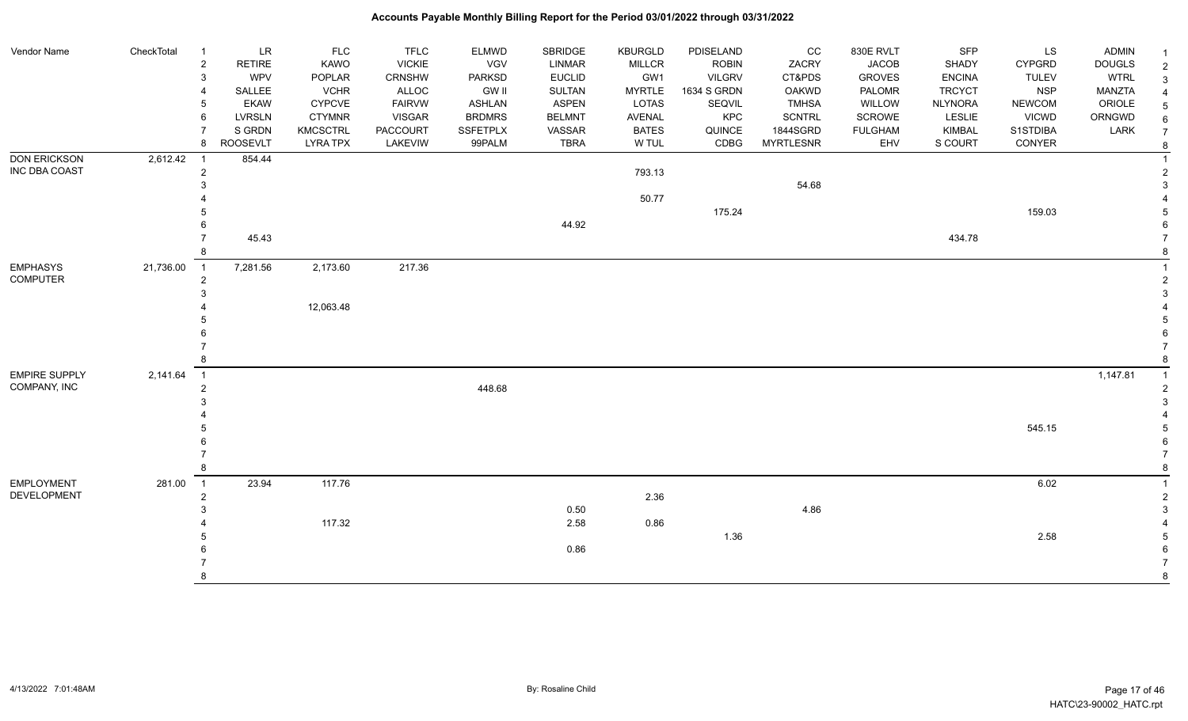# Accounts Payable Monthly Billing Report for the Period 03/01/2022 through 03/31/2022

| Vendor Name | CheckTotal | | | | | | | | | | | | | | |
|---|---|---|---|---|---|---|---|---|---|---|---|---|---|---|---|
| | | 1 | LR | FLC | TFLC | ELMWD | SBRIDGE | KBURGLD | PDISELAND | CC | 830E RVLT | SFP | LS | ADMIN | 1 |
| | | 2 | RETIRE | KAWO | VICKIE | VGV | LINMAR | MILLCR | ROBIN | ZACRY | JACOB | SHADY | CYPGRD | DOUGLS | 2 |
| | | 3 | WPV | POPLAR | CRNSHW | PARKSD | EUCLID | GW1 | VILGRV | CT&PDS | GROVES | ENCINA | TULEV | WTRL | 3 |
| | | 4 | SALLEE | VCHR | ALLOC | GW II | SULTAN | MYRTLE | 1634 S GRDN | OAKWD | PALOMR | TRCYCT | NSP | MANZTA | 4 |
| | | 5 | EKAW | CYPCVE | FAIRVW | ASHLAN | ASPEN | LOTAS | SEQVIL | TMHSA | WILLOW | NLYNORA | NEWCOM | ORIOLE | 5 |
| | | 6 | LVRSLN | CTYMNR | VISGAR | BRDMRS | BELMNT | AVENAL | KPC | SCNTRL | SCROWE | LESLIE | VICWD | ORNGWD | 6 |
| | | 7 | S GRDN | KMCSCTRL | PACCOURT | SSFETPLX | VASSAR | BATES | QUINCE | 1844SGRD | FULGHAM | KIMBAL | S1STDIBA | LARK | 7 |
| | | 8 | ROOSEVLT | LYRA TPX | LAKEVIW | 99PALM | TBRA | W TUL | CDBG | MYRTLESNR | EHV | S COURT | CONYER | | 8 |
| DON ERICKSON INC DBA COAST | 2,612.42 | 1 | 854.44 | | | | | | | | | | | | 1 |
| | | 2 | | | | | | 793.13 | | | | | | | 2 |
| | | 3 | | | | | | | | 54.68 | | | | | 3 |
| | | 4 | | | | | | 50.77 | | | | | | | 4 |
| | | 5 | | | | | | | 175.24 | | | | 159.03 | | 5 |
| | | 6 | | | | | 44.92 | | | | | | | | 6 |
| | | 7 | 45.43 | | | | | | | | | 434.78 | | | 7 |
| | | 8 | | | | | | | | | | | | | 8 |
| EMPHASYS COMPUTER | 21,736.00 | 1 | 7,281.56 | 2,173.60 | 217.36 | | | | | | | | | | 1 |
| | | 2 | | | | | | | | | | | | | 2 |
| | | 3 | | | | | | | | | | | | | 3 |
| | | 4 | | 12,063.48 | | | | | | | | | | | 4 |
| | | 5 | | | | | | | | | | | | | 5 |
| | | 6 | | | | | | | | | | | | | 6 |
| | | 7 | | | | | | | | | | | | | 7 |
| | | 8 | | | | | | | | | | | | | 8 |
| EMPIRE SUPPLY COMPANY, INC | 2,141.64 | 1 | | | | | | | | | | | | 1,147.81 | 1 |
| | | 2 | | | | 448.68 | | | | | | | | | 2 |
| | | 3 | | | | | | | | | | | | | 3 |
| | | 4 | | | | | | | | | | | | | 4 |
| | | 5 | | | | | | | | | | | 545.15 | | 5 |
| | | 6 | | | | | | | | | | | | | 6 |
| | | 7 | | | | | | | | | | | | | 7 |
| | | 8 | | | | | | | | | | | | | 8 |
| EMPLOYMENT DEVELOPMENT | 281.00 | 1 | 23.94 | 117.76 | | | | | | | | | 6.02 | | 1 |
| | | 2 | | | | | | 2.36 | | | | | | | 2 |
| | | 3 | | | | | 0.50 | | | 4.86 | | | | | 3 |
| | | 4 | | 117.32 | | | 2.58 | 0.86 | | | | | | | 4 |
| | | 5 | | | | | | | 1.36 | | | | 2.58 | | 5 |
| | | 6 | | | | | 0.86 | | | | | | | | 6 |
| | | 7 | | | | | | | | | | | | | 7 |
| | | 8 | | | | | | | | | | | | | 8 |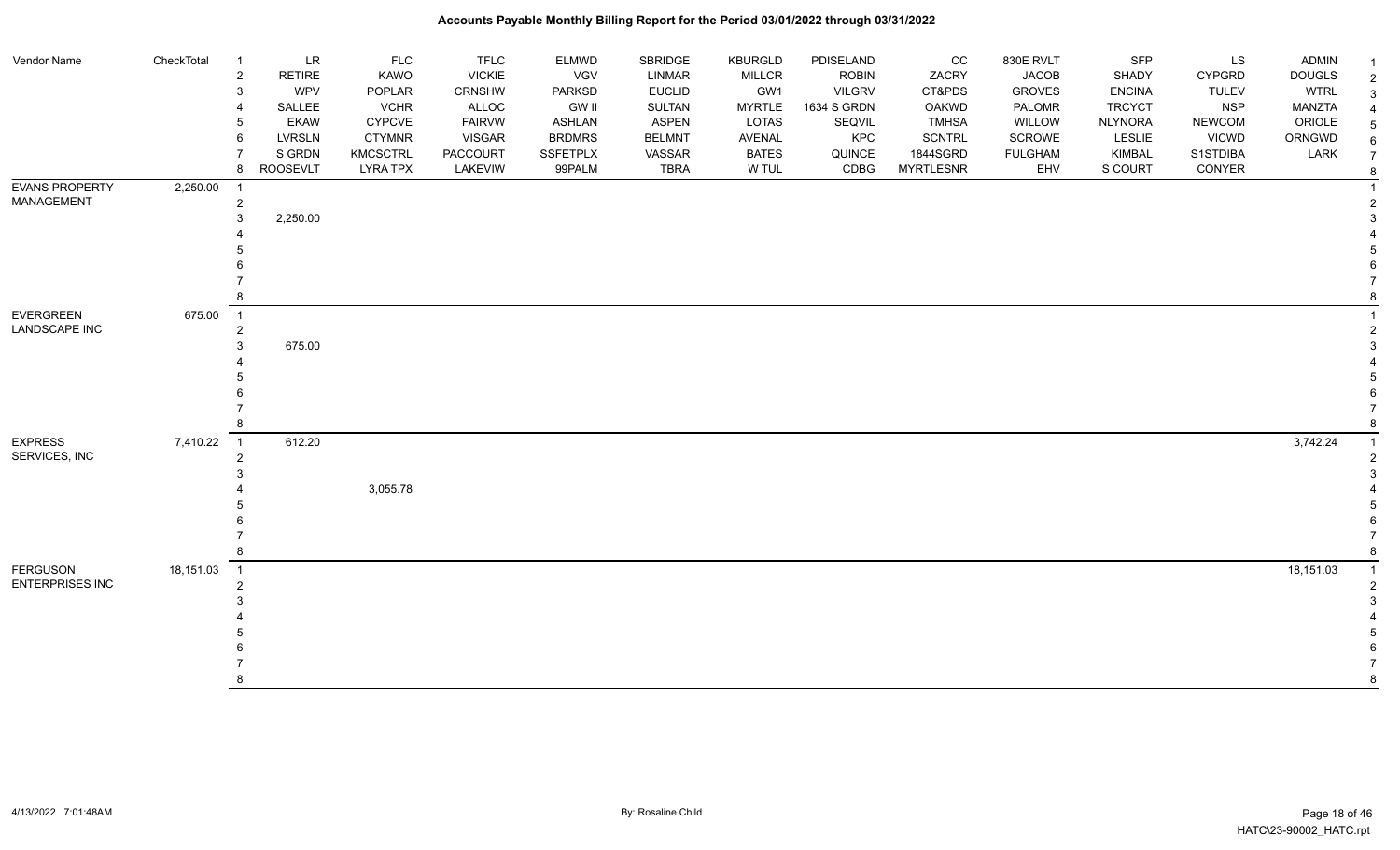# Accounts Payable Monthly Billing Report for the Period 03/01/2022 through 03/31/2022

| Vendor Name | CheckTotal | | | | | | | | | | | | | | | |
|---|---|---|---|---|---|---|---|---|---|---|---|---|---|---|---|---|
| | | 1 | LR | FLC | TFLC | ELMWD | SBRIDGE | KBURGLD | PDISELAND | CC | 830E RVLT | SFP | LS | ADMIN | 1 |
| | | 2 | RETIRE | KAWO | VICKIE | VGV | LINMAR | MILLCR | ROBIN | ZACRY | JACOB | SHADY | CYPGRD | DOUGLS | 2 |
| | | 3 | WPV | POPLAR | CRNSHW | PARKSD | EUCLID | GW1 | VILGRV | CT&PDS | GROVES | ENCINA | TULEV | WTRL | 3 |
| | | 4 | SALLEE | VCHR | ALLOC | GW II | SULTAN | MYRTLE | 1634 S GRDN | OAKWD | PALOMR | TRCYCT | NSP | MANZTA | 4 |
| | | 5 | EKAW | CYPCVE | FAIRVW | ASHLAN | ASPEN | LOTAS | SEQVIL | TMHSA | WILLOW | NLYNORA | NEWCOM | ORIOLE | 5 |
| | | 6 | LVRSLN | CTYMNR | VISGAR | BRDMRS | BELMNT | AVENAL | KPC | SCNTRL | SCROWE | LESLIE | VICWD | ORNGWD | 6 |
| | | 7 | S GRDN | KMCSCTRL | PACCOURT | SSFETPLX | VASSAR | BATES | QUINCE | 1844SGRD | FULGHAM | KIMBAL | S1STDIBA | LARK | 7 |
| | | 8 | ROOSEVLT | LYRA TPX | LAKEVIW | 99PALM | TBRA | W TUL | CDBG | MYRTLESNR | EHV | S COURT | CONYER | | 8 |
| EVANS PROPERTY MANAGEMENT | 2,250.00 | 1 | | | | | | | | | | | | | 1 |
| | | 2 | | | | | | | | | | | | | 2 |
| | | 3 | 2,250.00 | | | | | | | | | | | | 3 |
| | | 4 | | | | | | | | | | | | | 4 |
| | | 5 | | | | | | | | | | | | | 5 |
| | | 6 | | | | | | | | | | | | | 6 |
| | | 7 | | | | | | | | | | | | | 7 |
| | | 8 | | | | | | | | | | | | | 8 |
| EVERGREEN LANDSCAPE INC | 675.00 | 1 | | | | | | | | | | | | | 1 |
| | | 2 | | | | | | | | | | | | | 2 |
| | | 3 | 675.00 | | | | | | | | | | | | 3 |
| | | 4 | | | | | | | | | | | | | 4 |
| | | 5 | | | | | | | | | | | | | 5 |
| | | 6 | | | | | | | | | | | | | 6 |
| | | 7 | | | | | | | | | | | | | 7 |
| | | 8 | | | | | | | | | | | | | 8 |
| EXPRESS SERVICES, INC | 7,410.22 | 1 | 612.20 | | | | | | | | | | | 3,742.24 | 1 |
| | | 2 | | | | | | | | | | | | | 2 |
| | | 3 | | | | | | | | | | | | | 3 |
| | | 4 | | 3,055.78 | | | | | | | | | | | 4 |
| | | 5 | | | | | | | | | | | | | 5 |
| | | 6 | | | | | | | | | | | | | 6 |
| | | 7 | | | | | | | | | | | | | 7 |
| | | 8 | | | | | | | | | | | | | 8 |
| FERGUSON ENTERPRISES INC | 18,151.03 | 1 | | | | | | | | | | | | 18,151.03 | 1 |
| | | 2 | | | | | | | | | | | | | 2 |
| | | 3 | | | | | | | | | | | | | 3 |
| | | 4 | | | | | | | | | | | | | 4 |
| | | 5 | | | | | | | | | | | | | 5 |
| | | 6 | | | | | | | | | | | | | 6 |
| | | 7 | | | | | | | | | | | | | 7 |
| | | 8 | | | | | | | | | | | | | 8 |

4/13/2022 7:01:48AM — By: Rosaline Child — HATC\23-90002_HATC.rpt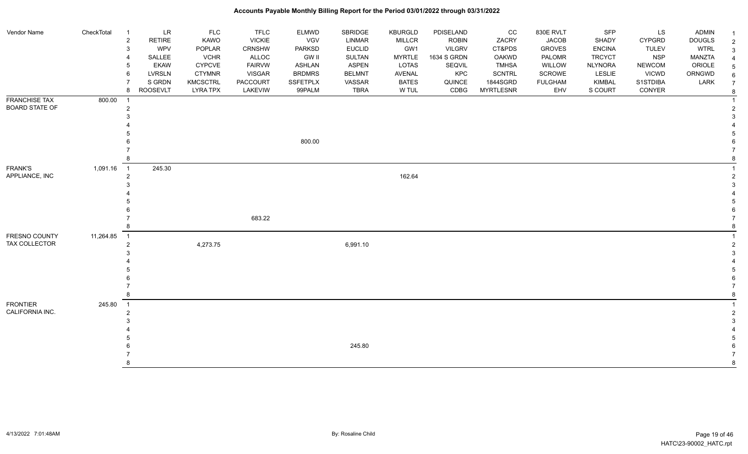# Accounts Payable Monthly Billing Report for the Period 03/01/2022 through 03/31/2022

| Vendor Name | CheckTotal | | | | | | | | | | | | | |
|---|---|---|---|---|---|---|---|---|---|---|---|---|---|---|
| | | 1 | LR | FLC | TFLC | ELMWD | SBRIDGE | KBURGLD | PDISELAND | CC | 830E RVLT | SFP | LS | ADMIN |
| | | 2 | RETIRE | KAWO | VICKIE | VGV | LINMAR | MILLCR | ROBIN | ZACRY | JACOB | SHADY | CYPGRD | DOUGLS |
| | | 3 | WPV | POPLAR | CRNSHW | PARKSD | EUCLID | GW1 | VILGRV | CT&PDS | GROVES | ENCINA | TULEV | WTRL |
| | | 4 | SALLEE | VCHR | ALLOC | GW II | SULTAN | MYRTLE | 1634 S GRDN | OAKWD | PALOMR | TRCYCT | NSP | MANZTA |
| | | 5 | EKAW | CYPCVE | FAIRVW | ASHLAN | ASPEN | LOTAS | SEQVIL | TMHSA | WILLOW | NLYNORA | NEWCOM | ORIOLE |
| | | 6 | LVRSLN | CTYMNR | VISGAR | BRDMRS | BELMNT | AVENAL | KPC | SCNTRL | SCROWE | LESLIE | VICWD | ORNGWD |
| | | 7 | S GRDN | KMCSCTRL | PACCOURT | SSFETPLX | VASSAR | BATES | QUINCE | 1844SGRD | FULGHAM | KIMBAL | S1STDIBA | LARK |
| | | 8 | ROOSEVLT | LYRA TPX | LAKEVIW | 99PALM | TBRA | W TUL | CDBG | MYRTLESNR | EHV | S COURT | CONYER | |
| FRANCHISE TAX BOARD STATE OF | 800.00 | 1 | | | | | | | | | | | | |
| | | 2 | | | | | | | | | | | | |
| | | 3 | | | | | | | | | | | | |
| | | 4 | | | | | | | | | | | | |
| | | 5 | | | | | | | | | | | | |
| | | 6 | | | | 800.00 | | | | | | | | |
| | | 7 | | | | | | | | | | | | |
| | | 8 | | | | | | | | | | | | |
| FRANK'S APPLIANCE, INC | 1,091.16 | 1 | 245.30 | | | | | | | | | | | |
| | | 2 | | | | | | 162.64 | | | | | | |
| | | 3 | | | | | | | | | | | | |
| | | 4 | | | | | | | | | | | | |
| | | 5 | | | | | | | | | | | | |
| | | 6 | | | | | | | | | | | | |
| | | 7 | | | 683.22 | | | | | | | | | |
| | | 8 | | | | | | | | | | | | |
| FRESNO COUNTY TAX COLLECTOR | 11,264.85 | 1 | | | | | | | | | | | | |
| | | 2 | | 4,273.75 | | | 6,991.10 | | | | | | | |
| | | 3 | | | | | | | | | | | | |
| | | 4 | | | | | | | | | | | | |
| | | 5 | | | | | | | | | | | | |
| | | 6 | | | | | | | | | | | | |
| | | 7 | | | | | | | | | | | | |
| | | 8 | | | | | | | | | | | | |
| FRONTIER CALIFORNIA INC. | 245.80 | 1 | | | | | | | | | | | | |
| | | 2 | | | | | | | | | | | | |
| | | 3 | | | | | | | | | | | | |
| | | 4 | | | | | | | | | | | | |
| | | 5 | | | | | | | | | | | | |
| | | 6 | | | | | 245.80 | | | | | | | |
| | | 7 | | | | | | | | | | | | |
| | | 8 | | | | | | | | | | | | |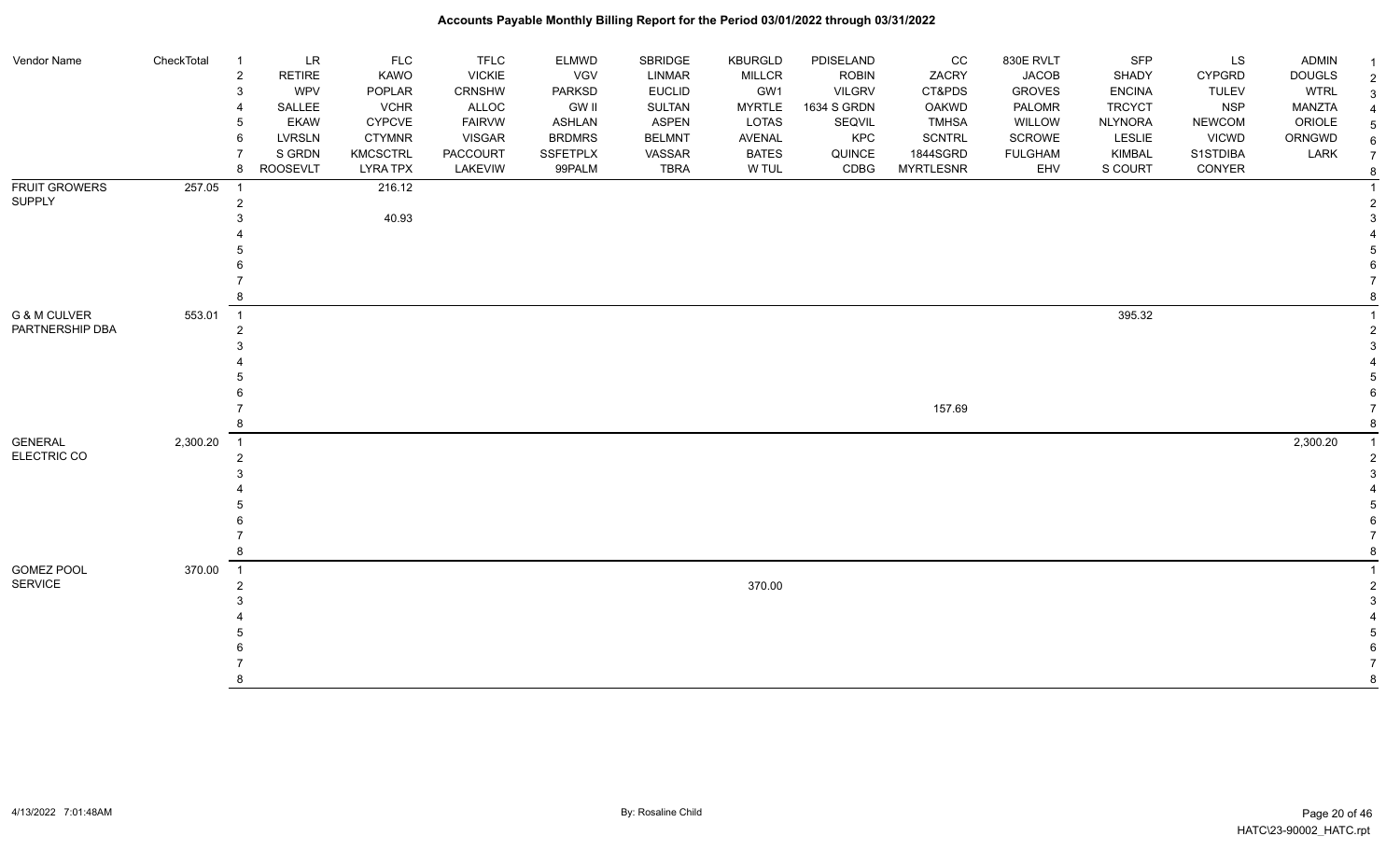| Vendor Name | CheckTotal | | LR | FLC | TFLC | ELMWD | SBRIDGE | KBURGLD | PDISELAND | CC | 830E RVLT | SFP | LS | ADMIN |
|---|---|---|---|---|---|---|---|---|---|---|---|---|---|---|
| | | 1 | LR | FLC | TFLC | ELMWD | SBRIDGE | KBURGLD | PDISELAND | CC | 830E RVLT | SFP | LS | ADMIN |
| | | 2 | RETIRE | KAWO | VICKIE | VGV | LINMAR | MILLCR | ROBIN | ZACRY | JACOB | SHADY | CYPGRD | DOUGLS |
| | | 3 | WPV | POPLAR | CRNSHW | PARKSD | EUCLID | GW1 | VILGRV | CT&PDS | GROVES | ENCINA | TULEV | WTRL |
| | | 4 | SALLEE | VCHR | ALLOC | GW II | SULTAN | MYRTLE | 1634 S GRDN | OAKWD | PALOMR | TRCYCT | NSP | MANZTA |
| | | 5 | EKAW | CYPCVE | FAIRVW | ASHLAN | ASPEN | LOTAS | SEQVIL | TMHSA | WILLOW | NLYNORA | NEWCOM | ORIOLE |
| | | 6 | LVRSLN | CTYMNR | VISGAR | BRDMRS | BELMNT | AVENAL | KPC | SCNTRL | SCROWE | LESLIE | VICWD | ORNGWD |
| | | 7 | S GRDN | KMCSCTRL | PACCOURT | SSFETPLX | VASSAR | BATES | QUINCE | 1844SGRD | FULGHAM | KIMBAL | S1STDIBA | LARK |
| | | 8 | ROOSEVLT | LYRA TPX | LAKEVIW | 99PALM | TBRA | W TUL | CDBG | MYRTLESNR | EHV | S COURT | CONYER | |
| FRUIT GROWERS SUPPLY | 257.05 | 1 | | 216.12 | | | | | | | | | | |
| | | 2 | | | | | | | | | | | | |
| | | 3 | | 40.93 | | | | | | | | | | |
| | | 4 | | | | | | | | | | | | |
| | | 5 | | | | | | | | | | | | |
| | | 6 | | | | | | | | | | | | |
| | | 7 | | | | | | | | | | | | |
| | | 8 | | | | | | | | | | | | |
| G & M CULVER PARTNERSHIP DBA | 553.01 | 1 | | | | | | | | | | 395.32 | | |
| | | 2 | | | | | | | | | | | | |
| | | 3 | | | | | | | | | | | | |
| | | 4 | | | | | | | | | | | | |
| | | 5 | | | | | | | | | | | | |
| | | 6 | | | | | | | | | | | | |
| | | 7 | | | | | | | | 157.69 | | | | |
| | | 8 | | | | | | | | | | | | |
| GENERAL ELECTRIC CO | 2,300.20 | 1 | | | | | | | | | | | | 2,300.20 |
| | | 2 | | | | | | | | | | | | |
| | | 3 | | | | | | | | | | | | |
| | | 4 | | | | | | | | | | | | |
| | | 5 | | | | | | | | | | | | |
| | | 6 | | | | | | | | | | | | |
| | | 7 | | | | | | | | | | | | |
| | | 8 | | | | | | | | | | | | |
| GOMEZ POOL SERVICE | 370.00 | 1 | | | | | | | | | | | | |
| | | 2 | | | | | | 370.00 | | | | | | |
| | | 3 | | | | | | | | | | | | |
| | | 4 | | | | | | | | | | | | |
| | | 5 | | | | | | | | | | | | |
| | | 6 | | | | | | | | | | | | |
| | | 7 | | | | | | | | | | | | |
| | | 8 | | | | | | | | | | | | |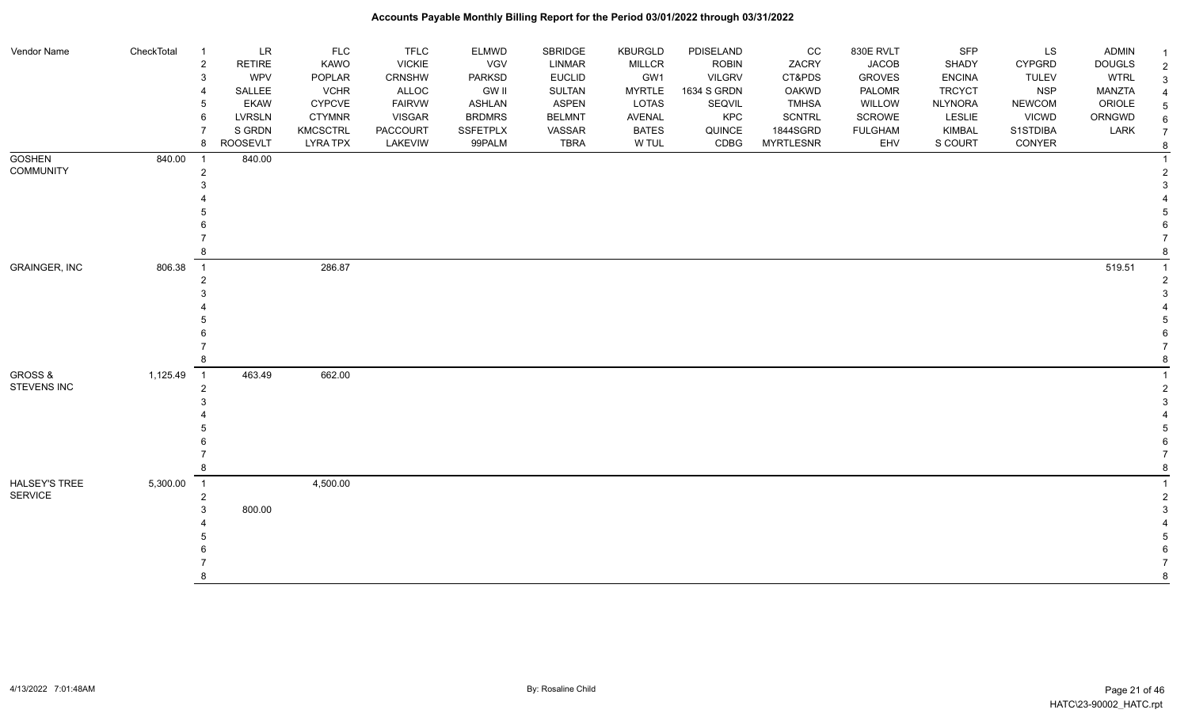# Accounts Payable Monthly Billing Report for the Period 03/01/2022 through 03/31/2022

| Vendor Name | CheckTotal | | | | | | | | | | | | | | | |
|---|---|---|---|---|---|---|---|---|---|---|---|---|---|---|---|---|
| | | 1 | LR | FLC | TFLC | ELMWD | SBRIDGE | KBURGLD | PDISELAND | CC | 830E RVLT | SFP | LS | ADMIN | 1 |
| | | 2 | RETIRE | KAWO | VICKIE | VGV | LINMAR | MILLCR | ROBIN | ZACRY | JACOB | SHADY | CYPGRD | DOUGLS | 2 |
| | | 3 | WPV | POPLAR | CRNSHW | PARKSD | EUCLID | GW1 | VILGRV | CT&PDS | GROVES | ENCINA | TULEV | WTRL | 3 |
| | | 4 | SALLEE | VCHR | ALLOC | GW II | SULTAN | MYRTLE | 1634 S GRDN | OAKWD | PALOMR | TRCYCT | NSP | MANZTA | 4 |
| | | 5 | EKAW | CYPCVE | FAIRVW | ASHLAN | ASPEN | LOTAS | SEQVIL | TMHSA | WILLOW | NLYNORA | NEWCOM | ORIOLE | 5 |
| | | 6 | LVRSLN | CTYMNR | VISGAR | BRDMRS | BELMNT | AVENAL | KPC | SCNTRL | SCROWE | LESLIE | VICWD | ORNGWD | 6 |
| | | 7 | S GRDN | KMCSCTRL | PACCOURT | SSFETPLX | VASSAR | BATES | QUINCE | 1844SGRD | FULGHAM | KIMBAL | S1STDIBA | LARK | 7 |
| | | 8 | ROOSEVLT | LYRA TPX | LAKEVIW | 99PALM | TBRA | W TUL | CDBG | MYRTLESNR | EHV | S COURT | CONYER | | 8 |
| GOSHEN COMMUNITY | 840.00 | 1 | 840.00 | | | | | | | | | | | | 1 |
| GRAINGER, INC | 806.38 | 1 | | 286.87 | | | | | | | | | | 519.51 | 1 |
| GROSS & STEVENS INC | 1,125.49 | 1 | 463.49 | 662.00 | | | | | | | | | | | 1 |
| HALSEY'S TREE SERVICE | 5,300.00 | 1 | | 4,500.00 | | | | | | | | | | | 1 |
| | | 3 | 800.00 | | | | | | | | | | | | 3 |

By: Rosaline Child

4/13/2022 7:01:48AM

HATC\23-90002_HATC.rpt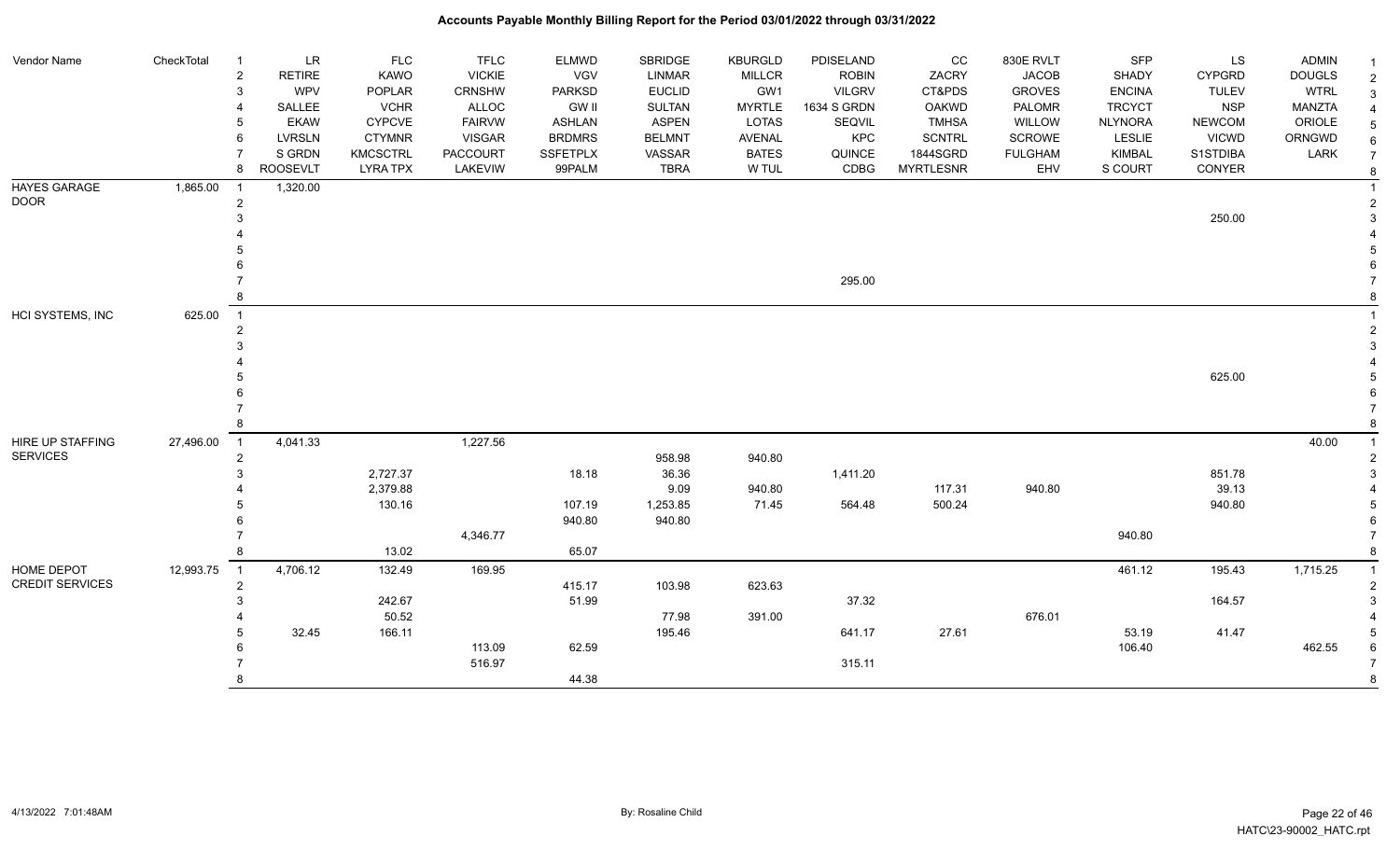# Accounts Payable Monthly Billing Report for the Period 03/01/2022 through 03/31/2022

| Vendor Name | CheckTotal | | LR | FLC | TFLC | ELMWD | SBRIDGE | KBURGLD | PDISELAND | CC | 830E RVLT | SFP | LS | ADMIN |
|---|---|---|---|---|---|---|---|---|---|---|---|---|---|---|
| | | 2 | RETIRE | KAWO | VICKIE | VGV | LINMAR | MILLCR | ROBIN | ZACRY | JACOB | SHADY | CYPGRD | DOUGLS |
| | | 3 | WPV | POPLAR | CRNSHW | PARKSD | EUCLID | GW1 | VILGRV | CT&PDS | GROVES | ENCINA | TULEV | WTRL |
| | | 4 | SALLEE | VCHR | ALLOC | GW II | SULTAN | MYRTLE | 1634 S GRDN | OAKWD | PALOMR | TRCYCT | NSP | MANZTA |
| | | 5 | EKAW | CYPCVE | FAIRVW | ASHLAN | ASPEN | LOTAS | SEQVIL | TMHSA | WILLOW | NLYNORA | NEWCOM | ORIOLE |
| | | 6 | LVRSLN | CTYMNR | VISGAR | BRDMRS | BELMNT | AVENAL | KPC | SCNTRL | SCROWE | LESLIE | VICWD | ORNGWD |
| | | 7 | S GRDN | KMCSCTRL | PACCOURT | SSFETPLX | VASSAR | BATES | QUINCE | 1844SGRD | FULGHAM | KIMBAL | S1STDIBA | LARK |
| | | 8 | ROOSEVELT | LYRA TPX | LAKEVIW | 99PALM | TBRA | W TUL | CDBG | MYRTLESNR | EHV | S COURT | CONYER | |
| HAYES GARAGE DOOR | 1,865.00 | 1 | 1,320.00 | | | | | | | | | | | |
| | | 2 | | | | | | | | | | | | |
| | | 3 | | | | | | | | | | | 250.00 | |
| | | 4 | | | | | | | | | | | | |
| | | 5 | | | | | | | | | | | | |
| | | 6 | | | | | | | | | | | | |
| | | 7 | | | | | | | 295.00 | | | | | |
| | | 8 | | | | | | | | | | | | |
| HCI SYSTEMS, INC | 625.00 | 1 | | | | | | | | | | | | |
| | | 2 | | | | | | | | | | | | |
| | | 3 | | | | | | | | | | | | |
| | | 4 | | | | | | | | | | | | |
| | | 5 | | | | | | | | | | | 625.00 | |
| | | 6 | | | | | | | | | | | | |
| | | 7 | | | | | | | | | | | | |
| | | 8 | | | | | | | | | | | | |
| HIRE UP STAFFING SERVICES | 27,496.00 | 1 | 4,041.33 | | 1,227.56 | | | | | | | | | 40.00 |
| | | 2 | | | | | 958.98 | 940.80 | | | | | | |
| | | 3 | | 2,727.37 | | 18.18 | 36.36 | | 1,411.20 | | | | 851.78 | |
| | | 4 | | 2,379.88 | | | 9.09 | 940.80 | | 117.31 | 940.80 | | 39.13 | |
| | | 5 | | 130.16 | | 107.19 | 1,253.85 | 71.45 | 564.48 | 500.24 | | | 940.80 | |
| | | 6 | | | | 940.80 | 940.80 | | | | | | | |
| | | 7 | | | 4,346.77 | | | | | | | 940.80 | | |
| | | 8 | | 13.02 | | 65.07 | | | | | | | | |
| HOME DEPOT CREDIT SERVICES | 12,993.75 | 1 | 4,706.12 | 132.49 | 169.95 | | | | | | | 461.12 | 195.43 | 1,715.25 |
| | | 2 | | | | 415.17 | 103.98 | 623.63 | | | | | | |
| | | 3 | | 242.67 | | 51.99 | | | 37.32 | | | | 164.57 | |
| | | 4 | | 50.52 | | | 77.98 | 391.00 | | | 676.01 | | | |
| | | 5 | 32.45 | 166.11 | | | 195.46 | | 641.17 | 27.61 | | 53.19 | 41.47 | |
| | | 6 | | | 113.09 | 62.59 | | | | | | 106.40 | | 462.55 |
| | | 7 | | | 516.97 | | | | 315.11 | | | | | |
| | | 8 | | | | 44.38 | | | | | | | | |

4/13/2022 7:01:48AM | By: Rosaline Child | HATC\23-90002_HATC.rpt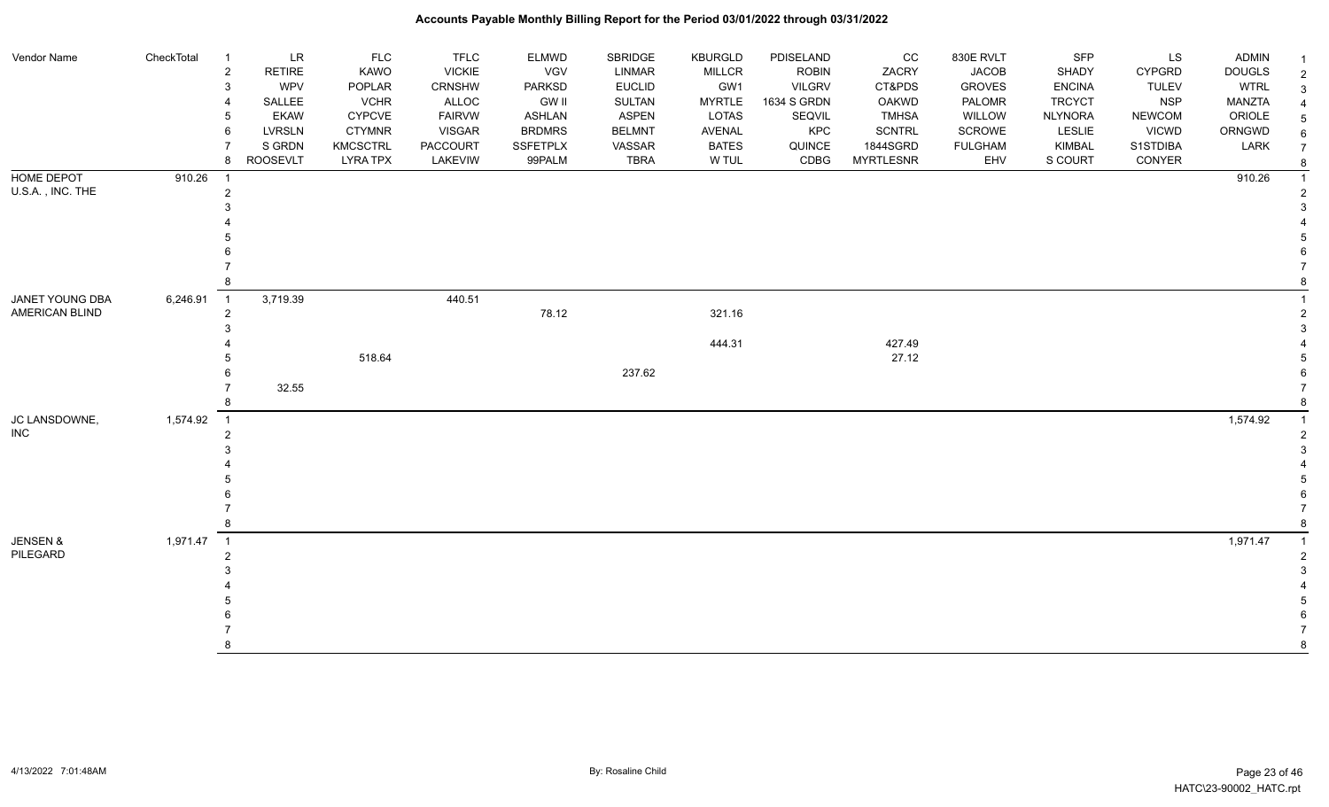# Accounts Payable Monthly Billing Report for the Period 03/01/2022 through 03/31/2022

| Vendor Name | CheckTotal | | | | | | | | | | | | | | |
|---|---|---|---|---|---|---|---|---|---|---|---|---|---|---|---|
| | | 1 | LR | FLC | TFLC | ELMWD | SBRIDGE | KBURGLD | PDISELAND | CC | 830E RVLT | SFP | LS | ADMIN | 1 |
| | | 2 | RETIRE | KAWO | VICKIE | VGV | LINMAR | MILLCR | ROBIN | ZACRY | JACOB | SHADY | CYPGRD | DOUGLS | 2 |
| | | 3 | WPV | POPLAR | CRNSHW | PARKSD | EUCLID | GW1 | VILGRV | CT&PDS | GROVES | ENCINA | TULEV | WTRL | 3 |
| | | 4 | SALLEE | VCHR | ALLOC | GW II | SULTAN | MYRTLE | 1634 S GRDN | OAKWD | PALOMR | TRCYCT | NSP | MANZTA | 4 |
| | | 5 | EKAW | CYPCVE | FAIRVW | ASHLAN | ASPEN | LOTAS | SEQVIL | TMHSA | WILLOW | NLYNORA | NEWCOM | ORIOLE | 5 |
| | | 6 | LVRSLN | CTYMNR | VISGAR | BRDMRS | BELMNT | AVENAL | KPC | SCNTRL | SCROWE | LESLIE | VICWD | ORNGWD | 6 |
| | | 7 | S GRDN | KMCSCTRL | PACCOURT | SSFETPLX | VASSAR | BATES | QUINCE | 1844SGRD | FULGHAM | KIMBAL | S1STDIBA | LARK | 7 |
| | | 8 | ROOSEVLT | LYRA TPX | LAKEVIW | 99PALM | TBRA | W TUL | CDBG | MYRTLESNR | EHV | S COURT | CONYER | | 8 |
| HOME DEPOT | 910.26 | 1 | | | | | | | | | | | | 910.26 | 1 |
| U.S.A. , INC. THE | | 2 | | | | | | | | | | | | | 2 |
| | | 3 | | | | | | | | | | | | | 3 |
| | | 4 | | | | | | | | | | | | | 4 |
| | | 5 | | | | | | | | | | | | | 5 |
| | | 6 | | | | | | | | | | | | | 6 |
| | | 7 | | | | | | | | | | | | | 7 |
| | | 8 | | | | | | | | | | | | | 8 |
| JANET YOUNG DBA | 6,246.91 | 1 | 3,719.39 | | 440.51 | | | | | | | | | | 1 |
| AMERICAN BLIND | | 2 | | | | 78.12 | | 321.16 | | | | | | | 2 |
| | | 3 | | | | | | | | | | | | | 3 |
| | | 4 | | | | | | 444.31 | | 427.49 | | | | | 4 |
| | | 5 | | 518.64 | | | | | | 27.12 | | | | | 5 |
| | | 6 | | | | | 237.62 | | | | | | | | 6 |
| | | 7 | 32.55 | | | | | | | | | | | | 7 |
| | | 8 | | | | | | | | | | | | | 8 |
| JC LANSDOWNE, | 1,574.92 | 1 | | | | | | | | | | | | 1,574.92 | 1 |
| INC | | 2 | | | | | | | | | | | | | 2 |
| | | 3 | | | | | | | | | | | | | 3 |
| | | 4 | | | | | | | | | | | | | 4 |
| | | 5 | | | | | | | | | | | | | 5 |
| | | 6 | | | | | | | | | | | | | 6 |
| | | 7 | | | | | | | | | | | | | 7 |
| | | 8 | | | | | | | | | | | | | 8 |
| JENSEN & | 1,971.47 | 1 | | | | | | | | | | | | 1,971.47 | 1 |
| PILEGARD | | 2 | | | | | | | | | | | | | 2 |
| | | 3 | | | | | | | | | | | | | 3 |
| | | 4 | | | | | | | | | | | | | 4 |
| | | 5 | | | | | | | | | | | | | 5 |
| | | 6 | | | | | | | | | | | | | 6 |
| | | 7 | | | | | | | | | | | | | 7 |
| | | 8 | | | | | | | | | | | | | 8 |

By: Rosaline Child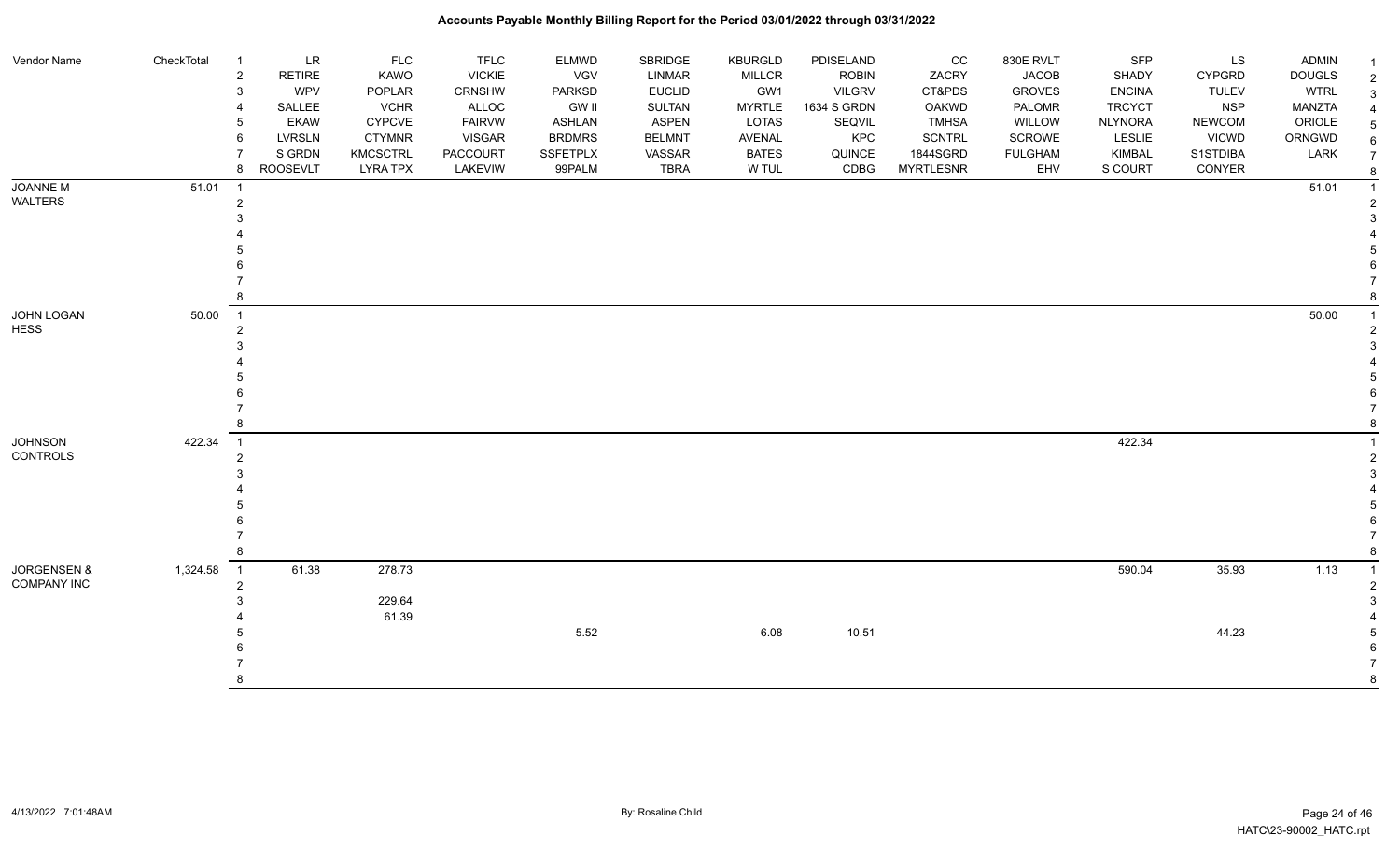# Accounts Payable Monthly Billing Report for the Period 03/01/2022 through 03/31/2022

| Vendor Name | CheckTotal | | | | | | | | | | | | | | |
|---|---|---|---|---|---|---|---|---|---|---|---|---|---|---|---|
| | | 1 | LR | FLC | TFLC | ELMWD | SBRIDGE | KBURGLD | PDISELAND | CC | 830E RVLT | SFP | LS | ADMIN | 1 |
| | | 2 | RETIRE | KAWO | VICKIE | VGV | LINMAR | MILLCR | ROBIN | ZACRY | JACOB | SHADY | CYPGRD | DOUGLS | 2 |
| | | 3 | WPV | POPLAR | CRNSHW | PARKSD | EUCLID | GW1 | VILGRV | CT&PDS | GROVES | ENCINA | TULEV | WTRL | 3 |
| | | 4 | SALLEE | VCHR | ALLOC | GW II | SULTAN | MYRTLE | 1634 S GRDN | OAKWD | PALOMR | TRCYCT | NSP | MANZTA | 4 |
| | | 5 | EKAW | CYPCVE | FAIRVW | ASHLAN | ASPEN | LOTAS | SEQVIL | TMHSA | WILLOW | NLYNORA | NEWCOM | ORIOLE | 5 |
| | | 6 | LVRSLN | CTYMNR | VISGAR | BRDMRS | BELMNT | AVENAL | KPC | SCNTRL | SCROWE | LESLIE | VICWD | ORNGWD | 6 |
| | | 7 | S GRDN | KMCSCTRL | PACCOURT | SSFETPLX | VASSAR | BATES | QUINCE | 1844SGRD | FULGHAM | KIMBAL | S1STDIBA | LARK | 7 |
| | | 8 | ROOSEVLT | LYRA TPX | LAKEVIW | 99PALM | TBRA | W TUL | CDBG | MYRTLESNR | EHV | S COURT | CONYER | | 8 |
| JOANNE M WALTERS | 51.01 | 1 | | | | | | | | | | | | 51.01 | 1 |
| | | 2 | | | | | | | | | | | | | 2 |
| | | 3 | | | | | | | | | | | | | 3 |
| | | 4 | | | | | | | | | | | | | 4 |
| | | 5 | | | | | | | | | | | | | 5 |
| | | 6 | | | | | | | | | | | | | 6 |
| | | 7 | | | | | | | | | | | | | 7 |
| | | 8 | | | | | | | | | | | | | 8 |
| JOHN LOGAN HESS | 50.00 | 1 | | | | | | | | | | | | 50.00 | 1 |
| | | 2 | | | | | | | | | | | | | 2 |
| | | 3 | | | | | | | | | | | | | 3 |
| | | 4 | | | | | | | | | | | | | 4 |
| | | 5 | | | | | | | | | | | | | 5 |
| | | 6 | | | | | | | | | | | | | 6 |
| | | 7 | | | | | | | | | | | | | 7 |
| | | 8 | | | | | | | | | | | | | 8 |
| JOHNSON CONTROLS | 422.34 | 1 | | | | | | | | | | 422.34 | | | 1 |
| | | 2 | | | | | | | | | | | | | 2 |
| | | 3 | | | | | | | | | | | | | 3 |
| | | 4 | | | | | | | | | | | | | 4 |
| | | 5 | | | | | | | | | | | | | 5 |
| | | 6 | | | | | | | | | | | | | 6 |
| | | 7 | | | | | | | | | | | | | 7 |
| | | 8 | | | | | | | | | | | | | 8 |
| JORGENSEN & COMPANY INC | 1,324.58 | 1 | 61.38 | 278.73 | | | | | | | | 590.04 | 35.93 | 1.13 | 1 |
| | | 2 | | | | | | | | | | | | | 2 |
| | | 3 | | 229.64 | | | | | | | | | | | 3 |
| | | 4 | | 61.39 | | | | | | | | | | | 4 |
| | | 5 | | | | 5.52 | | 6.08 | 10.51 | | | | 44.23 | | 5 |
| | | 6 | | | | | | | | | | | | | 6 |
| | | 7 | | | | | | | | | | | | | 7 |
| | | 8 | | | | | | | | | | | | | 8 |

4/13/2022 7:01:48AM By: Rosaline Child HATC\23-90002_HATC.rpt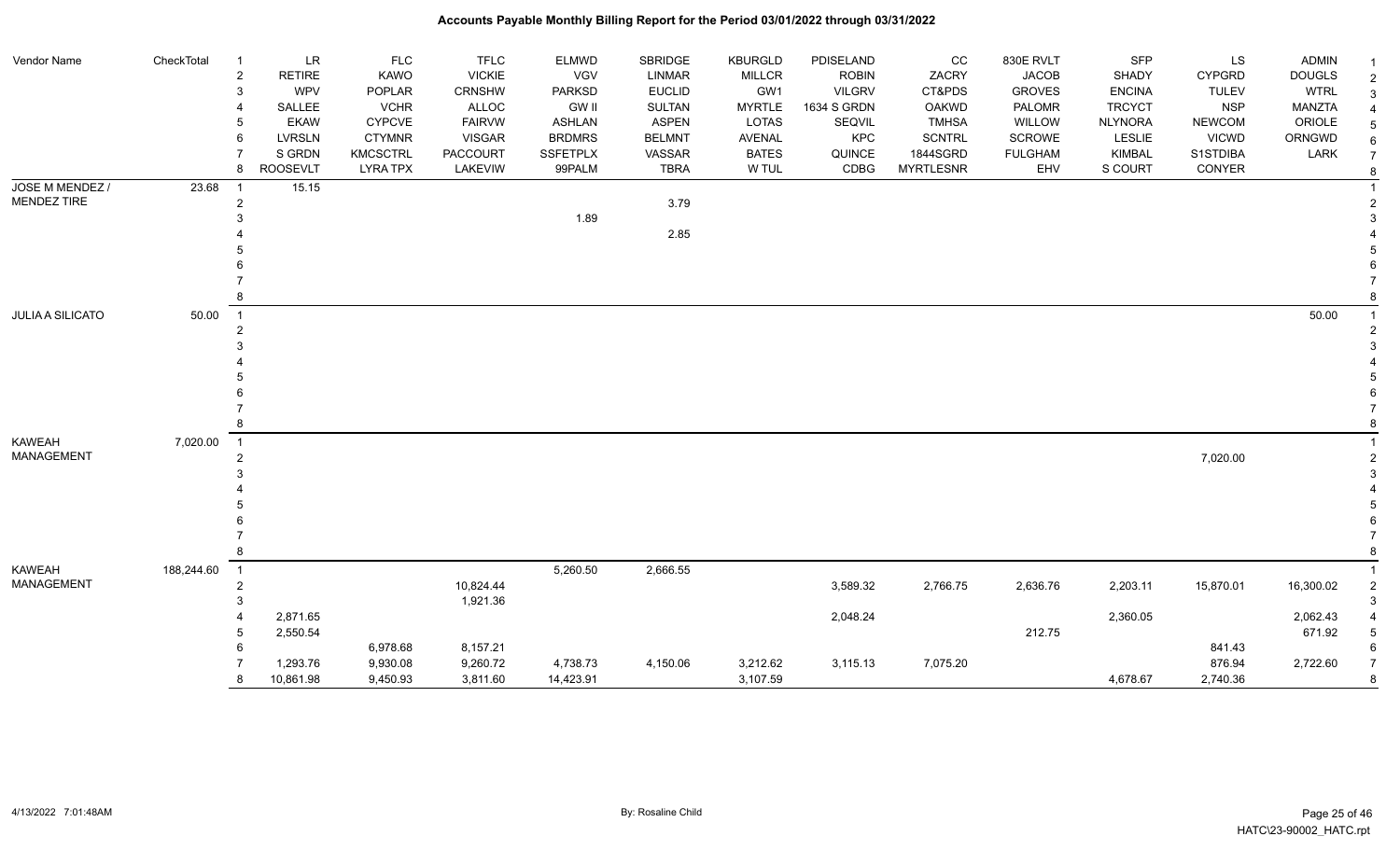# Accounts Payable Monthly Billing Report for the Period 03/01/2022 through 03/31/2022

| Vendor Name | CheckTotal | | | | | | | | | | | | | | |
|---|---|---|---|---|---|---|---|---|---|---|---|---|---|---|---|
| | | 1 | LR | FLC | TFLC | ELMWD | SBRIDGE | KBURGLD | PDISELAND | CC | 830E RVLT | SFP | LS | ADMIN | 1 |
| | | 2 | RETIRE | KAWO | VICKIE | VGV | LINMAR | MILLCR | ROBIN | ZACRY | JACOB | SHADY | CYPGRD | DOUGLS | 2 |
| | | 3 | WPV | POPLAR | CRNSHW | PARKSD | EUCLID | GW1 | VILGRV | CT&PDS | GROVES | ENCINA | TULEV | WTRL | 3 |
| | | 4 | SALLEE | VCHR | ALLOC | GW II | SULTAN | MYRTLE | 1634 S GRDN | OAKWD | PALOMR | TRCYCT | NSP | MANZTA | 4 |
| | | 5 | EKAW | CYPCVE | FAIRVW | ASHLAN | ASPEN | LOTAS | SEQVIL | TMHSA | WILLOW | NLYNORA | NEWCOM | ORIOLE | 5 |
| | | 6 | LVRSLN | CTYMNR | VISGAR | BRDMRS | BELMNT | AVENAL | KPC | SCNTRL | SCROWE | LESLIE | VICWD | ORNGWD | 6 |
| | | 7 | S GRDN | KMCSCTRL | PACCOURT | SSFETPLX | VASSAR | BATES | QUINCE | 1844SGRD | FULGHAM | KIMBAL | S1STDIBA | LARK | 7 |
| | | 8 | ROOSEVLT | LYRA TPX | LAKEVIW | 99PALM | TBRA | W TUL | CDBG | MYRTLESNR | EHV | S COURT | CONYER | | 8 |
| JOSE M MENDEZ / MENDEZ TIRE | 23.68 | 1 | 15.15 | | | | | | | | | | | | 1 |
| | | 2 | | | | | 3.79 | | | | | | | | 2 |
| | | 3 | | | | 1.89 | | | | | | | | | 3 |
| | | 4 | | | | | 2.85 | | | | | | | | 4 |
| | | 5 | | | | | | | | | | | | | 5 |
| | | 6 | | | | | | | | | | | | | 6 |
| | | 7 | | | | | | | | | | | | | 7 |
| | | 8 | | | | | | | | | | | | | 8 |
| JULIA A SILICATO | 50.00 | 1 | | | | | | | | | | | | 50.00 | 1 |
| | | 2 | | | | | | | | | | | | | 2 |
| | | 3 | | | | | | | | | | | | | 3 |
| | | 4 | | | | | | | | | | | | | 4 |
| | | 5 | | | | | | | | | | | | | 5 |
| | | 6 | | | | | | | | | | | | | 6 |
| | | 7 | | | | | | | | | | | | | 7 |
| | | 8 | | | | | | | | | | | | | 8 |
| KAWEAH MANAGEMENT | 7,020.00 | 1 | | | | | | | | | | | | | 1 |
| | | 2 | | | | | | | | | | | 7,020.00 | | 2 |
| | | 3 | | | | | | | | | | | | | 3 |
| | | 4 | | | | | | | | | | | | | 4 |
| | | 5 | | | | | | | | | | | | | 5 |
| | | 6 | | | | | | | | | | | | | 6 |
| | | 7 | | | | | | | | | | | | | 7 |
| | | 8 | | | | | | | | | | | | | 8 |
| KAWEAH MANAGEMENT | 188,244.60 | 1 | | | | 5,260.50 | 2,666.55 | | | | | | | | 1 |
| | | 2 | | | 10,824.44 | | | | 3,589.32 | 2,766.75 | 2,636.76 | 2,203.11 | 15,870.01 | 16,300.02 | 2 |
| | | 3 | | | 1,921.36 | | | | | | | | | | 3 |
| | | 4 | 2,871.65 | | | | | | 2,048.24 | | | 2,360.05 | | 2,062.43 | 4 |
| | | 5 | 2,550.54 | | | | | | | | 212.75 | | | 671.92 | 5 |
| | | 6 | | 6,978.68 | 8,157.21 | | | | | | | | 841.43 | | 6 |
| | | 7 | 1,293.76 | 9,930.08 | 9,260.72 | 4,738.73 | 4,150.06 | 3,212.62 | 3,115.13 | 7,075.20 | | | 876.94 | 2,722.60 | 7 |
| | | 8 | 10,861.98 | 9,450.93 | 3,811.60 | 14,423.91 | | 3,107.59 | | | | 4,678.67 | 2,740.36 | | 8 |

4/13/2022 7:01:48AM — By: Rosaline Child — HATC\23-90002_HATC.rpt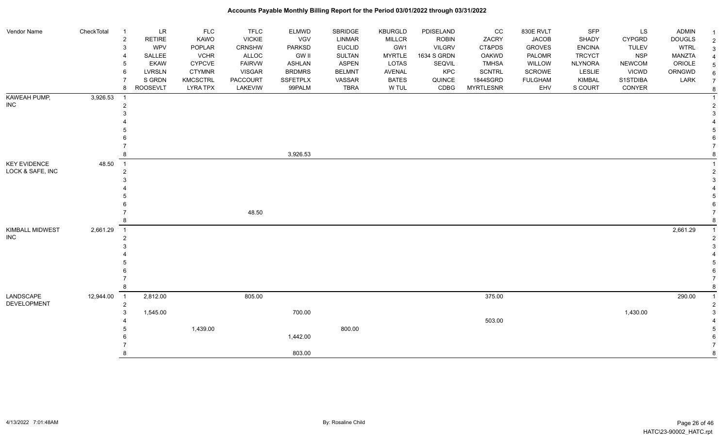# Accounts Payable Monthly Billing Report for the Period 03/01/2022 through 03/31/2022

| Vendor Name | CheckTotal | | | | | | | | | | | | | | |
|---|---|---|---|---|---|---|---|---|---|---|---|---|---|---|---|
| | | 1 | LR | FLC | TFLC | ELMWD | SBRIDGE | KBURGLD | PDISELAND | CC | 830E RVLT | SFP | LS | ADMIN | 1 |
| | | 2 | RETIRE | KAWO | VICKIE | VGV | LINMAR | MILLCR | ROBIN | ZACRY | JACOB | SHADY | CYPGRD | DOUGLS | 2 |
| | | 3 | WPV | POPLAR | CRNSHW | PARKSD | EUCLID | GW1 | VILGRV | CT&PDS | GROVES | ENCINA | TULEV | WTRL | 3 |
| | | 4 | SALLEE | VCHR | ALLOC | GW II | SULTAN | MYRTLE | 1634 S GRDN | OAKWD | PALOMR | TRCYCT | NSP | MANZTA | 4 |
| | | 5 | EKAW | CYPCVE | FAIRVW | ASHLAN | ASPEN | LOTAS | SEQVIL | TMHSA | WILLOW | NLYNORA | NEWCOM | ORIOLE | 5 |
| | | 6 | LVRSLN | CTYMNR | VISGAR | BRDMRS | BELMNT | AVENAL | KPC | SCNTRL | SCROWE | LESLIE | VICWD | ORNGWD | 6 |
| | | 7 | S GRDN | KMCSCTRL | PACCOURT | SSFETPLX | VASSAR | BATES | QUINCE | 1844SGRD | FULGHAM | KIMBAL | S1STDIBA | LARK | 7 |
| | | 8 | ROOSEVLT | LYRA TPX | LAKEVIEW | 99PALM | TBRA | W TUL | CDBG | MYRTLESNR | EHV | S COURT | CONYER | | 8 |
| KAWEAH PUMP, INC | 3,926.53 | 1 | | | | | | | | | | | | | 1 |
| | | 2 | | | | | | | | | | | | | 2 |
| | | 3 | | | | | | | | | | | | | 3 |
| | | 4 | | | | | | | | | | | | | 4 |
| | | 5 | | | | | | | | | | | | | 5 |
| | | 6 | | | | | | | | | | | | | 6 |
| | | 7 | | | | | | | | | | | | | 7 |
| | | 8 | | | | 3,926.53 | | | | | | | | | 8 |
| KEY EVIDENCE LOCK & SAFE, INC | 48.50 | 1 | | | | | | | | | | | | | 1 |
| | | 2 | | | | | | | | | | | | | 2 |
| | | 3 | | | | | | | | | | | | | 3 |
| | | 4 | | | | | | | | | | | | | 4 |
| | | 5 | | | | | | | | | | | | | 5 |
| | | 6 | | | | | | | | | | | | | 6 |
| | | 7 | | | 48.50 | | | | | | | | | | 7 |
| | | 8 | | | | | | | | | | | | | 8 |
| KIMBALL MIDWEST INC | 2,661.29 | 1 | | | | | | | | | | | | 2,661.29 | 1 |
| | | 2 | | | | | | | | | | | | | 2 |
| | | 3 | | | | | | | | | | | | | 3 |
| | | 4 | | | | | | | | | | | | | 4 |
| | | 5 | | | | | | | | | | | | | 5 |
| | | 6 | | | | | | | | | | | | | 6 |
| | | 7 | | | | | | | | | | | | | 7 |
| | | 8 | | | | | | | | | | | | | 8 |
| LANDSCAPE DEVELOPMENT | 12,944.00 | 1 | 2,812.00 | | 805.00 | | | | | 375.00 | | | | 290.00 | 1 |
| | | 2 | | | | | | | | | | | | | 2 |
| | | 3 | 1,545.00 | | | 700.00 | | | | | | | 1,430.00 | | 3 |
| | | 4 | | | | | | | | 503.00 | | | | | 4 |
| | | 5 | | 1,439.00 | | | 800.00 | | | | | | | | 5 |
| | | 6 | | | | 1,442.00 | | | | | | | | | 6 |
| | | 7 | | | | | | | | | | | | | 7 |
| | | 8 | | | | 803.00 | | | | | | | | | 8 |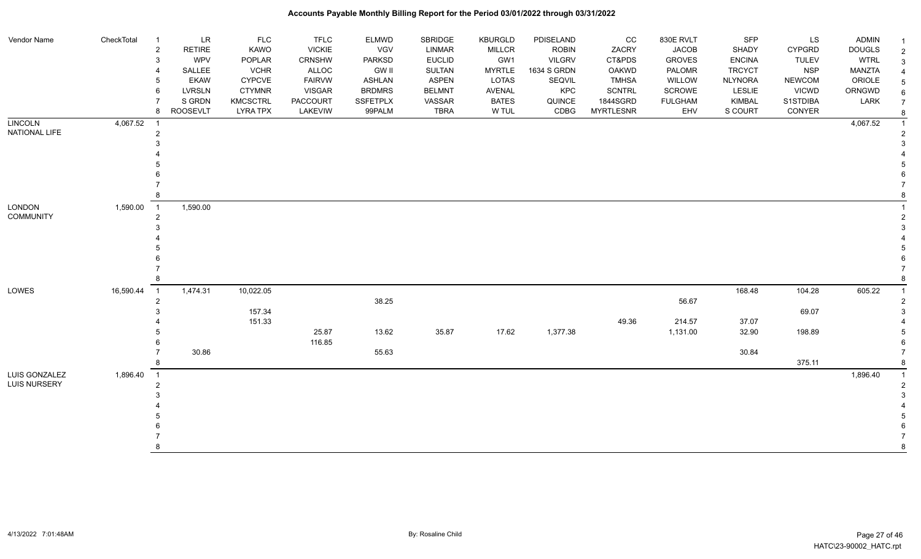# Accounts Payable Monthly Billing Report for the Period 03/01/2022 through 03/31/2022

| Vendor Name | CheckTotal | | | | | | | | | | | | | |
|---|---|---|---|---|---|---|---|---|---|---|---|---|---|---|
| | | 1 | LR | FLC | TFLC | ELMWD | SBRIDGE | KBURGLD | PDISELAND | CC | 830E RVLT | SFP | LS | ADMIN |
| | | 2 | RETIRE | KAWO | VICKIE | VGV | LINMAR | MILLCR | ROBIN | ZACRY | JACOB | SHADY | CYPGRD | DOUGLS |
| | | 3 | WPV | POPLAR | CRNSHW | PARKSD | EUCLID | GW1 | VILGRV | CT&PDS | GROVES | ENCINA | TULEV | WTRL |
| | | 4 | SALLEE | VCHR | ALLOC | GW II | SULTAN | MYRTLE | 1634 S GRDN | OAKWD | PALOMR | TRCYCT | NSP | MANZTA |
| | | 5 | EKAW | CYPCVE | FAIRVW | ASHLAN | ASPEN | LOTAS | SEQVIL | TMHSA | WILLOW | NLYNORA | NEWCOM | ORIOLE |
| | | 6 | LVRSLN | CTYMNR | VISGAR | BRDMRS | BELMNT | AVENAL | KPC | SCNTRL | SCROWE | LESLIE | VICWD | ORNGWD |
| | | 7 | S GRDN | KMCSCTRL | PACCOURT | SSFETPLX | VASSAR | BATES | QUINCE | 1844SGRD | FULGHAM | KIMBAL | S1STDIBA | LARK |
| | | 8 | ROOSEVLT | LYRA TPX | LAKEVIW | 99PALM | TBRA | W TUL | CDBG | MYRTLESNR | EHV | S COURT | CONYER | |
| LINCOLN NATIONAL LIFE | 4,067.52 | 1 | | | | | | | | | | | | 4,067.52 |
| | | 2 | | | | | | | | | | | | |
| | | 3 | | | | | | | | | | | | |
| | | 4 | | | | | | | | | | | | |
| | | 5 | | | | | | | | | | | | |
| | | 6 | | | | | | | | | | | | |
| | | 7 | | | | | | | | | | | | |
| | | 8 | | | | | | | | | | | | |
| LONDON COMMUNITY | 1,590.00 | 1 | 1,590.00 | | | | | | | | | | | |
| | | 2 | | | | | | | | | | | | |
| | | 3 | | | | | | | | | | | | |
| | | 4 | | | | | | | | | | | | |
| | | 5 | | | | | | | | | | | | |
| | | 6 | | | | | | | | | | | | |
| | | 7 | | | | | | | | | | | | |
| | | 8 | | | | | | | | | | | | |
| LOWES | 16,590.44 | 1 | 1,474.31 | 10,022.05 | | | | | | | | 168.48 | 104.28 | 605.22 |
| | | 2 | | | | 38.25 | | | | | 56.67 | | | |
| | | 3 | | 157.34 | | | | | | | | | 69.07 | |
| | | 4 | | 151.33 | | | | | | 49.36 | 214.57 | 37.07 | | |
| | | 5 | | | 25.87 | 13.62 | 35.87 | 17.62 | 1,377.38 | | 1,131.00 | 32.90 | 198.89 | |
| | | 6 | | | 116.85 | | | | | | | | | |
| | | 7 | 30.86 | | | 55.63 | | | | | | 30.84 | | |
| | | 8 | | | | | | | | | | | 375.11 | |
| LUIS GONZALEZ LUIS NURSERY | 1,896.40 | 1 | | | | | | | | | | | | 1,896.40 |
| | | 2 | | | | | | | | | | | | |
| | | 3 | | | | | | | | | | | | |
| | | 4 | | | | | | | | | | | | |
| | | 5 | | | | | | | | | | | | |
| | | 6 | | | | | | | | | | | | |
| | | 7 | | | | | | | | | | | | |
| | | 8 | | | | | | | | | | | | |

4/13/2022 7:01:48AM By: Rosaline Child HATC\23-90002_HATC.rpt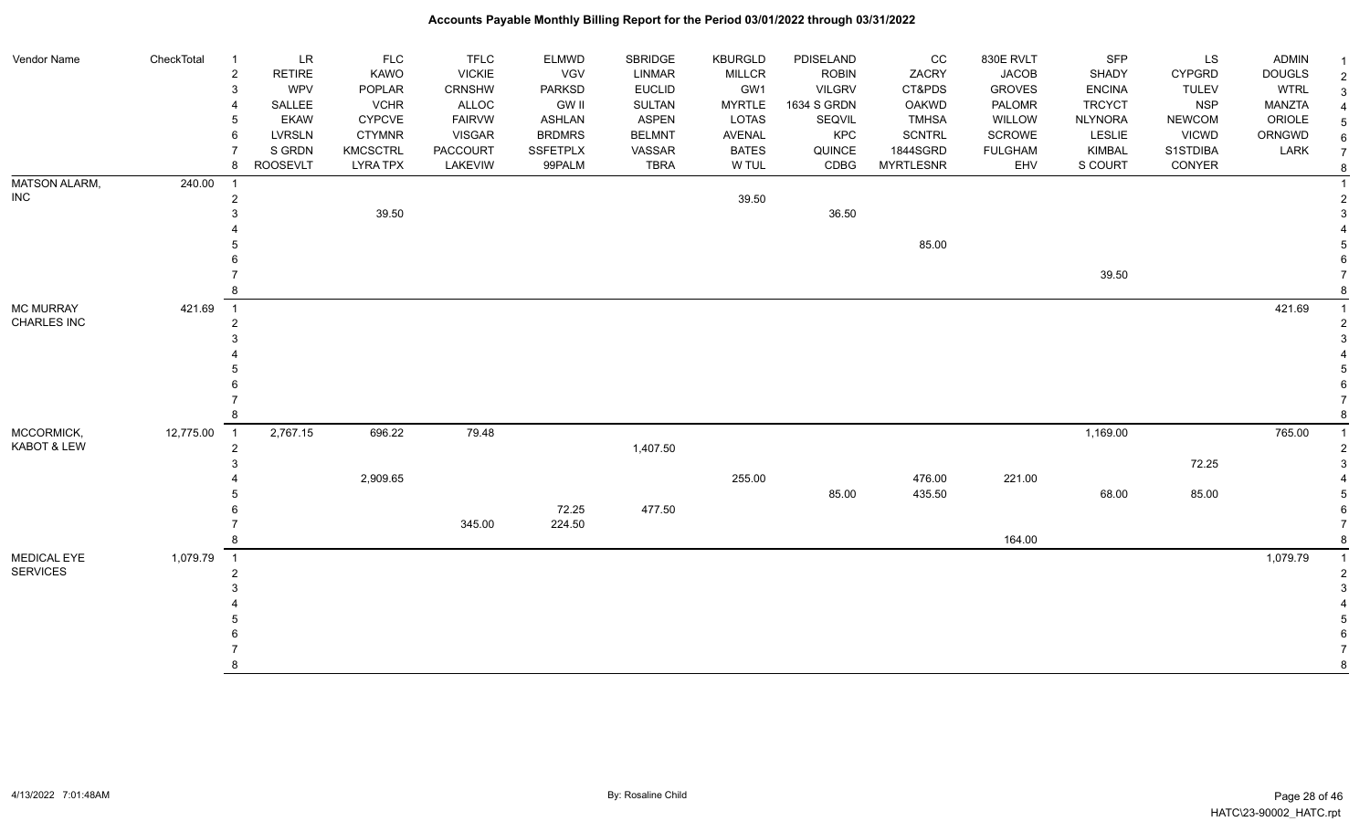# Accounts Payable Monthly Billing Report for the Period 03/01/2022 through 03/31/2022

| Vendor Name | CheckTotal | | | | | | | | | | | | | | |
|---|---|---|---|---|---|---|---|---|---|---|---|---|---|---|---|
| | | 1 | LR | FLC | TFLC | ELMWD | SBRIDGE | KBURGLD | PDISELAND | CC | 830E RVLT | SFP | LS | ADMIN | 1 |
| | | 2 | RETIRE | KAWO | VICKIE | VGV | LINMAR | MILLCR | ROBIN | ZACRY | JACOB | SHADY | CYPGRD | DOUGLS | 2 |
| | | 3 | WPV | POPLAR | CRNSHW | PARKSD | EUCLID | GW1 | VILGRV | CT&PDS | GROVES | ENCINA | TULEV | WTRL | 3 |
| | | 4 | SALLEE | VCHR | ALLOC | GW II | SULTAN | MYRTLE | 1634 S GRDN | OAKWD | PALOMR | TRCYCT | NSP | MANZTA | 4 |
| | | 5 | EKAW | CYPCVE | FAIRVW | ASHLAN | ASPEN | LOTAS | SEQVIL | TMHSA | WILLOW | NLYNORA | NEWCOM | ORIOLE | 5 |
| | | 6 | LVRSLN | CTYMNR | VISGAR | BRDMRS | BELMNT | AVENAL | KPC | SCNTRL | SCROWE | LESLIE | VICWD | ORNGWD | 6 |
| | | 7 | S GRDN | KMCSCTRL | PACCOURT | SSFETPLX | VASSAR | BATES | QUINCE | 1844SGRD | FULGHAM | KIMBAL | S1STDIBA | LARK | 7 |
| | | 8 | ROOSEVLT | LYRA TPX | LAKEVIW | 99PALM | TBRA | W TUL | CDBG | MYRTLESNR | EHV | S COURT | CONYER | | 8 |
| MATSON ALARM, INC | 240.00 | 1 | | | | | | | | | | | | | 1 |
| | | 2 | | | | | | 39.50 | | | | | | | 2 |
| | | 3 | | 39.50 | | | | | 36.50 | | | | | | 3 |
| | | 4 | | | | | | | | | | | | | 4 |
| | | 5 | | | | | | | | 85.00 | | | | | 5 |
| | | 6 | | | | | | | | | | | | | 6 |
| | | 7 | | | | | | | | | | 39.50 | | | 7 |
| | | 8 | | | | | | | | | | | | | 8 |
| MC MURRAY CHARLES INC | 421.69 | 1 | | | | | | | | | | | | 421.69 | 1 |
| | | 2 | | | | | | | | | | | | | 2 |
| | | 3 | | | | | | | | | | | | | 3 |
| | | 4 | | | | | | | | | | | | | 4 |
| | | 5 | | | | | | | | | | | | | 5 |
| | | 6 | | | | | | | | | | | | | 6 |
| | | 7 | | | | | | | | | | | | | 7 |
| | | 8 | | | | | | | | | | | | | 8 |
| MCCORMICK, KABOT & LEW | 12,775.00 | 1 | 2,767.15 | 696.22 | 79.48 | | | | | | | 1,169.00 | | 765.00 | 1 |
| | | 2 | | | | | 1,407.50 | | | | | | | | 2 |
| | | 3 | | | | | | | | | | | 72.25 | | 3 |
| | | 4 | | 2,909.65 | | | | 255.00 | | 476.00 | 221.00 | | | | 4 |
| | | 5 | | | | | | | 85.00 | 435.50 | | 68.00 | 85.00 | | 5 |
| | | 6 | | | | 72.25 | 477.50 | | | | | | | | 6 |
| | | 7 | | | 345.00 | 224.50 | | | | | | | | | 7 |
| | | 8 | | | | | | | | | 164.00 | | | | 8 |
| MEDICAL EYE SERVICES | 1,079.79 | 1 | | | | | | | | | | | | 1,079.79 | 1 |
| | | 2 | | | | | | | | | | | | | 2 |
| | | 3 | | | | | | | | | | | | | 3 |
| | | 4 | | | | | | | | | | | | | 4 |
| | | 5 | | | | | | | | | | | | | 5 |
| | | 6 | | | | | | | | | | | | | 6 |
| | | 7 | | | | | | | | | | | | | 7 |
| | | 8 | | | | | | | | | | | | | 8 |

4/13/2022 7:01:48AM — By: Rosaline Child — HATC\23-90002_HATC.rpt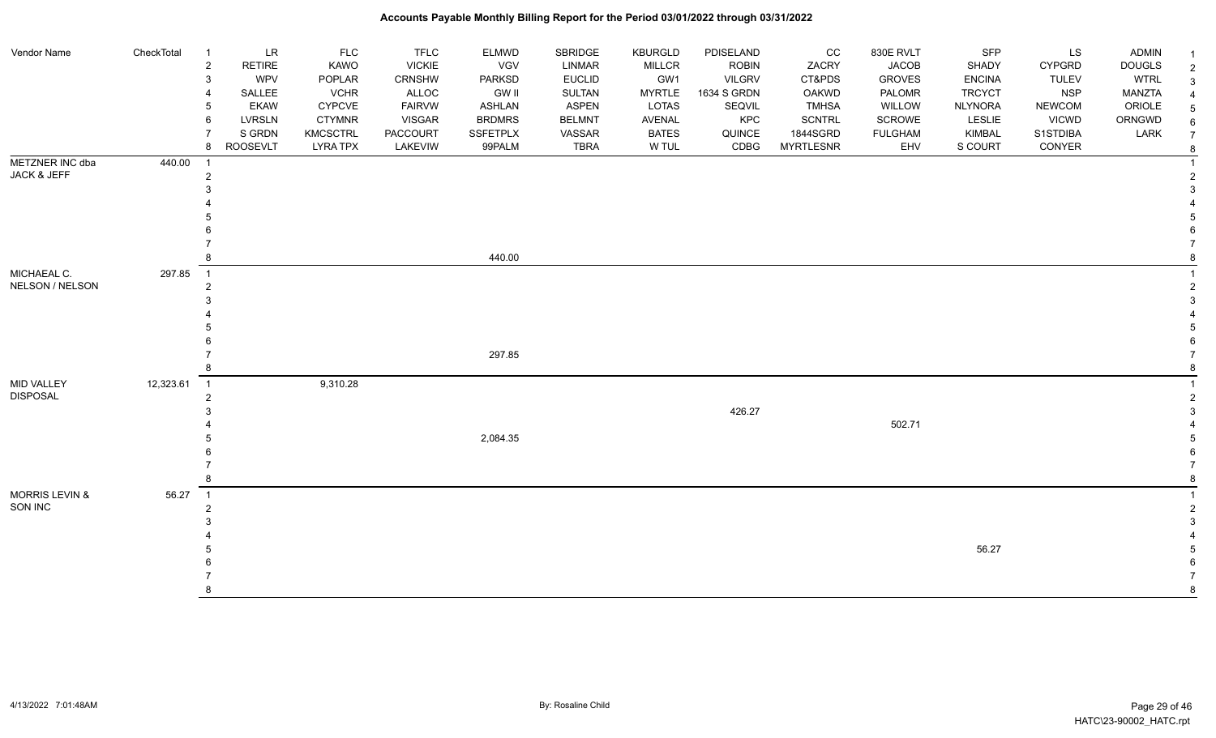# Accounts Payable Monthly Billing Report for the Period 03/01/2022 through 03/31/2022

| Vendor Name | CheckTotal | | | | | | | | | | | | | | |
|---|---|---|---|---|---|---|---|---|---|---|---|---|---|---|---|
| | | 1 | LR | FLC | TFLC | ELMWD | SBRIDGE | KBURGLD | PDISELAND | CC | 830E RVLT | SFP | LS | ADMIN | 1 |
| | | 2 | RETIRE | KAWO | VICKIE | VGV | LINMAR | MILLCR | ROBIN | ZACRY | JACOB | SHADY | CYPGRD | DOUGLS | 2 |
| | | 3 | WPV | POPLAR | CRNSHW | PARKSD | EUCLID | GW1 | VILGRV | CT&PDS | GROVES | ENCINA | TULEV | WTRL | 3 |
| | | 4 | SALLEE | VCHR | ALLOC | GW II | SULTAN | MYRTLE | 1634 S GRDN | OAKWD | PALOMR | TRCYCT | NSP | MANZTA | 4 |
| | | 5 | EKAW | CYPCVE | FAIRVW | ASHLAN | ASPEN | LOTAS | SEQVIL | TMHSA | WILLOW | NLYNORA | NEWCOM | ORIOLE | 5 |
| | | 6 | LVRSLN | CTYMNR | VISGAR | BRDMRS | BELMNT | AVENAL | KPC | SCNTRL | SCROWE | LESLIE | VICWD | ORNGWD | 6 |
| | | 7 | S GRDN | KMCSCTRL | PACCOURT | SSFETPLX | VASSAR | BATES | QUINCE | 1844SGRD | FULGHAM | KIMBAL | S1STDIBA | LARK | 7 |
| | | 8 | ROOSEVLT | LYRA TPX | LAKEVIW | 99PALM | TBRA | W TUL | CDBG | MYRTLESNR | EHV | S COURT | CONYER | | 8 |
| METZNER INC dba JACK & JEFF | 440.00 | 1 | | | | | | | | | | | | | 1 |
| | | 2 | | | | | | | | | | | | | 2 |
| | | 3 | | | | | | | | | | | | | 3 |
| | | 4 | | | | | | | | | | | | | 4 |
| | | 5 | | | | | | | | | | | | | 5 |
| | | 6 | | | | | | | | | | | | | 6 |
| | | 7 | | | | | | | | | | | | | 7 |
| | | 8 | | | | 440.00 | | | | | | | | | 8 |
| MICHAEAL C. NELSON / NELSON | 297.85 | 1 | | | | | | | | | | | | | 1 |
| | | 2 | | | | | | | | | | | | | 2 |
| | | 3 | | | | | | | | | | | | | 3 |
| | | 4 | | | | | | | | | | | | | 4 |
| | | 5 | | | | | | | | | | | | | 5 |
| | | 6 | | | | | | | | | | | | | 6 |
| | | 7 | | | | 297.85 | | | | | | | | | 7 |
| | | 8 | | | | | | | | | | | | | 8 |
| MID VALLEY DISPOSAL | 12,323.61 | 1 | | 9,310.28 | | | | | | | | | | | 1 |
| | | 2 | | | | | | | | | | | | | 2 |
| | | 3 | | | | | | | 426.27 | | | | | | 3 |
| | | 4 | | | | | | | | | 502.71 | | | | 4 |
| | | 5 | | | | 2,084.35 | | | | | | | | | 5 |
| | | 6 | | | | | | | | | | | | | 6 |
| | | 7 | | | | | | | | | | | | | 7 |
| | | 8 | | | | | | | | | | | | | 8 |
| MORRIS LEVIN & SON INC | 56.27 | 1 | | | | | | | | | | | | | 1 |
| | | 2 | | | | | | | | | | | | | 2 |
| | | 3 | | | | | | | | | | | | | 3 |
| | | 4 | | | | | | | | | | | | | 4 |
| | | 5 | | | | | | | | | | 56.27 | | | 5 |
| | | 6 | | | | | | | | | | | | | 6 |
| | | 7 | | | | | | | | | | | | | 7 |
| | | 8 | | | | | | | | | | | | | 8 |

4/13/2022 7:01:48AM — By: Rosaline Child — HATC\23-90002_HATC.rpt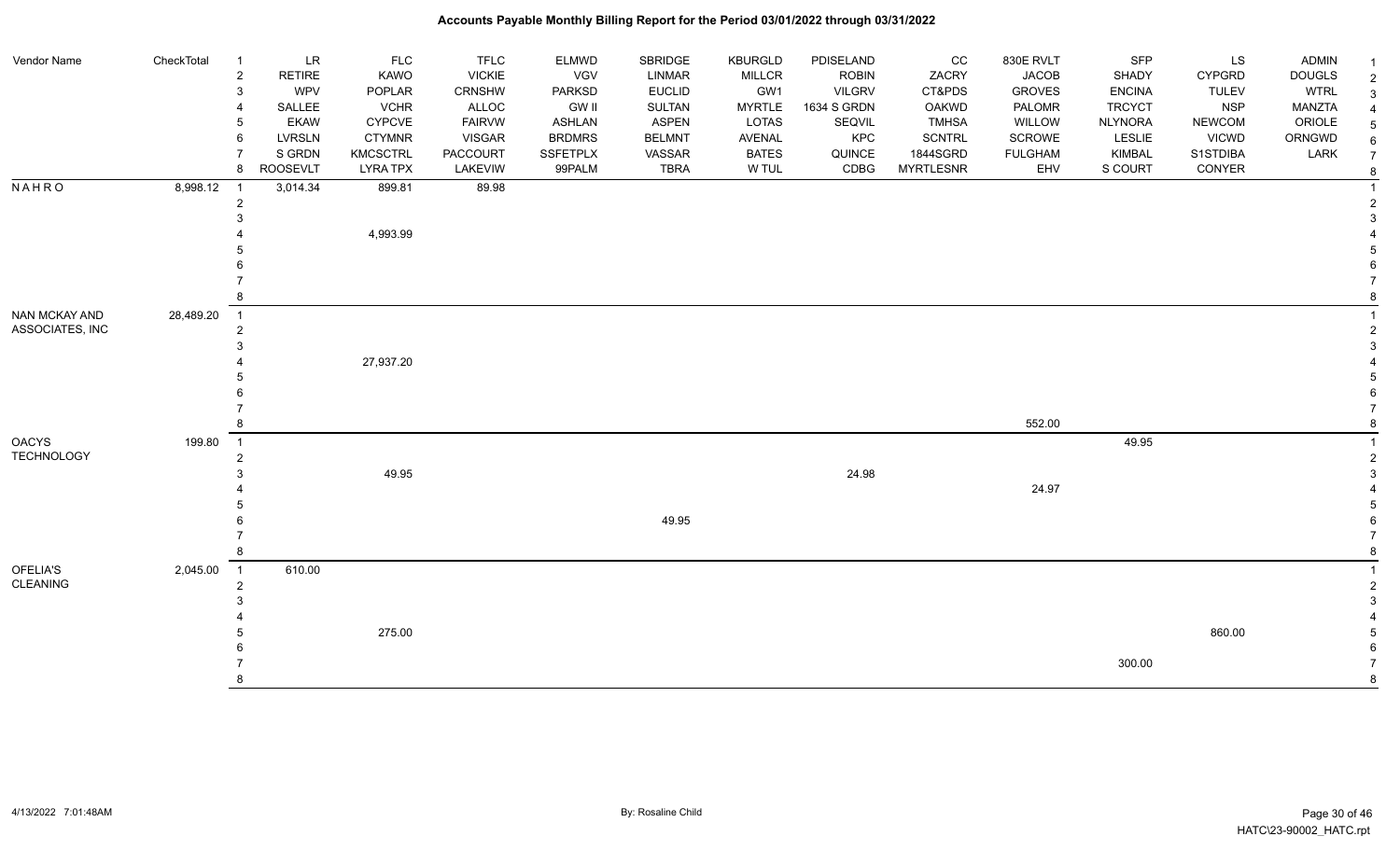# Accounts Payable Monthly Billing Report for the Period 03/01/2022 through 03/31/2022

| Vendor Name | CheckTotal | | LR | FLC | TFLC | ELMWD | SBRIDGE | KBURGLD | PDISELAND | CC | 830E RVLT | SFP | LS | ADMIN | |
|---|---|---|---|---|---|---|---|---|---|---|---|---|---|---|---|
| | | 1 | LR | FLC | TFLC | ELMWD | SBRIDGE | KBURGLD | PDISELAND | CC | 830E RVLT | SFP | LS | ADMIN | 1 |
| | | 2 | RETIRE | KAWO | VICKIE | VGV | LINMAR | MILLCR | ROBIN | ZACRY | JACOB | SHADY | CYPGRD | DOUGLS | 2 |
| | | 3 | WPV | POPLAR | CRNSHW | PARKSD | EUCLID | GW1 | VILGRV | CT&PDS | GROVES | ENCINA | TULEV | WTRL | 3 |
| | | 4 | SALLEE | VCHR | ALLOC | GW II | SULTAN | MYRTLE | 1634 S GRDN | OAKWD | PALOMR | TRCYCT | NSP | MANZTA | 4 |
| | | 5 | EKAW | CYPCVE | FAIRVW | ASHLAN | ASPEN | LOTAS | SEQVIL | TMHSA | WILLOW | NLYNORA | NEWCOM | ORIOLE | 5 |
| | | 6 | LVRSLN | CTYMNR | VISGAR | BRDMRS | BELMNT | AVENAL | KPC | SCNTRL | SCROWE | LESLIE | VICWD | ORNGWD | 6 |
| | | 7 | S GRDN | KMCSCTRL | PACCOURT | SSFETPLX | VASSAR | BATES | QUINCE | 1844SGRD | FULGHAM | KIMBAL | S1STDIBA | LARK | 7 |
| | | 8 | ROOSEVLT | LYRA TPX | LAKEVIW | 99PALM | TBRA | W TUL | CDBG | MYRTLESNR | EHV | S COURT | CONYER | | 8 |
| N A H R O | 8,998.12 | 1 | 3,014.34 | 899.81 | 89.98 | | | | | | | | | | 1 |
| | | 2 | | | | | | | | | | | | | 2 |
| | | 3 | | | | | | | | | | | | | 3 |
| | | 4 | | 4,993.99 | | | | | | | | | | | 4 |
| | | 5 | | | | | | | | | | | | | 5 |
| | | 6 | | | | | | | | | | | | | 6 |
| | | 7 | | | | | | | | | | | | | 7 |
| | | 8 | | | | | | | | | | | | | 8 |
| NAN MCKAY AND ASSOCIATES, INC | 28,489.20 | 1 | | | | | | | | | | | | | 1 |
| | | 2 | | | | | | | | | | | | | 2 |
| | | 3 | | | | | | | | | | | | | 3 |
| | | 4 | | 27,937.20 | | | | | | | | | | | 4 |
| | | 5 | | | | | | | | | | | | | 5 |
| | | 6 | | | | | | | | | | | | | 6 |
| | | 7 | | | | | | | | | | | | | 7 |
| | | 8 | | | | | | | | | 552.00 | | | | 8 |
| OACYS TECHNOLOGY | 199.80 | 1 | | | | | | | | | | 49.95 | | | 1 |
| | | 2 | | | | | | | | | | | | | 2 |
| | | 3 | | 49.95 | | | | | 24.98 | | | | | | 3 |
| | | 4 | | | | | | | | | 24.97 | | | | 4 |
| | | 5 | | | | | | | | | | | | | 5 |
| | | 6 | | | | | 49.95 | | | | | | | | 6 |
| | | 7 | | | | | | | | | | | | | 7 |
| | | 8 | | | | | | | | | | | | | 8 |
| OFELIA'S CLEANING | 2,045.00 | 1 | 610.00 | | | | | | | | | | | | 1 |
| | | 2 | | | | | | | | | | | | | 2 |
| | | 3 | | | | | | | | | | | | | 3 |
| | | 4 | | | | | | | | | | | | | 4 |
| | | 5 | | 275.00 | | | | | | | | | 860.00 | | 5 |
| | | 6 | | | | | | | | | | | | | 6 |
| | | 7 | | | | | | | | | | 300.00 | | | 7 |
| | | 8 | | | | | | | | | | | | | 8 |

4/13/2022 7:01:48AM — By: Rosaline Child — HATC\23-90002_HATC.rpt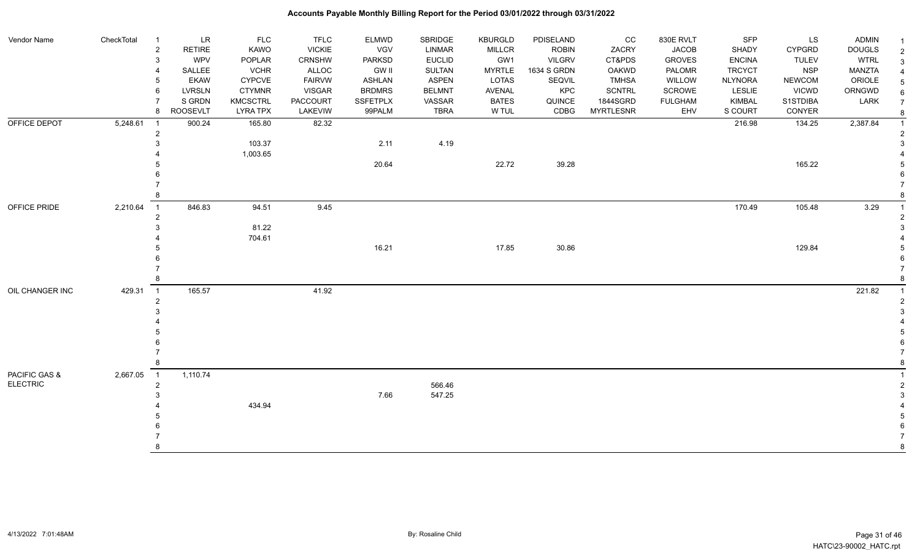# Accounts Payable Monthly Billing Report for the Period 03/01/2022 through 03/31/2022

| Vendor Name | CheckTotal | | | | | | | | | | | | | | |
|---|---|---|---|---|---|---|---|---|---|---|---|---|---|---|---|
| | | 1 | LR | FLC | TFLC | ELMWD | SBRIDGE | KBURGLD | PDISELAND | CC | 830E RVLT | SFP | LS | ADMIN | 1 |
| | | 2 | RETIRE | KAWO | VICKIE | VGV | LINMAR | MILLCR | ROBIN | ZACRY | JACOB | SHADY | CYPGRD | DOUGLS | 2 |
| | | 3 | WPV | POPLAR | CRNSHW | PARKSD | EUCLID | GW1 | VILGRV | CT&PDS | GROVES | ENCINA | TULEV | WTRL | 3 |
| | | 4 | SALLEE | VCHR | ALLOC | GW II | SULTAN | MYRTLE | 1634 S GRDN | OAKWD | PALOMR | TRCYCT | NSP | MANZTA | 4 |
| | | 5 | EKAW | CYPCVE | FAIRVW | ASHLAN | ASPEN | LOTAS | SEQVIL | TMHSA | WILLOW | NLYNORA | NEWCOM | ORIOLE | 5 |
| | | 6 | LVRSLN | CTYMNR | VISGAR | BRDMRS | BELMNT | AVENAL | KPC | SCNTRL | SCROWE | LESLIE | VICWD | ORNGWD | 6 |
| | | 7 | S GRDN | KMCSCTRL | PACCOURT | SSFETPLX | VASSAR | BATES | QUINCE | 1844SGRD | FULGHAM | KIMBAL | S1STDIBA | LARK | 7 |
| | | 8 | ROOSEVLT | LYRA TPX | LAKEVIW | 99PALM | TBRA | W TUL | CDBG | MYRTLESNR | EHV | S COURT | CONYER | | 8 |
| OFFICE DEPOT | 5,248.61 | 1 | 900.24 | 165.80 | 82.32 | | | | | | | 216.98 | 134.25 | 2,387.84 | 1 |
| | | 2 | | | | | | | | | | | | | 2 |
| | | 3 | | 103.37 | | 2.11 | 4.19 | | | | | | | | 3 |
| | | 4 | | 1,003.65 | | | | | | | | | | | 4 |
| | | 5 | | | | 20.64 | | 22.72 | 39.28 | | | | 165.22 | | 5 |
| | | 6 | | | | | | | | | | | | | 6 |
| | | 7 | | | | | | | | | | | | | 7 |
| | | 8 | | | | | | | | | | | | | 8 |
| OFFICE PRIDE | 2,210.64 | 1 | 846.83 | 94.51 | 9.45 | | | | | | | 170.49 | 105.48 | 3.29 | 1 |
| | | 2 | | | | | | | | | | | | | 2 |
| | | 3 | | 81.22 | | | | | | | | | | | 3 |
| | | 4 | | 704.61 | | | | | | | | | | | 4 |
| | | 5 | | | | 16.21 | | 17.85 | 30.86 | | | | 129.84 | | 5 |
| | | 6 | | | | | | | | | | | | | 6 |
| | | 7 | | | | | | | | | | | | | 7 |
| | | 8 | | | | | | | | | | | | | 8 |
| OIL CHANGER INC | 429.31 | 1 | 165.57 | | 41.92 | | | | | | | | | 221.82 | 1 |
| | | 2 | | | | | | | | | | | | | 2 |
| | | 3 | | | | | | | | | | | | | 3 |
| | | 4 | | | | | | | | | | | | | 4 |
| | | 5 | | | | | | | | | | | | | 5 |
| | | 6 | | | | | | | | | | | | | 6 |
| | | 7 | | | | | | | | | | | | | 7 |
| | | 8 | | | | | | | | | | | | | 8 |
| PACIFIC GAS & ELECTRIC | 2,667.05 | 1 | 1,110.74 | | | | | | | | | | | | 1 |
| | | 2 | | | | | 566.46 | | | | | | | | 2 |
| | | 3 | | | | 7.66 | 547.25 | | | | | | | | 3 |
| | | 4 | | 434.94 | | | | | | | | | | | 4 |
| | | 5 | | | | | | | | | | | | | 5 |
| | | 6 | | | | | | | | | | | | | 6 |
| | | 7 | | | | | | | | | | | | | 7 |
| | | 8 | | | | | | | | | | | | | 8 |

By: Rosaline Child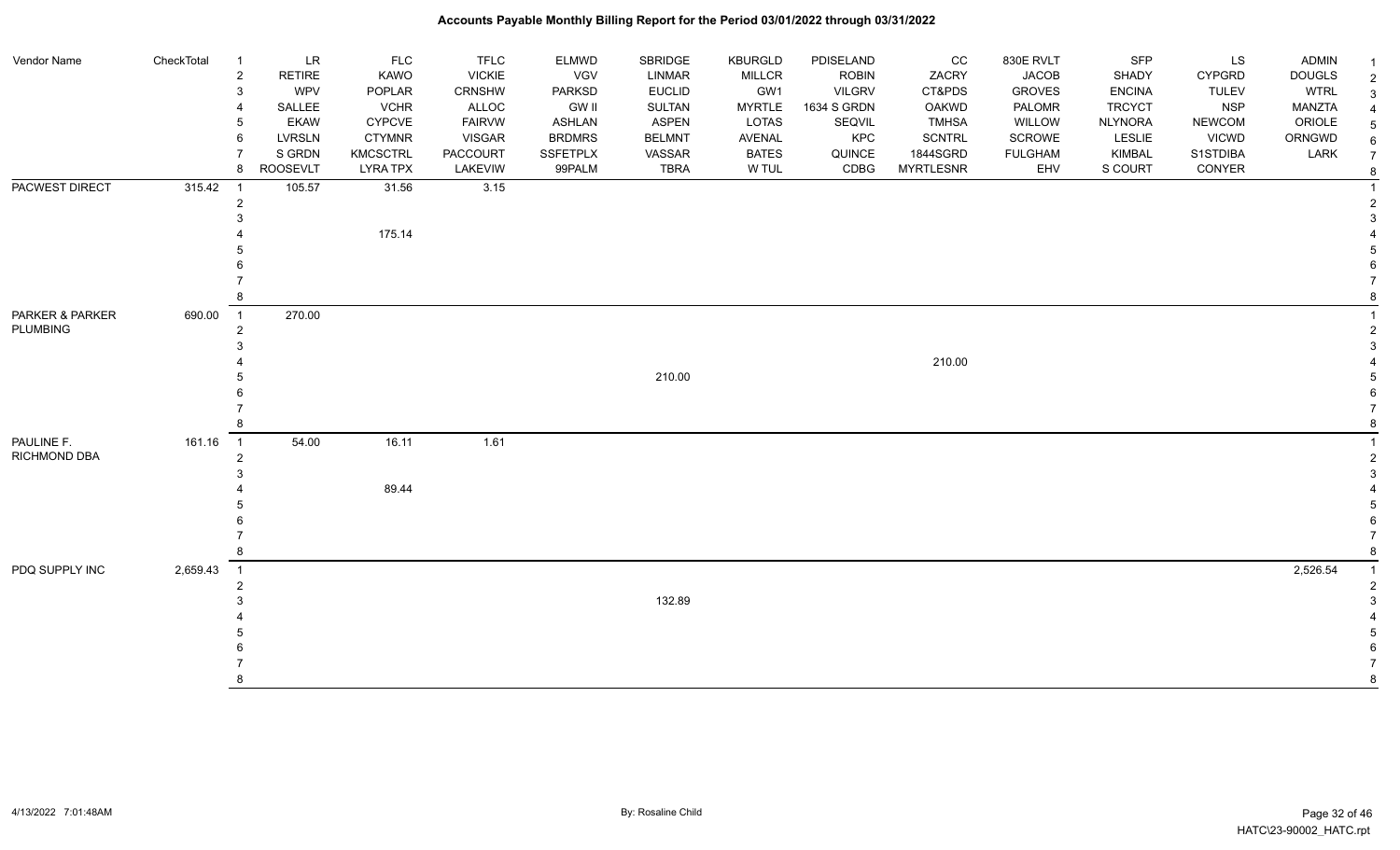# Accounts Payable Monthly Billing Report for the Period 03/01/2022 through 03/31/2022

| Vendor Name | CheckTotal | | | | | | | | | | | | | | |
|---|---|---|---|---|---|---|---|---|---|---|---|---|---|---|---|
| | | 1 | LR | FLC | TFLC | ELMWD | SBRIDGE | KBURGLD | PDISELAND | CC | 830E RVLT | SFP | LS | ADMIN | 1 |
| | | 2 | RETIRE | KAWO | VICKIE | VGV | LINMAR | MILLCR | ROBIN | ZACRY | JACOB | SHADY | CYPGRD | DOUGLS | 2 |
| | | 3 | WPV | POPLAR | CRNSHW | PARKSD | EUCLID | GW1 | VILGRV | CT&PDS | GROVES | ENCINA | TULEV | WTRL | 3 |
| | | 4 | SALLEE | VCHR | ALLOC | GW II | SULTAN | MYRTLE | 1634 S GRDN | OAKWD | PALOMR | TRCYCT | NSP | MANZTA | 4 |
| | | 5 | EKAW | CYPCVE | FAIRVW | ASHLAN | ASPEN | LOTAS | SEQVIL | TMHSA | WILLOW | NLYNORA | NEWCOM | ORIOLE | 5 |
| | | 6 | LVRSLN | CTYMNR | VISGAR | BRDMRS | BELMNT | AVENAL | KPC | SCNTRL | SCROWE | LESLIE | VICWD | ORNGWD | 6 |
| | | 7 | S GRDN | KMCSCTRL | PACCOURT | SSFETPLX | VASSAR | BATES | QUINCE | 1844SGRD | FULGHAM | KIMBAL | S1STDIBA | LARK | 7 |
| | | 8 | ROOSEVLT | LYRA TPX | LAKEVIW | 99PALM | TBRA | W TUL | CDBG | MYRTLESNR | EHV | S COURT | CONYER | | 8 |
| PACWEST DIRECT | 315.42 | 1 | 105.57 | 31.56 | 3.15 | | | | | | | | | | 1 |
| | | 2 | | | | | | | | | | | | | 2 |
| | | 3 | | | | | | | | | | | | | 3 |
| | | 4 | | 175.14 | | | | | | | | | | | 4 |
| | | 5 | | | | | | | | | | | | | 5 |
| | | 6 | | | | | | | | | | | | | 6 |
| | | 7 | | | | | | | | | | | | | 7 |
| | | 8 | | | | | | | | | | | | | 8 |
| PARKER & PARKER PLUMBING | 690.00 | 1 | 270.00 | | | | | | | | | | | | 1 |
| | | 2 | | | | | | | | | | | | | 2 |
| | | 3 | | | | | | | | | | | | | 3 |
| | | 4 | | | | | | | | 210.00 | | | | | 4 |
| | | 5 | | | | | 210.00 | | | | | | | | 5 |
| | | 6 | | | | | | | | | | | | | 6 |
| | | 7 | | | | | | | | | | | | | 7 |
| | | 8 | | | | | | | | | | | | | 8 |
| PAULINE F. RICHMOND DBA | 161.16 | 1 | 54.00 | 16.11 | 1.61 | | | | | | | | | | 1 |
| | | 2 | | | | | | | | | | | | | 2 |
| | | 3 | | | | | | | | | | | | | 3 |
| | | 4 | | 89.44 | | | | | | | | | | | 4 |
| | | 5 | | | | | | | | | | | | | 5 |
| | | 6 | | | | | | | | | | | | | 6 |
| | | 7 | | | | | | | | | | | | | 7 |
| | | 8 | | | | | | | | | | | | | 8 |
| PDQ SUPPLY INC | 2,659.43 | 1 | | | | | | | | | | | | 2,526.54 | 1 |
| | | 2 | | | | | | | | | | | | | 2 |
| | | 3 | | | | | 132.89 | | | | | | | | 3 |
| | | 4 | | | | | | | | | | | | | 4 |
| | | 5 | | | | | | | | | | | | | 5 |
| | | 6 | | | | | | | | | | | | | 6 |
| | | 7 | | | | | | | | | | | | | 7 |
| | | 8 | | | | | | | | | | | | | 8 |

4/13/2022 7:01:48AM | By: Rosaline Child | HATC\23-90002_HATC.rpt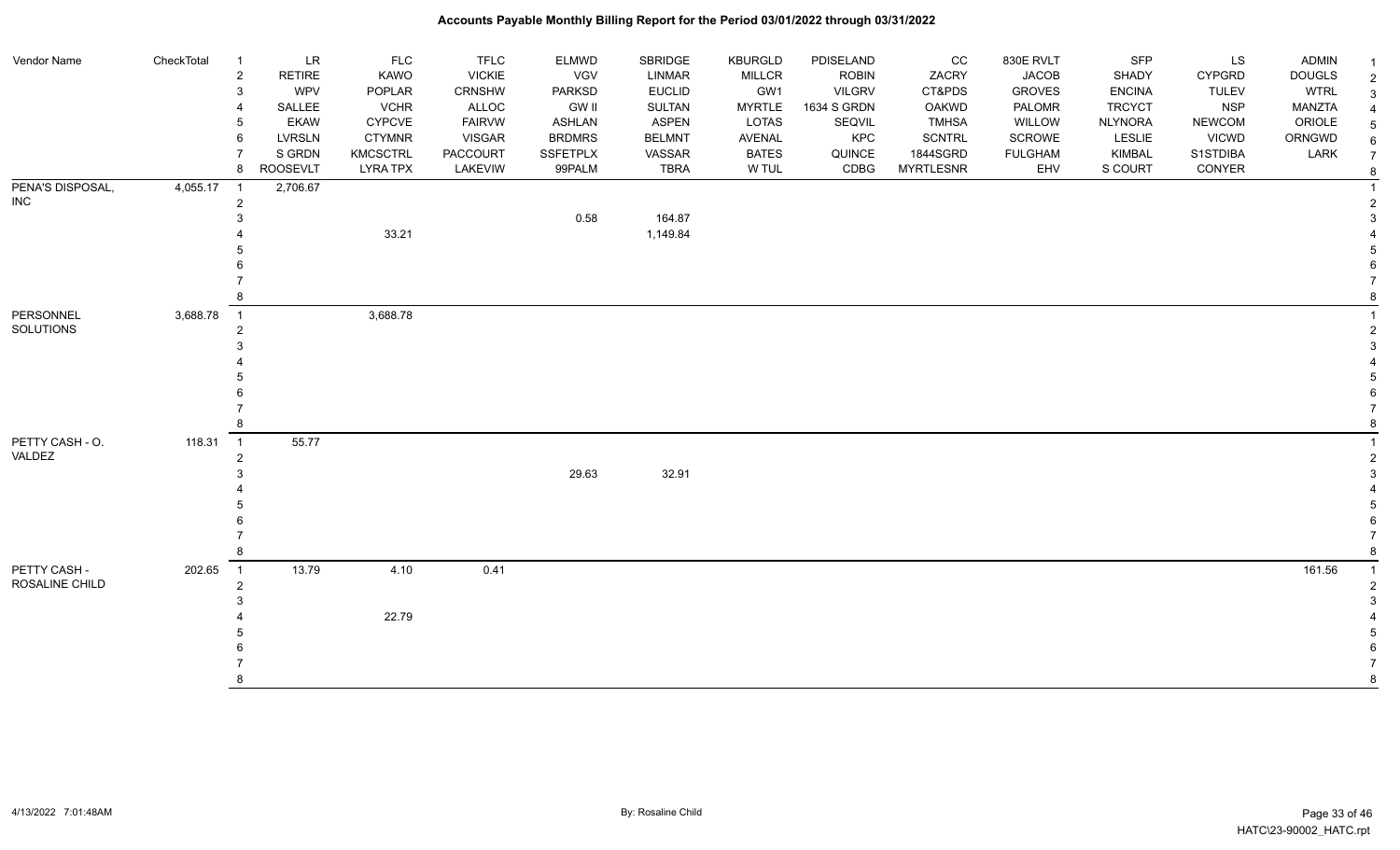| Vendor Name | CheckTotal | | | | | | | | | | | | | | |
|---|---|---|---|---|---|---|---|---|---|---|---|---|---|---|---|
| | | 1 | LR | FLC | TFLC | ELMWD | SBRIDGE | KBURGLD | PDISELAND | CC | 830E RVLT | SFP | LS | ADMIN | 1 |
| | | 2 | RETIRE | KAWO | VICKIE | VGV | LINMAR | MILLCR | ROBIN | ZACRY | JACOB | SHADY | CYPGRD | DOUGLS | 2 |
| | | 3 | WPV | POPLAR | CRNSHW | PARKSD | EUCLID | GW1 | VILGRV | CT&PDS | GROVES | ENCINA | TULEV | WTRL | 3 |
| | | 4 | SALLEE | VCHR | ALLOC | GW II | SULTAN | MYRTLE | 1634 S GRDN | OAKWD | PALOMR | TRCYCT | NSP | MANZTA | 4 |
| | | 5 | EKAW | CYPCVE | FAIRVW | ASHLAN | ASPEN | LOTAS | SEQVIL | TMHSA | WILLOW | NLYNORA | NEWCOM | ORIOLE | 5 |
| | | 6 | LVRSLN | CTYMNR | VISGAR | BRDMRS | BELMNT | AVENAL | KPC | SCNTRL | SCROWE | LESLIE | VICWD | ORNGWD | 6 |
| | | 7 | S GRDN | KMCSCTRL | PACCOURT | SSFETPLX | VASSAR | BATES | QUINCE | 1844SGRD | FULGHAM | KIMBAL | S1STDIBA | LARK | 7 |
| | | 8 | ROOSEVLT | LYRA TPX | LAKEVIW | 99PALM | TBRA | W TUL | CDBG | MYRTLESNR | EHV | S COURT | CONYER | | 8 |
| PENA'S DISPOSAL, | 4,055.17 | 1 | 2,706.67 | | | | | | | | | | | | 1 |
| INC | | 2 | | | | | | | | | | | | | 2 |
| | | 3 | | | | 0.58 | 164.87 | | | | | | | | 3 |
| | | 4 | | 33.21 | | | 1,149.84 | | | | | | | | 4 |
| | | 5 | | | | | | | | | | | | | 5 |
| | | 6 | | | | | | | | | | | | | 6 |
| | | 7 | | | | | | | | | | | | | 7 |
| | | 8 | | | | | | | | | | | | | 8 |
| PERSONNEL | 3,688.78 | 1 | | 3,688.78 | | | | | | | | | | | 1 |
| SOLUTIONS | | 2 | | | | | | | | | | | | | 2 |
| | | 3 | | | | | | | | | | | | | 3 |
| | | 4 | | | | | | | | | | | | | 4 |
| | | 5 | | | | | | | | | | | | | 5 |
| | | 6 | | | | | | | | | | | | | 6 |
| | | 7 | | | | | | | | | | | | | 7 |
| | | 8 | | | | | | | | | | | | | 8 |
| PETTY CASH - O. | 118.31 | 1 | 55.77 | | | | | | | | | | | | 1 |
| VALDEZ | | 2 | | | | | | | | | | | | | 2 |
| | | 3 | | | | 29.63 | 32.91 | | | | | | | | 3 |
| | | 4 | | | | | | | | | | | | | 4 |
| | | 5 | | | | | | | | | | | | | 5 |
| | | 6 | | | | | | | | | | | | | 6 |
| | | 7 | | | | | | | | | | | | | 7 |
| | | 8 | | | | | | | | | | | | | 8 |
| PETTY CASH - | 202.65 | 1 | 13.79 | 4.10 | 0.41 | | | | | | | | | 161.56 | 1 |
| ROSALINE CHILD | | 2 | | | | | | | | | | | | | 2 |
| | | 3 | | | | | | | | | | | | | 3 |
| | | 4 | | 22.79 | | | | | | | | | | | 4 |
| | | 5 | | | | | | | | | | | | | 5 |
| | | 6 | | | | | | | | | | | | | 6 |
| | | 7 | | | | | | | | | | | | | 7 |
| | | 8 | | | | | | | | | | | | | 8 |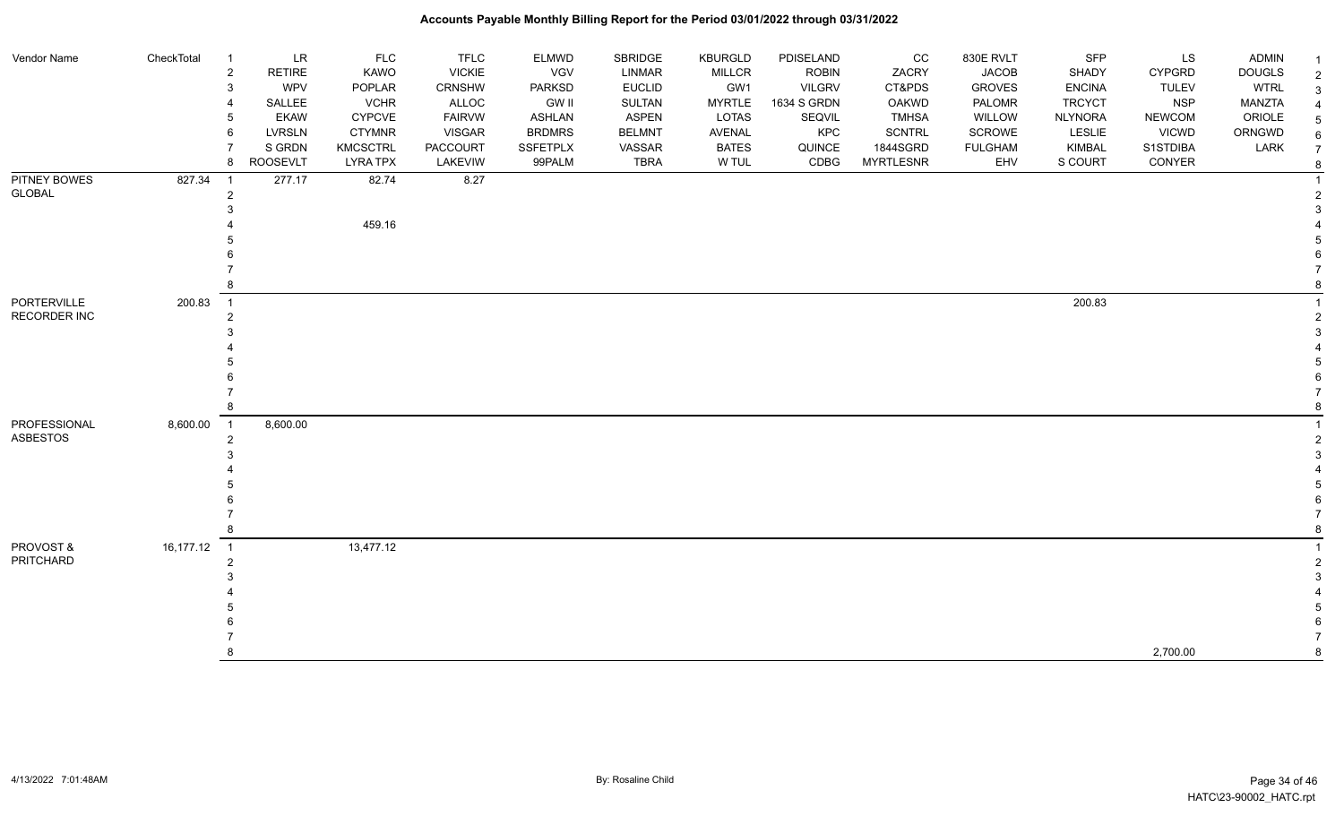# Accounts Payable Monthly Billing Report for the Period 03/01/2022 through 03/31/2022

| Vendor Name | CheckTotal | | | | | | | | | | | | | | |
|---|---|---|---|---|---|---|---|---|---|---|---|---|---|---|---|
| | | 1 | LR | FLC | TFLC | ELMWD | SBRIDGE | KBURGLD | PDISELAND | CC | 830E RVLT | SFP | LS | ADMIN | 1 |
| | | 2 | RETIRE | KAWO | VICKIE | VGV | LINMAR | MILLCR | ROBIN | ZACRY | JACOB | SHADY | CYPGRD | DOUGLS | 2 |
| | | 3 | WPV | POPLAR | CRNSHW | PARKSD | EUCLID | GW1 | VILGRV | CT&PDS | GROVES | ENCINA | TULEV | WTRL | 3 |
| | | 4 | SALLEE | VCHR | ALLOC | GW II | SULTAN | MYRTLE | 1634 S GRDN | OAKWD | PALOMR | TRCYCT | NSP | MANZTA | 4 |
| | | 5 | EKAW | CYPCVE | FAIRVW | ASHLAN | ASPEN | LOTAS | SEQVIL | TMHSA | WILLOW | NLYNORA | NEWCOM | ORIOLE | 5 |
| | | 6 | LVRSLN | CTYMNR | VISGAR | BRDMRS | BELMNT | AVENAL | KPC | SCNTRL | SCROWE | LESLIE | VICWD | ORNGWD | 6 |
| | | 7 | S GRDN | KMCSCTRL | PACCOURT | SSFETPLX | VASSAR | BATES | QUINCE | 1844SGRD | FULGHAM | KIMBAL | S1STDIBA | LARK | 7 |
| | | 8 | ROOSEVLT | LYRA TPX | LAKEVIEW | 99PALM | TBRA | W TUL | CDBG | MYRTLESNR | EHV | S COURT | CONYER | | 8 |
| PITNEY BOWES GLOBAL | 827.34 | 1 | 277.17 | 82.74 | 8.27 | | | | | | | | | | 1 |
| | | 2 | | | | | | | | | | | | | 2 |
| | | 3 | | | | | | | | | | | | | 3 |
| | | 4 | | 459.16 | | | | | | | | | | | 4 |
| | | 5 | | | | | | | | | | | | | 5 |
| | | 6 | | | | | | | | | | | | | 6 |
| | | 7 | | | | | | | | | | | | | 7 |
| | | 8 | | | | | | | | | | | | | 8 |
| PORTERVILLE RECORDER INC | 200.83 | 1 | | | | | | | | | | 200.83 | | | 1 |
| | | 2 | | | | | | | | | | | | | 2 |
| | | 3 | | | | | | | | | | | | | 3 |
| | | 4 | | | | | | | | | | | | | 4 |
| | | 5 | | | | | | | | | | | | | 5 |
| | | 6 | | | | | | | | | | | | | 6 |
| | | 7 | | | | | | | | | | | | | 7 |
| | | 8 | | | | | | | | | | | | | 8 |
| PROFESSIONAL ASBESTOS | 8,600.00 | 1 | 8,600.00 | | | | | | | | | | | | 1 |
| | | 2 | | | | | | | | | | | | | 2 |
| | | 3 | | | | | | | | | | | | | 3 |
| | | 4 | | | | | | | | | | | | | 4 |
| | | 5 | | | | | | | | | | | | | 5 |
| | | 6 | | | | | | | | | | | | | 6 |
| | | 7 | | | | | | | | | | | | | 7 |
| | | 8 | | | | | | | | | | | | | 8 |
| PROVOST & PRITCHARD | 16,177.12 | 1 | | 13,477.12 | | | | | | | | | | | 1 |
| | | 2 | | | | | | | | | | | | | 2 |
| | | 3 | | | | | | | | | | | | | 3 |
| | | 4 | | | | | | | | | | | | | 4 |
| | | 5 | | | | | | | | | | | | | 5 |
| | | 6 | | | | | | | | | | | | | 6 |
| | | 7 | | | | | | | | | | | | | 7 |
| | | 8 | | | | | | | | | | | 2,700.00 | | 8 |

4/13/2022 7:01:48AM By: Rosaline Child HATC\23-90002_HATC.rpt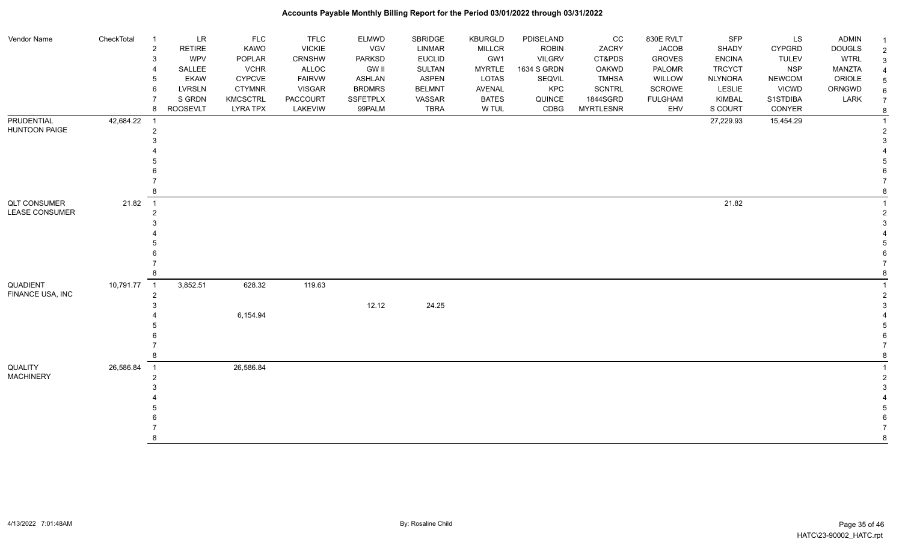# Accounts Payable Monthly Billing Report for the Period 03/01/2022 through 03/31/2022

| Vendor Name | CheckTotal | | | | | | | | | | | | | | | |
|---|---|---|---|---|---|---|---|---|---|---|---|---|---|---|---|---|
| | | 1 | LR | FLC | TFLC | ELMWD | SBRIDGE | KBURGLD | PDISELAND | CC | 830E RVLT | SFP | LS | ADMIN | 1 |
| | | 2 | RETIRE | KAWO | VICKIE | VGV | LINMAR | MILLCR | ROBIN | ZACRY | JACOB | SHADY | CYPGRD | DOUGLS | 2 |
| | | 3 | WPV | POPLAR | CRNSHW | PARKSD | EUCLID | GW1 | VILGRV | CT&PDS | GROVES | ENCINA | TULEV | WTRL | 3 |
| | | 4 | SALLEE | VCHR | ALLOC | GW II | SULTAN | MYRTLE | 1634 S GRDN | OAKWD | PALOMR | TRCYCT | NSP | MANZTA | 4 |
| | | 5 | EKAW | CYPCVE | FAIRVW | ASHLAN | ASPEN | LOTAS | SEQVIL | TMHSA | WILLOW | NLYNORA | NEWCOM | ORIOLE | 5 |
| | | 6 | LVRSLN | CTYMNR | VISGAR | BRDMRS | BELMNT | AVENAL | KPC | SCNTRL | SCROWE | LESLIE | VICWD | ORNGWD | 6 |
| | | 7 | S GRDN | KMCSCTRL | PACCOURT | SSFETPLX | VASSAR | BATES | QUINCE | 1844SGRD | FULGHAM | KIMBAL | S1STDIBA | LARK | 7 |
| | | 8 | ROOSEVLT | LYRA TPX | LAKEVIW | 99PALM | TBRA | W TUL | CDBG | MYRTLESNR | EHV | S COURT | CONYER | | 8 |
| PRUDENTIAL | 42,684.22 | 1 | | | | | | | | | | 27,229.93 | 15,454.29 | | 1 |
| HUNTOON PAIGE | | 2 | | | | | | | | | | | | | 2 |
| | | 3 | | | | | | | | | | | | | 3 |
| | | 4 | | | | | | | | | | | | | 4 |
| | | 5 | | | | | | | | | | | | | 5 |
| | | 6 | | | | | | | | | | | | | 6 |
| | | 7 | | | | | | | | | | | | | 7 |
| | | 8 | | | | | | | | | | | | | 8 |
| QLT CONSUMER | 21.82 | 1 | | | | | | | | | | 21.82 | | | 1 |
| LEASE CONSUMER | | 2 | | | | | | | | | | | | | 2 |
| | | 3 | | | | | | | | | | | | | 3 |
| | | 4 | | | | | | | | | | | | | 4 |
| | | 5 | | | | | | | | | | | | | 5 |
| | | 6 | | | | | | | | | | | | | 6 |
| | | 7 | | | | | | | | | | | | | 7 |
| | | 8 | | | | | | | | | | | | | 8 |
| QUADIENT | 10,791.77 | 1 | 3,852.51 | 628.32 | 119.63 | | | | | | | | | | 1 |
| FINANCE USA, INC | | 2 | | | | | | | | | | | | | 2 |
| | | 3 | | | | 12.12 | 24.25 | | | | | | | | 3 |
| | | 4 | | 6,154.94 | | | | | | | | | | | 4 |
| | | 5 | | | | | | | | | | | | | 5 |
| | | 6 | | | | | | | | | | | | | 6 |
| | | 7 | | | | | | | | | | | | | 7 |
| | | 8 | | | | | | | | | | | | | 8 |
| QUALITY | 26,586.84 | 1 | | 26,586.84 | | | | | | | | | | | 1 |
| MACHINERY | | 2 | | | | | | | | | | | | | 2 |
| | | 3 | | | | | | | | | | | | | 3 |
| | | 4 | | | | | | | | | | | | | 4 |
| | | 5 | | | | | | | | | | | | | 5 |
| | | 6 | | | | | | | | | | | | | 6 |
| | | 7 | | | | | | | | | | | | | 7 |
| | | 8 | | | | | | | | | | | | | 8 |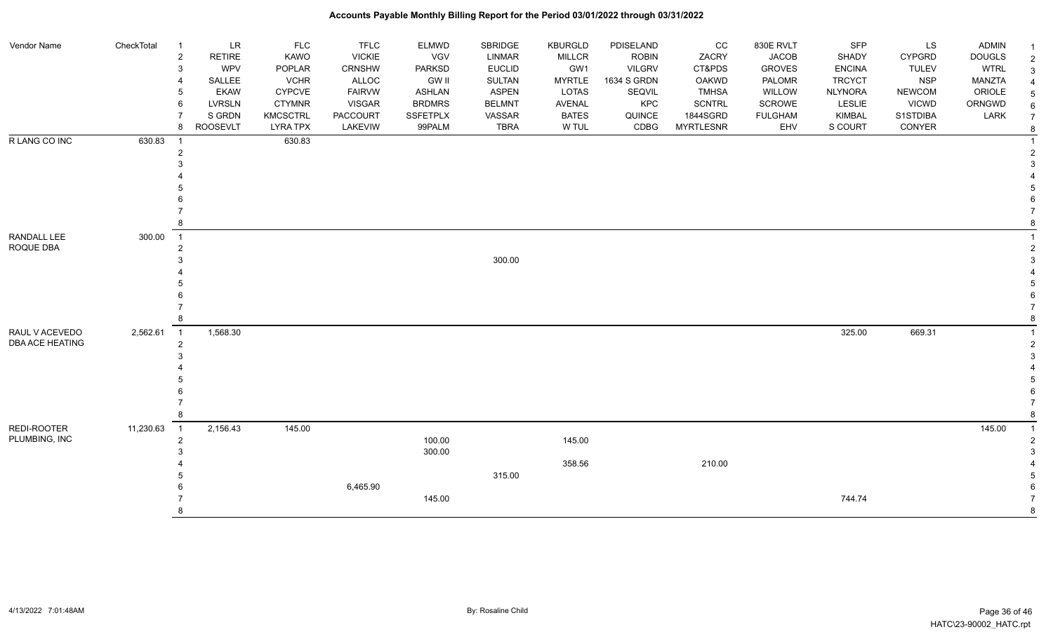# Accounts Payable Monthly Billing Report for the Period 03/01/2022 through 03/31/2022

| Vendor Name | CheckTotal | | LR | FLC | TFLC | ELMWD | SBRIDGE | KBURGLD | PDISELAND | CC | 830E RVLT | SFP | LS | ADMIN | |
|---|---|---|---|---|---|---|---|---|---|---|---|---|---|---|---|
| | | 1 | LR | FLC | TFLC | ELMWD | SBRIDGE | KBURGLD | PDISELAND | CC | 830E RVLT | SFP | LS | ADMIN | 1 |
| | | 2 | RETIRE | KAWO | VICKIE | VGV | LINMAR | MILLCR | ROBIN | ZACRY | JACOB | SHADY | CYPGRD | DOUGLS | 2 |
| | | 3 | WPV | POPLAR | CRNSHW | PARKSD | EUCLID | GW1 | VILGRV | CT&PDS | GROVES | ENCINA | TULEV | WTRL | 3 |
| | | 4 | SALLEE | VCHR | ALLOC | GW II | SULTAN | MYRTLE | 1634 S GRDN | OAKWD | PALOMR | TRCYCT | NSP | MANZTA | 4 |
| | | 5 | EKAW | CYPCVE | FAIRVW | ASHLAN | ASPEN | LOTAS | SEQVIL | TMHSA | WILLOW | NLYNORA | NEWCOM | ORIOLE | 5 |
| | | 6 | LVRSLN | CTYMNR | VISGAR | BRDMRS | BELMNT | AVENAL | KPC | SCNTRL | SCROWE | LESLIE | VICWD | ORNGWD | 6 |
| | | 7 | S GRDN | KMCSCTRL | PACCOURT | SSFETPLX | VASSAR | BATES | QUINCE | 1844SGRD | FULGHAM | KIMBAL | S1STDIBA | LARK | 7 |
| | | 8 | ROOSEVLT | LYRA TPX | LAKEVIW | 99PALM | TBRA | W TUL | CDBG | MYRTLESNR | EHV | S COURT | CONYER | | 8 |
| R LANG CO INC | 630.83 | 1 | | 630.83 | | | | | | | | | | | 1 |
| | | 2 | | | | | | | | | | | | | 2 |
| | | 3 | | | | | | | | | | | | | 3 |
| | | 4 | | | | | | | | | | | | | 4 |
| | | 5 | | | | | | | | | | | | | 5 |
| | | 6 | | | | | | | | | | | | | 6 |
| | | 7 | | | | | | | | | | | | | 7 |
| | | 8 | | | | | | | | | | | | | 8 |
| RANDALL LEE ROQUE DBA | 300.00 | 1 | | | | | | | | | | | | | 1 |
| | | 2 | | | | | | | | | | | | | 2 |
| | | 3 | | | | | 300.00 | | | | | | | | 3 |
| | | 4 | | | | | | | | | | | | | 4 |
| | | 5 | | | | | | | | | | | | | 5 |
| | | 6 | | | | | | | | | | | | | 6 |
| | | 7 | | | | | | | | | | | | | 7 |
| | | 8 | | | | | | | | | | | | | 8 |
| RAUL V ACEVEDO DBA ACE HEATING | 2,562.61 | 1 | 1,568.30 | | | | | | | | | 325.00 | 669.31 | | 1 |
| | | 2 | | | | | | | | | | | | | 2 |
| | | 3 | | | | | | | | | | | | | 3 |
| | | 4 | | | | | | | | | | | | | 4 |
| | | 5 | | | | | | | | | | | | | 5 |
| | | 6 | | | | | | | | | | | | | 6 |
| | | 7 | | | | | | | | | | | | | 7 |
| | | 8 | | | | | | | | | | | | | 8 |
| REDI-ROOTER PLUMBING, INC | 11,230.63 | 1 | 2,156.43 | 145.00 | | | | | | | | | | 145.00 | 1 |
| | | 2 | | | | 100.00 | | 145.00 | | | | | | | 2 |
| | | 3 | | | | 300.00 | | | | | | | | | 3 |
| | | 4 | | | | | | 358.56 | | 210.00 | | | | | 4 |
| | | 5 | | | | | 315.00 | | | | | | | | 5 |
| | | 6 | | | 6,465.90 | | | | | | | | | | 6 |
| | | 7 | | | | 145.00 | | | | | | 744.74 | | | 7 |
| | | 8 | | | | | | | | | | | | | 8 |

4/13/2022 7:01:48AM

By: Rosaline Child

HATC\23-90002_HATC.rpt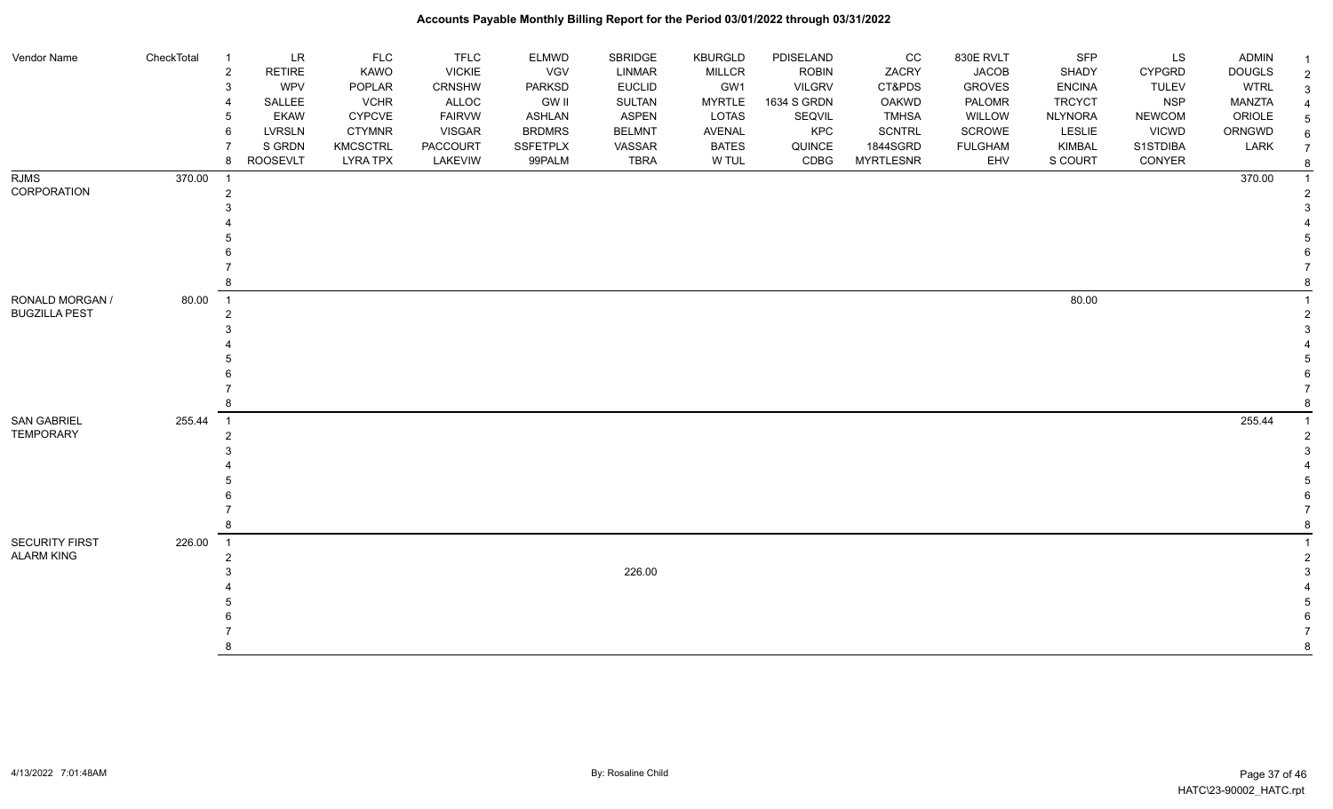| Vendor Name | CheckTotal | # | LR | FLC | TFLC | ELMWD | SBRIDGE | KBURGLD | PDISELAND | CC | 830E RVLT | SFP | LS | ADMIN | # |
|---|---|---|---|---|---|---|---|---|---|---|---|---|---|---|---|
| | | 2 | RETIRE | KAWO | VICKIE | VGV | LINMAR | MILLCR | ROBIN | ZACRY | JACOB | SHADY | CYPGRD | DOUGLS | 2 |
| | | 3 | WPV | POPLAR | CRNSHW | PARKSD | EUCLID | GW1 | VILGRV | CT&PDS | GROVES | ENCINA | TULEV | WTRL | 3 |
| | | 4 | SALLEE | VCHR | ALLOC | GW II | SULTAN | MYRTLE | 1634 S GRDN | OAKWD | PALOMR | TRCYCT | NSP | MANZTA | 4 |
| | | 5 | EKAW | CYPCVE | FAIRVW | ASHLAN | ASPEN | LOTAS | SEQVIL | TMHSA | WILLOW | NLYNORA | NEWCOM | ORIOLE | 5 |
| | | 6 | LVRSLN | CTYMNR | VISGAR | BRDMRS | BELMNT | AVENAL | KPC | SCNTRL | SCROWE | LESLIE | VICWD | ORNGWD | 6 |
| | | 7 | S GRDN | KMCSCTRL | PACCOURT | SSFETPLX | VASSAR | BATES | QUINCE | 1844SGRD | FULGHAM | KIMBAL | S1STDIBA | LARK | 7 |
| | | 8 | ROOSEVLT | LYRA TPX | LAKEVIW | 99PALM | TBRA | W TUL | CDBG | MYRTLESNR | EHV | S COURT | CONYER | | 8 |
| RJMS CORPORATION | 370.00 | 1 | | | | | | | | | | | | 370.00 | 1 |
| | | 2 | | | | | | | | | | | | | 2 |
| | | 3 | | | | | | | | | | | | | 3 |
| | | 4 | | | | | | | | | | | | | 4 |
| | | 5 | | | | | | | | | | | | | 5 |
| | | 6 | | | | | | | | | | | | | 6 |
| | | 7 | | | | | | | | | | | | | 7 |
| | | 8 | | | | | | | | | | | | | 8 |
| RONALD MORGAN / BUGZILLA PEST | 80.00 | 1 | | | | | | | | | | 80.00 | | | 1 |
| | | 2 | | | | | | | | | | | | | 2 |
| | | 3 | | | | | | | | | | | | | 3 |
| | | 4 | | | | | | | | | | | | | 4 |
| | | 5 | | | | | | | | | | | | | 5 |
| | | 6 | | | | | | | | | | | | | 6 |
| | | 7 | | | | | | | | | | | | | 7 |
| | | 8 | | | | | | | | | | | | | 8 |
| SAN GABRIEL TEMPORARY | 255.44 | 1 | | | | | | | | | | | | 255.44 | 1 |
| | | 2 | | | | | | | | | | | | | 2 |
| | | 3 | | | | | | | | | | | | | 3 |
| | | 4 | | | | | | | | | | | | | 4 |
| | | 5 | | | | | | | | | | | | | 5 |
| | | 6 | | | | | | | | | | | | | 6 |
| | | 7 | | | | | | | | | | | | | 7 |
| | | 8 | | | | | | | | | | | | | 8 |
| SECURITY FIRST ALARM KING | 226.00 | 1 | | | | | | | | | | | | | 1 |
| | | 2 | | | | | | | | | | | | | 2 |
| | | 3 | | | | | 226.00 | | | | | | | | 3 |
| | | 4 | | | | | | | | | | | | | 4 |
| | | 5 | | | | | | | | | | | | | 5 |
| | | 6 | | | | | | | | | | | | | 6 |
| | | 7 | | | | | | | | | | | | | 7 |
| | | 8 | | | | | | | | | | | | | 8 |

4/13/2022 7:01:48AM

By: Rosaline Child

HATC\23-90002_HATC.rpt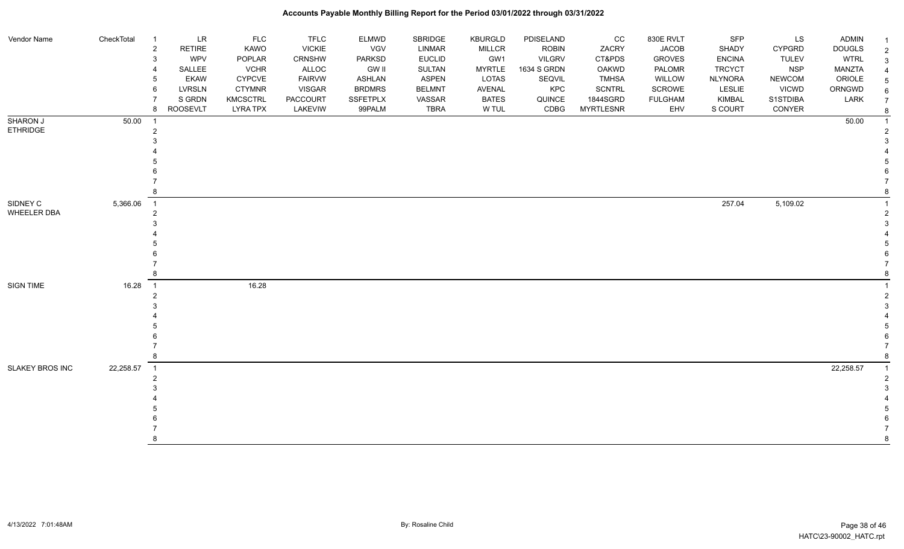# Accounts Payable Monthly Billing Report for the Period 03/01/2022 through 03/31/2022

| Vendor Name | CheckTotal | | | | | | | | | | | | | | |
|---|---|---|---|---|---|---|---|---|---|---|---|---|---|---|---|
| | | 1 | LR | FLC | TFLC | ELMWD | SBRIDGE | KBURGLD | PDISELAND | CC | 830E RVLT | SFP | LS | ADMIN | 1 |
| | | 2 | RETIRE | KAWO | VICKIE | VGV | LINMAR | MILLCR | ROBIN | ZACRY | JACOB | SHADY | CYPGRD | DOUGLS | 2 |
| | | 3 | WPV | POPLAR | CRNSHW | PARKSD | EUCLID | GW1 | VILGRV | CT&PDS | GROVES | ENCINA | TULEV | WTRL | 3 |
| | | 4 | SALLEE | VCHR | ALLOC | GW II | SULTAN | MYRTLE | 1634 S GRDN | OAKWD | PALOMR | TRCYCT | NSP | MANZTA | 4 |
| | | 5 | EKAW | CYPCVE | FAIRVW | ASHLAN | ASPEN | LOTAS | SEQVIL | TMHSA | WILLOW | NLYNORA | NEWCOM | ORIOLE | 5 |
| | | 6 | LVRSLN | CTYMNR | VISGAR | BRDMRS | BELMNT | AVENAL | KPC | SCNTRL | SCROWE | LESLIE | VICWD | ORNGWD | 6 |
| | | 7 | S GRDN | KMCSCTRL | PACCOURT | SSFETPLX | VASSAR | BATES | QUINCE | 1844SGRD | FULGHAM | KIMBAL | S1STDIBA | LARK | 7 |
| | | 8 | ROOSEVLT | LYRA TPX | LAKEVIEW | 99PALM | TBRA | W TUL | CDBG | MYRTLESNR | EHV | S COURT | CONYER | | 8 |
| SHARON J ETHRIDGE | 50.00 | 1 | | | | | | | | | | | | 50.00 | 1 |
| | | 2 | | | | | | | | | | | | | 2 |
| | | 3 | | | | | | | | | | | | | 3 |
| | | 4 | | | | | | | | | | | | | 4 |
| | | 5 | | | | | | | | | | | | | 5 |
| | | 6 | | | | | | | | | | | | | 6 |
| | | 7 | | | | | | | | | | | | | 7 |
| | | 8 | | | | | | | | | | | | | 8 |
| SIDNEY C WHEELER DBA | 5,366.06 | 1 | | | | | | | | | | 257.04 | 5,109.02 | | 1 |
| | | 2 | | | | | | | | | | | | | 2 |
| | | 3 | | | | | | | | | | | | | 3 |
| | | 4 | | | | | | | | | | | | | 4 |
| | | 5 | | | | | | | | | | | | | 5 |
| | | 6 | | | | | | | | | | | | | 6 |
| | | 7 | | | | | | | | | | | | | 7 |
| | | 8 | | | | | | | | | | | | | 8 |
| SIGN TIME | 16.28 | 1 | | 16.28 | | | | | | | | | | | 1 |
| | | 2 | | | | | | | | | | | | | 2 |
| | | 3 | | | | | | | | | | | | | 3 |
| | | 4 | | | | | | | | | | | | | 4 |
| | | 5 | | | | | | | | | | | | | 5 |
| | | 6 | | | | | | | | | | | | | 6 |
| | | 7 | | | | | | | | | | | | | 7 |
| | | 8 | | | | | | | | | | | | | 8 |
| SLAKEY BROS INC | 22,258.57 | 1 | | | | | | | | | | | | 22,258.57 | 1 |
| | | 2 | | | | | | | | | | | | | 2 |
| | | 3 | | | | | | | | | | | | | 3 |
| | | 4 | | | | | | | | | | | | | 4 |
| | | 5 | | | | | | | | | | | | | 5 |
| | | 6 | | | | | | | | | | | | | 6 |
| | | 7 | | | | | | | | | | | | | 7 |
| | | 8 | | | | | | | | | | | | | 8 |

4/13/2022 7:01:48AM By: Rosaline Child HATC\23-90002_HATC.rpt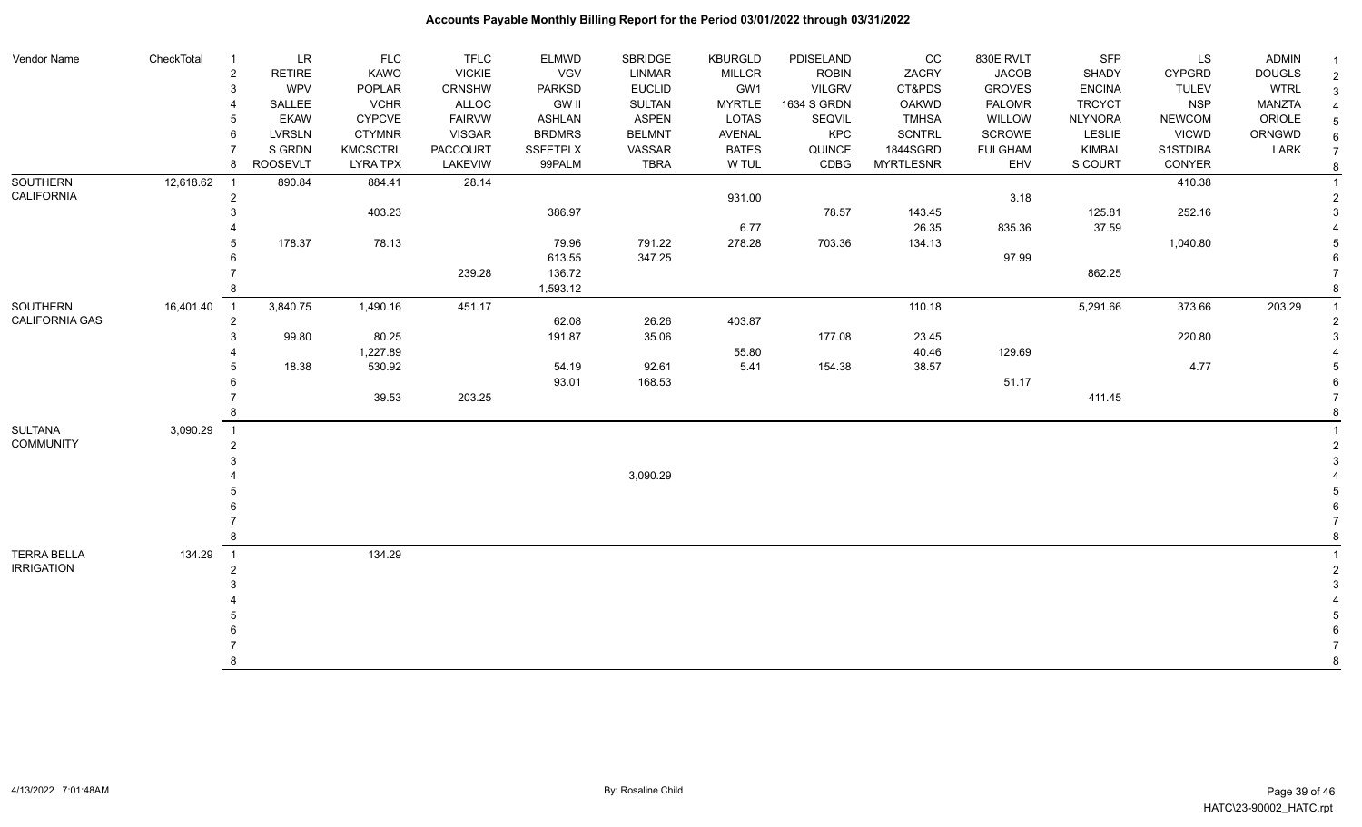# Accounts Payable Monthly Billing Report for the Period 03/01/2022 through 03/31/2022

| Vendor Name | CheckTotal | # | LR | FLC | TFLC | ELMWD | SBRIDGE | KBURGLD | PDISELAND | CC | 830E RVLT | SFP | LS | ADMIN |
|---|---|---|---|---|---|---|---|---|---|---|---|---|---|---|
| | | 2 | RETIRE | KAWO | VICKIE | VGV | LINMAR | MILLCR | ROBIN | ZACRY | JACOB | SHADY | CYPGRD | DOUGLS |
| | | 3 | WPV | POPLAR | CRNSHW | PARKSD | EUCLID | GW1 | VILGRV | CT&PDS | GROVES | ENCINA | TULEV | WTRL |
| | | 4 | SALLEE | VCHR | ALLOC | GW II | SULTAN | MYRTLE | 1634 S GRDN | OAKWD | PALOMR | TRCYCT | NSP | MANZTA |
| | | 5 | EKAW | CYPCVE | FAIRVW | ASHLAN | ASPEN | LOTAS | SEQVIL | TMHSA | WILLOW | NLYNORA | NEWCOM | ORIOLE |
| | | 6 | LVRSLN | CTYMNR | VISGAR | BRDMRS | BELMNT | AVENAL | KPC | SCNTRL | SCROWE | LESLIE | VICWD | ORNGWD |
| | | 7 | S GRDN | KMCSCTRL | PACCOURT | SSFETPLX | VASSAR | BATES | QUINCE | 1844SGRD | FULGHAM | KIMBAL | S1STDIBA | LARK |
| | | 8 | ROOSEVELT | LYRA TPX | LAKEVIEW | 99PALM | TBRA | W TUL | CDBG | MYRTLESNR | EHV | S COURT | CONYER | |
| SOUTHERN CALIFORNIA | 12,618.62 | 1 | 890.84 | 884.41 | 28.14 | | | | | | | | 410.38 | |
| | | 2 | | | | | | 931.00 | | | 3.18 | | | |
| | | 3 | | 403.23 | | 386.97 | | | 78.57 | 143.45 | | 125.81 | 252.16 | |
| | | 4 | | | | | | 6.77 | | 26.35 | 835.36 | 37.59 | | |
| | | 5 | 178.37 | 78.13 | | 79.96 | 791.22 | 278.28 | 703.36 | 134.13 | | | 1,040.80 | |
| | | 6 | | | | 613.55 | 347.25 | | | | 97.99 | | | |
| | | 7 | | | 239.28 | 136.72 | | | | | | 862.25 | | |
| | | 8 | | | | 1,593.12 | | | | | | | | |
| SOUTHERN CALIFORNIA GAS | 16,401.40 | 1 | 3,840.75 | 1,490.16 | 451.17 | | | | | 110.18 | | 5,291.66 | 373.66 | 203.29 |
| | | 2 | | | | 62.08 | 26.26 | 403.87 | | | | | | |
| | | 3 | 99.80 | 80.25 | | 191.87 | 35.06 | | 177.08 | 23.45 | | | 220.80 | |
| | | 4 | | 1,227.89 | | | | 55.80 | | 40.46 | 129.69 | | | |
| | | 5 | 18.38 | 530.92 | | 54.19 | 92.61 | 5.41 | 154.38 | 38.57 | | | 4.77 | |
| | | 6 | | | | 93.01 | 168.53 | | | | 51.17 | | | |
| | | 7 | | 39.53 | 203.25 | | | | | | | 411.45 | | |
| | | 8 | | | | | | | | | | | | |
| SULTANA COMMUNITY | 3,090.29 | 1 | | | | | | | | | | | | |
| | | 2 | | | | | | | | | | | | |
| | | 3 | | | | | | | | | | | | |
| | | 4 | | | | | 3,090.29 | | | | | | | |
| | | 5 | | | | | | | | | | | | |
| | | 6 | | | | | | | | | | | | |
| | | 7 | | | | | | | | | | | | |
| | | 8 | | | | | | | | | | | | |
| TERRA BELLA IRRIGATION | 134.29 | 1 | | 134.29 | | | | | | | | | | |
| | | 2 | | | | | | | | | | | | |
| | | 3 | | | | | | | | | | | | |
| | | 4 | | | | | | | | | | | | |
| | | 5 | | | | | | | | | | | | |
| | | 6 | | | | | | | | | | | | |
| | | 7 | | | | | | | | | | | | |
| | | 8 | | | | | | | | | | | | |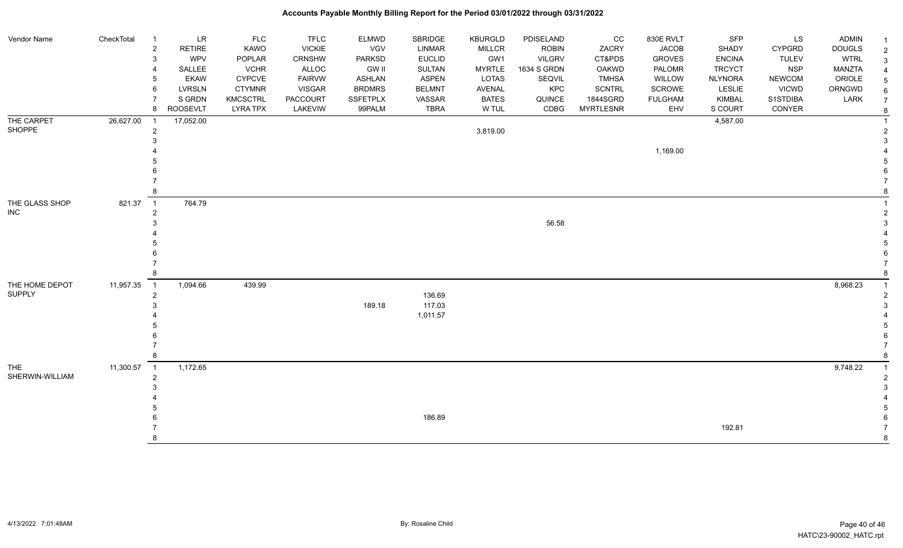# Accounts Payable Monthly Billing Report for the Period 03/01/2022 through 03/31/2022

| Vendor Name | CheckTotal | # | LR | FLC | TFLC | ELMWD | SBRIDGE | KBURGLD | PDISELAND | CC | 830E RVLT | SFP | LS | ADMIN | # |
|---|---|---|---|---|---|---|---|---|---|---|---|---|---|---|---|
| | | 2 | RETIRE | KAWO | VICKIE | VGV | LINMAR | MILLCR | ROBIN | ZACRY | JACOB | SHADY | CYPGRD | DOUGLS | 2 |
| | | 3 | WPV | POPLAR | CRNSHW | PARKSD | EUCLID | GW1 | VILGRV | CT&PDS | GROVES | ENCINA | TULEV | WTRL | 3 |
| | | 4 | SALLEE | VCHR | ALLOC | GW II | SULTAN | MYRTLE | 1634 S GRDN | OAKWD | PALOMR | TRCYCT | NSP | MANZTA | 4 |
| | | 5 | EKAW | CYPCVE | FAIRVW | ASHLAN | ASPEN | LOTAS | SEQVIL | TMHSA | WILLOW | NLYNORA | NEWCOM | ORIOLE | 5 |
| | | 6 | LVRSLN | CTYMNR | VISGAR | BRDMRS | BELMNT | AVENAL | KPC | SCNTRL | SCROWE | LESLIE | VICWD | ORNGWD | 6 |
| | | 7 | S GRDN | KMCSCTRL | PACCOURT | SSFETPLX | VASSAR | BATES | QUINCE | 1844SGRD | FULGHAM | KIMBAL | S1STDIBA | LARK | 7 |
| | | 8 | ROOSEVLT | LYRA TPX | LAKEVIW | 99PALM | TBRA | W TUL | CDBG | MYRTLESNR | EHV | S COURT | CONYER | | 8 |
| THE CARPET SHOPPE | 26,627.00 | 1 | 17,052.00 | | | | | | | | | 4,587.00 | | | 1 |
| | | 2 | | | | | | 3,819.00 | | | | | | | 2 |
| | | 3 | | | | | | | | | | | | | 3 |
| | | 4 | | | | | | | | | 1,169.00 | | | | 4 |
| | | 5 | | | | | | | | | | | | | 5 |
| | | 6 | | | | | | | | | | | | | 6 |
| | | 7 | | | | | | | | | | | | | 7 |
| | | 8 | | | | | | | | | | | | | 8 |
| THE GLASS SHOP INC | 821.37 | 1 | 764.79 | | | | | | | | | | | | 1 |
| | | 2 | | | | | | | | | | | | | 2 |
| | | 3 | | | | | | | 56.58 | | | | | | 3 |
| | | 4 | | | | | | | | | | | | | 4 |
| | | 5 | | | | | | | | | | | | | 5 |
| | | 6 | | | | | | | | | | | | | 6 |
| | | 7 | | | | | | | | | | | | | 7 |
| | | 8 | | | | | | | | | | | | | 8 |
| THE HOME DEPOT SUPPLY | 11,957.35 | 1 | 1,094.66 | 439.99 | | | | | | | | | | 8,968.23 | 1 |
| | | 2 | | | | | 136.69 | | | | | | | | 2 |
| | | 3 | | | | 189.18 | 117.03 | | | | | | | | 3 |
| | | 4 | | | | | 1,011.57 | | | | | | | | 4 |
| | | 5 | | | | | | | | | | | | | 5 |
| | | 6 | | | | | | | | | | | | | 6 |
| | | 7 | | | | | | | | | | | | | 7 |
| | | 8 | | | | | | | | | | | | | 8 |
| THE SHERWIN-WILLIAM | 11,300.57 | 1 | 1,172.65 | | | | | | | | | | | 9,748.22 | 1 |
| | | 2 | | | | | | | | | | | | | 2 |
| | | 3 | | | | | | | | | | | | | 3 |
| | | 4 | | | | | | | | | | | | | 4 |
| | | 5 | | | | | | | | | | | | | 5 |
| | | 6 | | | | | 186.89 | | | | | | | | 6 |
| | | 7 | | | | | | | | | | 192.81 | | | 7 |
| | | 8 | | | | | | | | | | | | | 8 |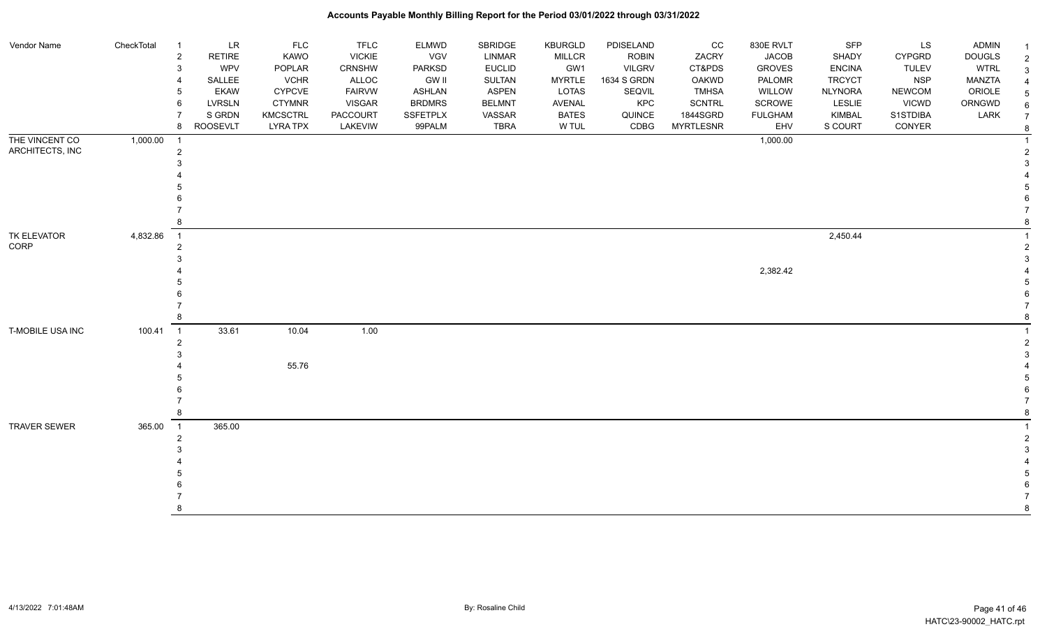# Accounts Payable Monthly Billing Report for the Period 03/01/2022 through 03/31/2022

| Vendor Name | CheckTotal | | | | | | | | | | | | | | |
|---|---|---|---|---|---|---|---|---|---|---|---|---|---|---|---|
| | | 1 | LR | FLC | TFLC | ELMWD | SBRIDGE | KBURGLD | PDISELAND | CC | 830E RVLT | SFP | LS | ADMIN | 1 |
| | | 2 | RETIRE | KAWO | VICKIE | VGV | LINMAR | MILLCR | ROBIN | ZACRY | JACOB | SHADY | CYPGRD | DOUGLS | 2 |
| | | 3 | WPV | POPLAR | CRNSHW | PARKSD | EUCLID | GW1 | VILGRV | CT&PDS | GROVES | ENCINA | TULEV | WTRL | 3 |
| | | 4 | SALLEE | VCHR | ALLOC | GW II | SULTAN | MYRTLE | 1634 S GRDN | OAKWD | PALOMR | TRCYCT | NSP | MANZTA | 4 |
| | | 5 | EKAW | CYPCVE | FAIRVW | ASHLAN | ASPEN | LOTAS | SEQVIL | TMHSA | WILLOW | NLYNORA | NEWCOM | ORIOLE | 5 |
| | | 6 | LVRSLN | CTYMNR | VISGAR | BRDMRS | BELMNT | AVENAL | KPC | SCNTRL | SCROWE | LESLIE | VICWD | ORNGWD | 6 |
| | | 7 | S GRDN | KMCSCTRL | PACCOURT | SSFETPLX | VASSAR | BATES | QUINCE | 1844SGRD | FULGHAM | KIMBAL | S1STDIBA | LARK | 7 |
| | | 8 | ROOSEVLT | LYRA TPX | LAKEVIW | 99PALM | TBRA | W TUL | CDBG | MYRTLESNR | EHV | S COURT | CONYER | | 8 |
| THE VINCENT CO ARCHITECTS, INC | 1,000.00 | 1 | | | | | | | | | 1,000.00 | | | | 1 |
| | | 2 | | | | | | | | | | | | | 2 |
| | | 3 | | | | | | | | | | | | | 3 |
| | | 4 | | | | | | | | | | | | | 4 |
| | | 5 | | | | | | | | | | | | | 5 |
| | | 6 | | | | | | | | | | | | | 6 |
| | | 7 | | | | | | | | | | | | | 7 |
| | | 8 | | | | | | | | | | | | | 8 |
| TK ELEVATOR CORP | 4,832.86 | 1 | | | | | | | | | | 2,450.44 | | | 1 |
| | | 2 | | | | | | | | | | | | | 2 |
| | | 3 | | | | | | | | | | | | | 3 |
| | | 4 | | | | | | | | | 2,382.42 | | | | 4 |
| | | 5 | | | | | | | | | | | | | 5 |
| | | 6 | | | | | | | | | | | | | 6 |
| | | 7 | | | | | | | | | | | | | 7 |
| | | 8 | | | | | | | | | | | | | 8 |
| T-MOBILE USA INC | 100.41 | 1 | 33.61 | 10.04 | 1.00 | | | | | | | | | | 1 |
| | | 2 | | | | | | | | | | | | | 2 |
| | | 3 | | | | | | | | | | | | | 3 |
| | | 4 | | 55.76 | | | | | | | | | | | 4 |
| | | 5 | | | | | | | | | | | | | 5 |
| | | 6 | | | | | | | | | | | | | 6 |
| | | 7 | | | | | | | | | | | | | 7 |
| | | 8 | | | | | | | | | | | | | 8 |
| TRAVER SEWER | 365.00 | 1 | 365.00 | | | | | | | | | | | | 1 |
| | | 2 | | | | | | | | | | | | | 2 |
| | | 3 | | | | | | | | | | | | | 3 |
| | | 4 | | | | | | | | | | | | | 4 |
| | | 5 | | | | | | | | | | | | | 5 |
| | | 6 | | | | | | | | | | | | | 6 |
| | | 7 | | | | | | | | | | | | | 7 |
| | | 8 | | | | | | | | | | | | | 8 |

4/13/2022 7:01:48AM | By: Rosaline Child | HATC\23-90002_HATC.rpt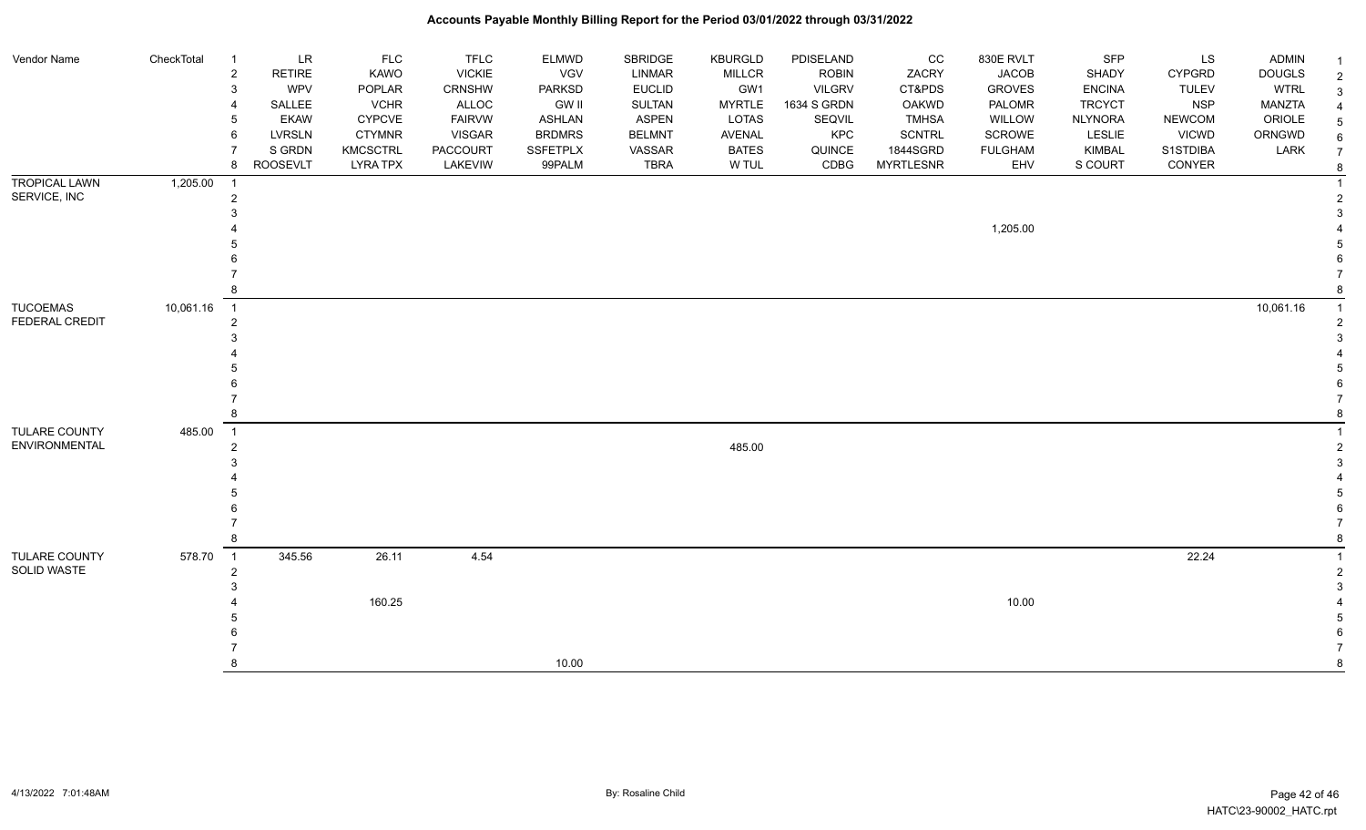# Accounts Payable Monthly Billing Report for the Period 03/01/2022 through 03/31/2022

| Vendor Name | CheckTotal | | LR | FLC | TFLC | ELMWD | SBRIDGE | KBURGLD | PDISELAND | CC | 830E RVLT | SFP | LS | ADMIN | |
|---|---|---|---|---|---|---|---|---|---|---|---|---|---|---|---|
| | | 2 | RETIRE | KAWO | VICKIE | VGV | LINMAR | MILLCR | ROBIN | ZACRY | JACOB | SHADY | CYPGRD | DOUGLS | 2 |
| | | 3 | WPV | POPLAR | CRNSHW | PARKSD | EUCLID | GW1 | VILGRV | CT&PDS | GROVES | ENCINA | TULEV | WTRL | 3 |
| | | 4 | SALLEE | VCHR | ALLOC | GW II | SULTAN | MYRTLE | 1634 S GRDN | OAKWD | PALOMR | TRCYCT | NSP | MANZTA | 4 |
| | | 5 | EKAW | CYPCVE | FAIRVW | ASHLAN | ASPEN | LOTAS | SEQVIL | TMHSA | WILLOW | NLYNORA | NEWCOM | ORIOLE | 5 |
| | | 6 | LVRSLN | CTYMNR | VISGAR | BRDMRS | BELMNT | AVENAL | KPC | SCNTRL | SCROWE | LESLIE | VICWD | ORNGWD | 6 |
| | | 7 | S GRDN | KMCSCTRL | PACCOURT | SSFETPLX | VASSAR | BATES | QUINCE | 1844SGRD | FULGHAM | KIMBAL | S1STDIBA | LARK | 7 |
| | | 8 | ROOSEVLT | LYRA TPX | LAKEVIW | 99PALM | TBRA | W TUL | CDBG | MYRTLESNR | EHV | S COURT | CONYER | | 8 |
| TROPICAL LAWN SERVICE, INC | 1,205.00 | 1 | | | | | | | | | | | | | 1 |
| | | 2 | | | | | | | | | | | | | 2 |
| | | 3 | | | | | | | | | | | | | 3 |
| | | 4 | | | | | | | | | 1,205.00 | | | | 4 |
| | | 5 | | | | | | | | | | | | | 5 |
| | | 6 | | | | | | | | | | | | | 6 |
| | | 7 | | | | | | | | | | | | | 7 |
| | | 8 | | | | | | | | | | | | | 8 |
| TUCOEMAS FEDERAL CREDIT | 10,061.16 | 1 | | | | | | | | | | | | 10,061.16 | 1 |
| | | 2 | | | | | | | | | | | | | 2 |
| | | 3 | | | | | | | | | | | | | 3 |
| | | 4 | | | | | | | | | | | | | 4 |
| | | 5 | | | | | | | | | | | | | 5 |
| | | 6 | | | | | | | | | | | | | 6 |
| | | 7 | | | | | | | | | | | | | 7 |
| | | 8 | | | | | | | | | | | | | 8 |
| TULARE COUNTY ENVIRONMENTAL | 485.00 | 1 | | | | | | | | | | | | | 1 |
| | | 2 | | | | | | 485.00 | | | | | | | 2 |
| | | 3 | | | | | | | | | | | | | 3 |
| | | 4 | | | | | | | | | | | | | 4 |
| | | 5 | | | | | | | | | | | | | 5 |
| | | 6 | | | | | | | | | | | | | 6 |
| | | 7 | | | | | | | | | | | | | 7 |
| | | 8 | | | | | | | | | | | | | 8 |
| TULARE COUNTY SOLID WASTE | 578.70 | 1 | 345.56 | 26.11 | 4.54 | | | | | | | | 22.24 | | 1 |
| | | 2 | | | | | | | | | | | | | 2 |
| | | 3 | | | | | | | | | | | | | 3 |
| | | 4 | | 160.25 | | | | | | | 10.00 | | | | 4 |
| | | 5 | | | | | | | | | | | | | 5 |
| | | 6 | | | | | | | | | | | | | 6 |
| | | 7 | | | | | | | | | | | | | 7 |
| | | 8 | | | | 10.00 | | | | | | | | | 8 |

4/13/2022 7:01:48AM — By: Rosaline Child — HATC\23-90002_HATC.rpt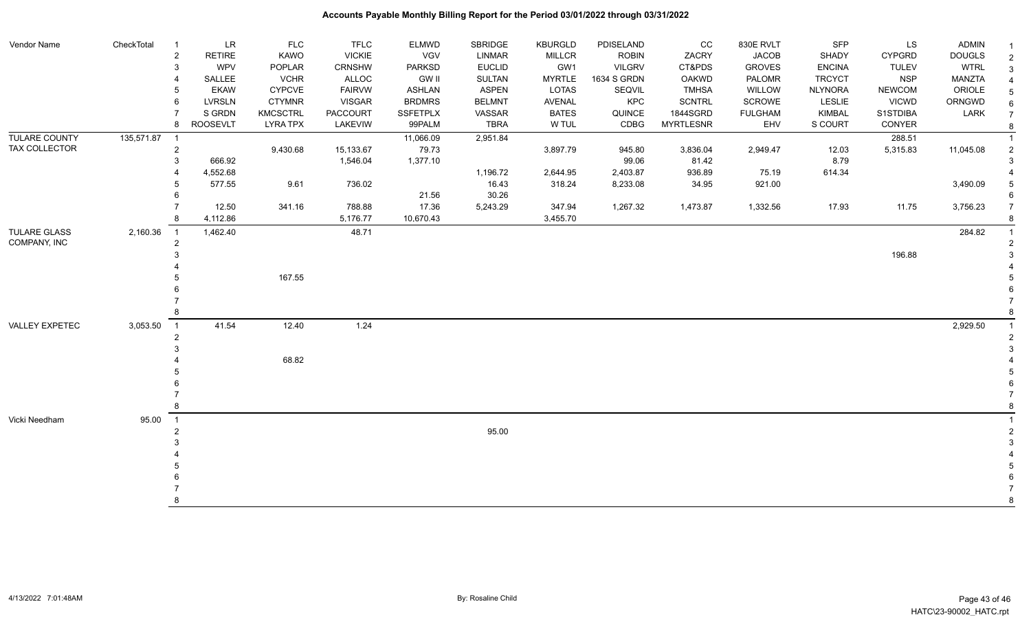# Accounts Payable Monthly Billing Report for the Period 03/01/2022 through 03/31/2022

| Vendor Name | CheckTotal | | | | | | | | | | | | | | |
|---|---|---|---|---|---|---|---|---|---|---|---|---|---|---|---|
| | | 1 | LR | FLC | TFLC | ELMWD | SBRIDGE | KBURGLD | PDISELAND | CC | 830E RVLT | SFP | LS | ADMIN | 1 |
| | | 2 | RETIRE | KAWO | VICKIE | VGV | LINMAR | MILLCR | ROBIN | ZACRY | JACOB | SHADY | CYPGRD | DOUGLS | 2 |
| | | 3 | WPV | POPLAR | CRNSHW | PARKSD | EUCLID | GW1 | VILGRV | CT&PDS | GROVES | ENCINA | TULEV | WTRL | 3 |
| | | 4 | SALLEE | VCHR | ALLOC | GW II | SULTAN | MYRTLE | 1634 S GRDN | OAKWD | PALOMR | TRCYCT | NSP | MANZTA | 4 |
| | | 5 | EKAW | CYPCVE | FAIRVW | ASHLAN | ASPEN | LOTAS | SEQVIL | TMHSA | WILLOW | NLYNORA | NEWCOM | ORIOLE | 5 |
| | | 6 | LVRSLN | CTYMNR | VISGAR | BRDMRS | BELMNT | AVENAL | KPC | SCNTRL | SCROWE | LESLIE | VICWD | ORNGWD | 6 |
| | | 7 | S GRDN | KMCSCTRL | PACCOURT | SSFETPLX | VASSAR | BATES | QUINCE | 1844SGRD | FULGHAM | KIMBAL | S1STDIBA | LARK | 7 |
| | | 8 | ROOSEVLT | LYRA TPX | LAKEVIW | 99PALM | TBRA | W TUL | CDBG | MYRTLESNR | EHV | S COURT | CONYER | | 8 |
| TULARE COUNTY TAX COLLECTOR | 135,571.87 | 1 | | | | 11,066.09 | 2,951.84 | | | | | | 288.51 | | 1 |
| | | 2 | | 9,430.68 | 15,133.67 | 79.73 | | 3,897.79 | 945.80 | 3,836.04 | 2,949.47 | 12.03 | 5,315.83 | 11,045.08 | 2 |
| | | 3 | 666.92 | | 1,546.04 | 1,377.10 | | | 99.06 | 81.42 | | 8.79 | | | 3 |
| | | 4 | 4,552.68 | | | | 1,196.72 | 2,644.95 | 2,403.87 | 936.89 | 75.19 | 614.34 | | | 4 |
| | | 5 | 577.55 | 9.61 | 736.02 | | 16.43 | 318.24 | 8,233.08 | 34.95 | 921.00 | | | 3,490.09 | 5 |
| | | 6 | | | | 21.56 | 30.26 | | | | | | | | 6 |
| | | 7 | 12.50 | 341.16 | 788.88 | 17.36 | 5,243.29 | 347.94 | 1,267.32 | 1,473.87 | 1,332.56 | 17.93 | 11.75 | 3,756.23 | 7 |
| | | 8 | 4,112.86 | | 5,176.77 | 10,670.43 | | 3,455.70 | | | | | | | 8 |
| TULARE GLASS COMPANY, INC | 2,160.36 | 1 | 1,462.40 | | 48.71 | | | | | | | | | 284.82 | 1 |
| | | 2 | | | | | | | | | | | | | 2 |
| | | 3 | | | | | | | | | | | 196.88 | | 3 |
| | | 4 | | | | | | | | | | | | | 4 |
| | | 5 | | 167.55 | | | | | | | | | | | 5 |
| | | 6 | | | | | | | | | | | | | 6 |
| | | 7 | | | | | | | | | | | | | 7 |
| | | 8 | | | | | | | | | | | | | 8 |
| VALLEY EXPETEC | 3,053.50 | 1 | 41.54 | 12.40 | 1.24 | | | | | | | | | 2,929.50 | 1 |
| | | 2 | | | | | | | | | | | | | 2 |
| | | 3 | | | | | | | | | | | | | 3 |
| | | 4 | | 68.82 | | | | | | | | | | | 4 |
| | | 5 | | | | | | | | | | | | | 5 |
| | | 6 | | | | | | | | | | | | | 6 |
| | | 7 | | | | | | | | | | | | | 7 |
| | | 8 | | | | | | | | | | | | | 8 |
| Vicki Needham | 95.00 | 1 | | | | | | | | | | | | | 1 |
| | | 2 | | | | | 95.00 | | | | | | | | 2 |
| | | 3 | | | | | | | | | | | | | 3 |
| | | 4 | | | | | | | | | | | | | 4 |
| | | 5 | | | | | | | | | | | | | 5 |
| | | 6 | | | | | | | | | | | | | 6 |
| | | 7 | | | | | | | | | | | | | 7 |
| | | 8 | | | | | | | | | | | | | 8 |

4/13/2022 7:01:48AM — By: Rosaline Child — HATC\23-90002_HATC.rpt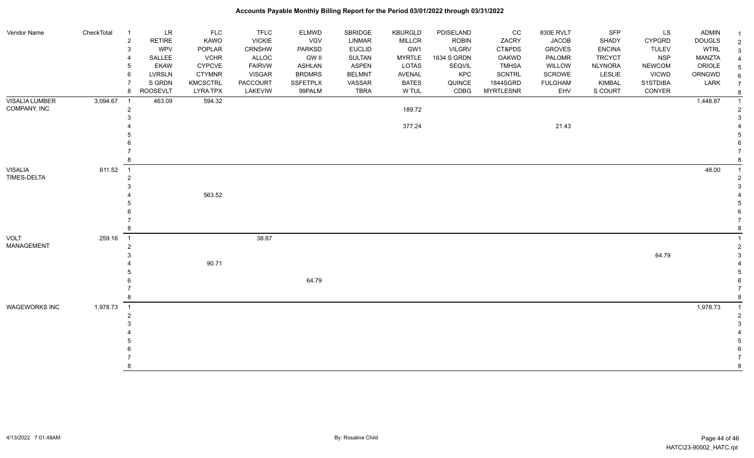# Accounts Payable Monthly Billing Report for the Period 03/01/2022 through 03/31/2022

| Vendor Name | CheckTotal | | | | | | | | | | | | | | |
|---|---|---|---|---|---|---|---|---|---|---|---|---|---|---|---|
| | | 1 | LR | FLC | TFLC | ELMWD | SBRIDGE | KBURGLD | PDISELAND | CC | 830E RVLT | SFP | LS | ADMIN | 1 |
| | | 2 | RETIRE | KAWO | VICKIE | VGV | LINMAR | MILLCR | ROBIN | ZACRY | JACOB | SHADY | CYPGRD | DOUGLS | 2 |
| | | 3 | WPV | POPLAR | CRNSHW | PARKSD | EUCLID | GW1 | VILGRV | CT&PDS | GROVES | ENCINA | TULEV | WTRL | 3 |
| | | 4 | SALLEE | VCHR | ALLOC | GW II | SULTAN | MYRTLE | 1634 S GRDN | OAKWD | PALOMR | TRCYCT | NSP | MANZTA | 4 |
| | | 5 | EKAW | CYPCVE | FAIRVW | ASHLAN | ASPEN | LOTAS | SEQVIL | TMHSA | WILLOW | NLYNORA | NEWCOM | ORIOLE | 5 |
| | | 6 | LVRSLN | CTYMNR | VISGAR | BRDMRS | BELMNT | AVENAL | KPC | SCNTRL | SCROWE | LESLIE | VICWD | ORNGWD | 6 |
| | | 7 | S GRDN | KMCSCTRL | PACCOURT | SSFETPLX | VASSAR | BATES | QUINCE | 1844SGRD | FULGHAM | KIMBAL | S1STDIBA | LARK | 7 |
| | | 8 | ROOSEVLT | LYRA TPX | LAKEVIW | 99PALM | TBRA | W TUL | CDBG | MYRTLESNR | EHV | S COURT | CONYER | | 8 |
| VISALIA LUMBER COMPANY, INC | 3,094.67 | 1 | 463.09 | 594.32 | | | | | | | | | | 1,448.87 | 1 |
| | | 2 | | | | | | 189.72 | | | | | | | 2 |
| | | 3 | | | | | | | | | | | | | 3 |
| | | 4 | | | | | | 377.24 | | | 21.43 | | | | 4 |
| | | 5 | | | | | | | | | | | | | 5 |
| | | 6 | | | | | | | | | | | | | 6 |
| | | 7 | | | | | | | | | | | | | 7 |
| | | 8 | | | | | | | | | | | | | 8 |
| VISALIA TIMES-DELTA | 611.52 | 1 | | | | | | | | | | | | 48.00 | 1 |
| | | 2 | | | | | | | | | | | | | 2 |
| | | 3 | | | | | | | | | | | | | 3 |
| | | 4 | | 563.52 | | | | | | | | | | | 4 |
| | | 5 | | | | | | | | | | | | | 5 |
| | | 6 | | | | | | | | | | | | | 6 |
| | | 7 | | | | | | | | | | | | | 7 |
| | | 8 | | | | | | | | | | | | | 8 |
| VOLT MANAGEMENT | 259.16 | 1 | | | 38.87 | | | | | | | | | | 1 |
| | | 2 | | | | | | | | | | | | | 2 |
| | | 3 | | | | | | | | | | | 64.79 | | 3 |
| | | 4 | | 90.71 | | | | | | | | | | | 4 |
| | | 5 | | | | | | | | | | | | | 5 |
| | | 6 | | | | 64.79 | | | | | | | | | 6 |
| | | 7 | | | | | | | | | | | | | 7 |
| | | 8 | | | | | | | | | | | | | 8 |
| WAGEWORKS INC | 1,978.73 | 1 | | | | | | | | | | | | 1,978.73 | 1 |
| | | 2 | | | | | | | | | | | | | 2 |
| | | 3 | | | | | | | | | | | | | 3 |
| | | 4 | | | | | | | | | | | | | 4 |
| | | 5 | | | | | | | | | | | | | 5 |
| | | 6 | | | | | | | | | | | | | 6 |
| | | 7 | | | | | | | | | | | | | 7 |
| | | 8 | | | | | | | | | | | | | 8 |

4/13/2022 7:01:48AM — By: Rosaline Child — HATC\23-90002_HATC.rpt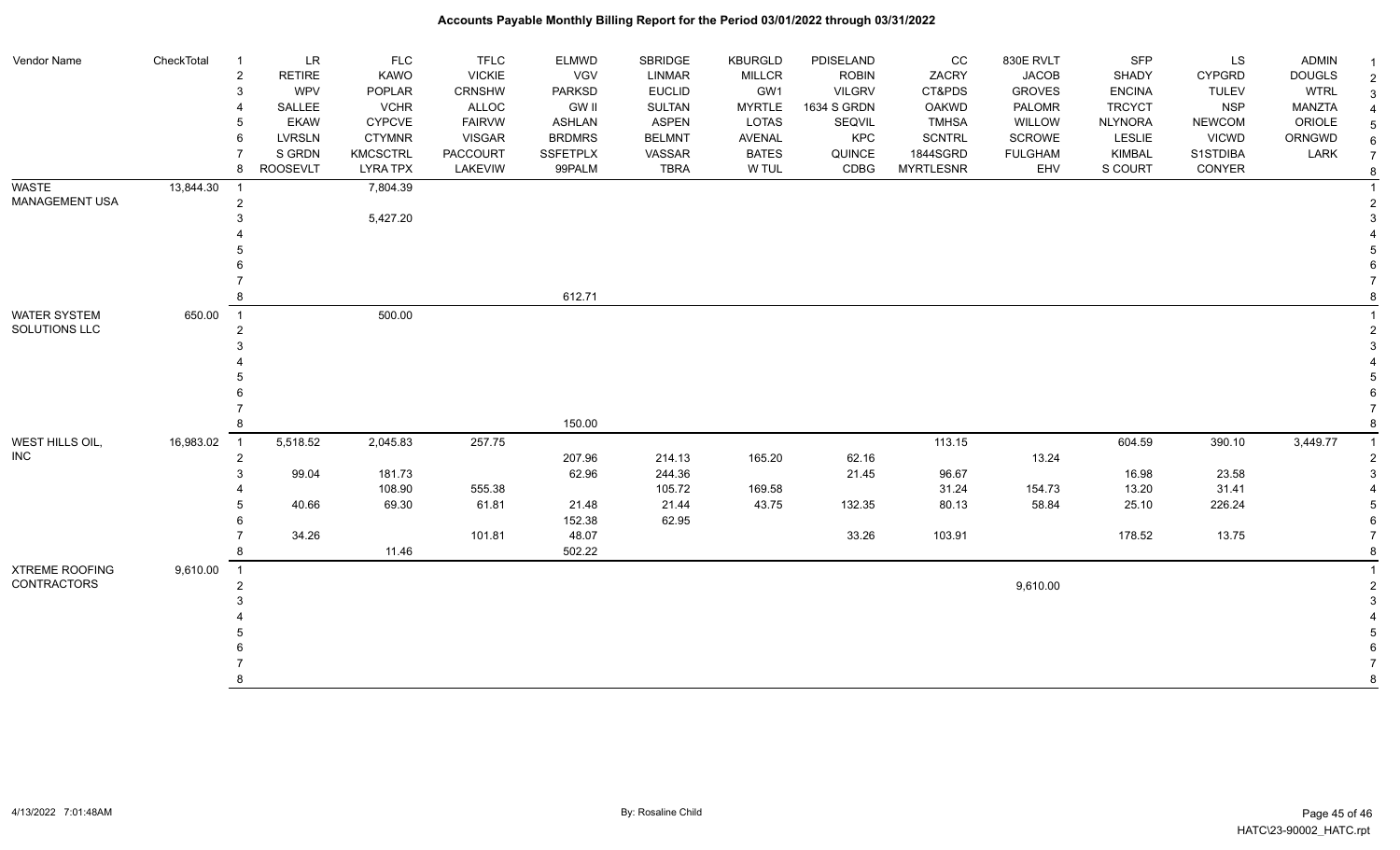# Accounts Payable Monthly Billing Report for the Period 03/01/2022 through 03/31/2022

| Vendor Name | CheckTotal | | LR | FLC | TFLC | ELMWD | SBRIDGE | KBURGLD | PDISELAND | CC | 830E RVLT | SFP | LS | ADMIN | |
|---|---|---|---|---|---|---|---|---|---|---|---|---|---|---|---|
| | | 1 | LR | FLC | TFLC | ELMWD | SBRIDGE | KBURGLD | PDISELAND | CC | 830E RVLT | SFP | LS | ADMIN | 1 |
| | | 2 | RETIRE | KAWO | VICKIE | VGV | LINMAR | MILLCR | ROBIN | ZACRY | JACOB | SHADY | CYPGRD | DOUGLS | 2 |
| | | 3 | WPV | POPLAR | CRNSHW | PARKSD | EUCLID | GW1 | VILGRV | CT&PDS | GROVES | ENCINA | TULEV | WTRL | 3 |
| | | 4 | SALLEE | VCHR | ALLOC | GW II | SULTAN | MYRTLE | 1634 S GRDN | OAKWD | PALOMR | TRCYCT | NSP | MANZTA | 4 |
| | | 5 | EKAW | CYPCVE | FAIRVW | ASHLAN | ASPEN | LOTAS | SEQVIL | TMHSA | WILLOW | NLYNORA | NEWCOM | ORIOLE | 5 |
| | | 6 | LVRSLN | CTYMNR | VISGAR | BRDMRS | BELMNT | AVENAL | KPC | SCNTRL | SCROWE | LESLIE | VICWD | ORNGWD | 6 |
| | | 7 | S GRDN | KMCSCTRL | PACCOURT | SSFETPLX | VASSAR | BATES | QUINCE | 1844SGRD | FULGHAM | KIMBAL | S1STDIBA | LARK | 7 |
| | | 8 | ROOSEVLT | LYRA TPX | LAKEVIW | 99PALM | TBRA | W TUL | CDBG | MYRTLESNR | EHV | S COURT | CONYER | | 8 |
| WASTE MANAGEMENT USA | 13,844.30 | 1 | | 7,804.39 | | | | | | | | | | | 1 |
| | | 2 | | | | | | | | | | | | | 2 |
| | | 3 | | 5,427.20 | | | | | | | | | | | 3 |
| | | 4 | | | | | | | | | | | | | 4 |
| | | 5 | | | | | | | | | | | | | 5 |
| | | 6 | | | | | | | | | | | | | 6 |
| | | 7 | | | | | | | | | | | | | 7 |
| | | 8 | | | | 612.71 | | | | | | | | | 8 |
| WATER SYSTEM SOLUTIONS LLC | 650.00 | 1 | | 500.00 | | | | | | | | | | | 1 |
| | | 2 | | | | | | | | | | | | | 2 |
| | | 3 | | | | | | | | | | | | | 3 |
| | | 4 | | | | | | | | | | | | | 4 |
| | | 5 | | | | | | | | | | | | | 5 |
| | | 6 | | | | | | | | | | | | | 6 |
| | | 7 | | | | | | | | | | | | | 7 |
| | | 8 | | | | 150.00 | | | | | | | | | 8 |
| WEST HILLS OIL, INC | 16,983.02 | 1 | 5,518.52 | 2,045.83 | 257.75 | | | | | 113.15 | | 604.59 | 390.10 | 3,449.77 | 1 |
| | | 2 | | | | 207.96 | 214.13 | 165.20 | 62.16 | | 13.24 | | | | 2 |
| | | 3 | 99.04 | 181.73 | | 62.96 | 244.36 | | 21.45 | 96.67 | | 16.98 | 23.58 | | 3 |
| | | 4 | | 108.90 | 555.38 | | 105.72 | 169.58 | | 31.24 | 154.73 | 13.20 | 31.41 | | 4 |
| | | 5 | 40.66 | 69.30 | 61.81 | 21.48 | 21.44 | 43.75 | 132.35 | 80.13 | 58.84 | 25.10 | 226.24 | | 5 |
| | | 6 | | | | 152.38 | 62.95 | | | | | | | | 6 |
| | | 7 | 34.26 | | 101.81 | 48.07 | | | 33.26 | 103.91 | | 178.52 | 13.75 | | 7 |
| | | 8 | | 11.46 | | 502.22 | | | | | | | | | 8 |
| XTREME ROOFING CONTRACTORS | 9,610.00 | 1 | | | | | | | | | | | | | 1 |
| | | 2 | | | | | | | | | 9,610.00 | | | | 2 |
| | | 3 | | | | | | | | | | | | | 3 |
| | | 4 | | | | | | | | | | | | | 4 |
| | | 5 | | | | | | | | | | | | | 5 |
| | | 6 | | | | | | | | | | | | | 6 |
| | | 7 | | | | | | | | | | | | | 7 |
| | | 8 | | | | | | | | | | | | | 8 |

By: Rosaline Child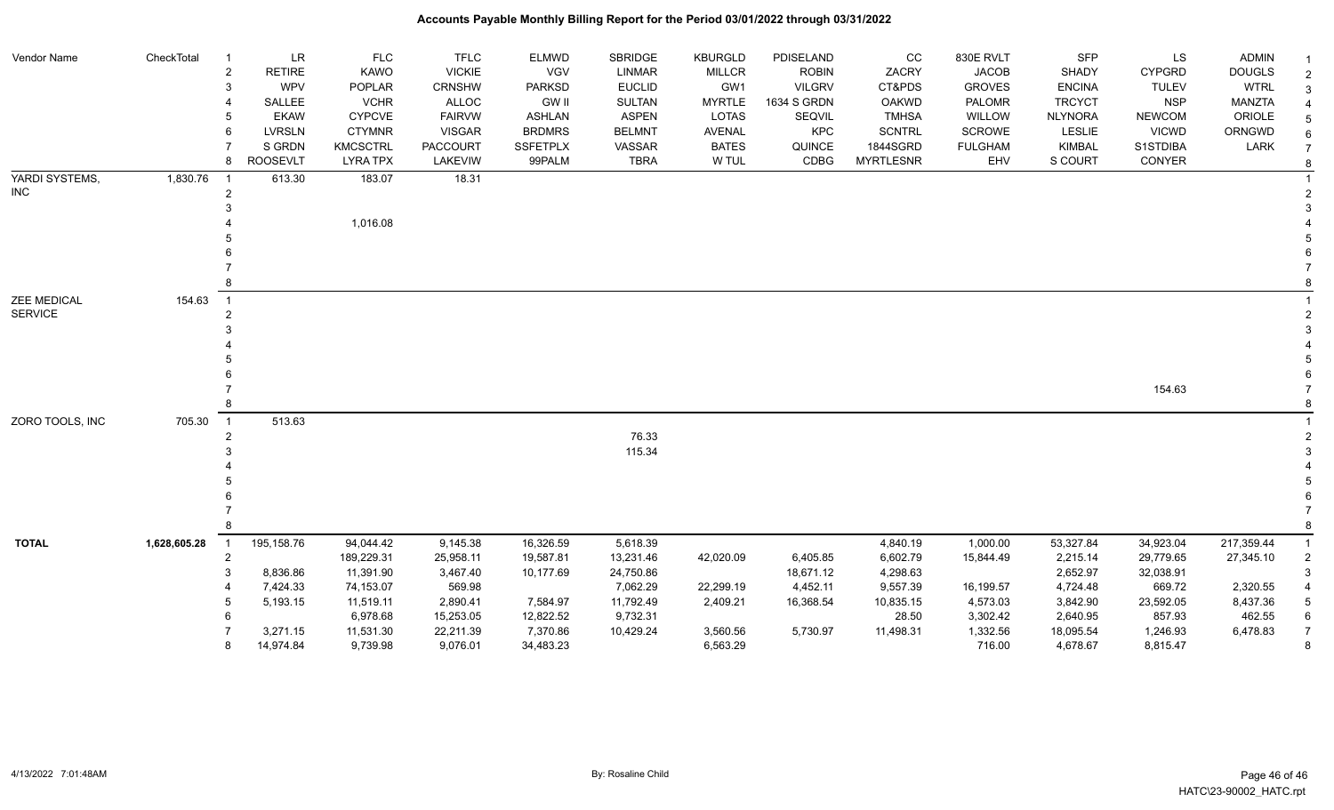# Accounts Payable Monthly Billing Report for the Period 03/01/2022 through 03/31/2022

| Vendor Name | CheckTotal | | | | | | | | | | | | | | |
|---|---|---|---|---|---|---|---|---|---|---|---|---|---|---|---|
| | | 1 | LR | FLC | TFLC | ELMWD | SBRIDGE | KBURGLD | PDISELAND | CC | 830E RVLT | SFP | LS | ADMIN | 1 |
| | | 2 | RETIRE | KAWO | VICKIE | VGV | LINMAR | MILLCR | ROBIN | ZACRY | JACOB | SHADY | CYPGRD | DOUGLS | 2 |
| | | 3 | WPV | POPLAR | CRNSHW | PARKSD | EUCLID | GW1 | VILGRV | CT&PDS | GROVES | ENCINA | TULEV | WTRL | 3 |
| | | 4 | SALLEE | VCHR | ALLOC | GW II | SULTAN | MYRTLE | 1634 S GRDN | OAKWD | PALOMR | TRCYCT | NSP | MANZTA | 4 |
| | | 5 | EKAW | CYPCVE | FAIRVW | ASHLAN | ASPEN | LOTAS | SEQVIL | TMHSA | WILLOW | NLYNORA | NEWCOM | ORIOLE | 5 |
| | | 6 | LVRSLN | CTYMNR | VISGAR | BRDMRS | BELMNT | AVENAL | KPC | SCNTRL | SCROWE | LESLIE | VICWD | ORNGWD | 6 |
| | | 7 | S GRDN | KMCSCTRL | PACCOURT | SSFETPLX | VASSAR | BATES | QUINCE | 1844SGRD | FULGHAM | KIMBAL | S1STDIBA | LARK | 7 |
| | | 8 | ROOSEVLT | LYRA TPX | LAKEVIW | 99PALM | TBRA | W TUL | CDBG | MYRTLESNR | EHV | S COURT | CONYER | | 8 |
| YARDI SYSTEMS, INC | 1,830.76 | 1 | 613.30 | 183.07 | 18.31 | | | | | | | | | | 1 |
| | | 2 | | | | | | | | | | | | | 2 |
| | | 3 | | | | | | | | | | | | | 3 |
| | | 4 | | 1,016.08 | | | | | | | | | | | 4 |
| | | 5 | | | | | | | | | | | | | 5 |
| | | 6 | | | | | | | | | | | | | 6 |
| | | 7 | | | | | | | | | | | | | 7 |
| | | 8 | | | | | | | | | | | | | 8 |
| ZEE MEDICAL SERVICE | 154.63 | 1 | | | | | | | | | | | | | 1 |
| | | 2 | | | | | | | | | | | | | 2 |
| | | 3 | | | | | | | | | | | | | 3 |
| | | 4 | | | | | | | | | | | | | 4 |
| | | 5 | | | | | | | | | | | | | 5 |
| | | 6 | | | | | | | | | | | | | 6 |
| | | 7 | | | | | | | | | | | 154.63 | | 7 |
| | | 8 | | | | | | | | | | | | | 8 |
| ZORO TOOLS, INC | 705.30 | 1 | 513.63 | | | | | | | | | | | | 1 |
| | | 2 | | | | | 76.33 | | | | | | | | 2 |
| | | 3 | | | | | 115.34 | | | | | | | | 3 |
| | | 4 | | | | | | | | | | | | | 4 |
| | | 5 | | | | | | | | | | | | | 5 |
| | | 6 | | | | | | | | | | | | | 6 |
| | | 7 | | | | | | | | | | | | | 7 |
| | | 8 | | | | | | | | | | | | | 8 |
| **TOTAL** | **1,628,605.28** | 1 | 195,158.76 | 94,044.42 | 9,145.38 | 16,326.59 | 5,618.39 | | | 4,840.19 | 1,000.00 | 53,327.84 | 34,923.04 | 217,359.44 | 1 |
| | | 2 | | 189,229.31 | 25,958.11 | 19,587.81 | 13,231.46 | 42,020.09 | 6,405.85 | 6,602.79 | 15,844.49 | 2,215.14 | 29,779.65 | 27,345.10 | 2 |
| | | 3 | 8,836.86 | 11,391.90 | 3,467.40 | 10,177.69 | 24,750.86 | | 18,671.12 | 4,298.63 | | 2,652.97 | 32,038.91 | | 3 |
| | | 4 | 7,424.33 | 74,153.07 | 569.98 | | 7,062.29 | 22,299.19 | 4,452.11 | 9,557.39 | 16,199.57 | 4,724.48 | 669.72 | 2,320.55 | 4 |
| | | 5 | 5,193.15 | 11,519.11 | 2,890.41 | 7,584.97 | 11,792.49 | 2,409.21 | 16,368.54 | 10,835.15 | 4,573.03 | 3,842.90 | 23,592.05 | 8,437.36 | 5 |
| | | 6 | | 6,978.68 | 15,253.05 | 12,822.52 | 9,732.31 | | | 28.50 | 3,302.42 | 2,640.95 | 857.93 | 462.55 | 6 |
| | | 7 | 3,271.15 | 11,531.30 | 22,211.39 | 7,370.86 | 10,429.24 | 3,560.56 | 5,730.97 | 11,498.31 | 1,332.56 | 18,095.54 | 1,246.93 | 6,478.83 | 7 |
| | | 8 | 14,974.84 | 9,739.98 | 9,076.01 | 34,483.23 | | 6,563.29 | | | 716.00 | 4,678.67 | 8,815.47 | | 8 |